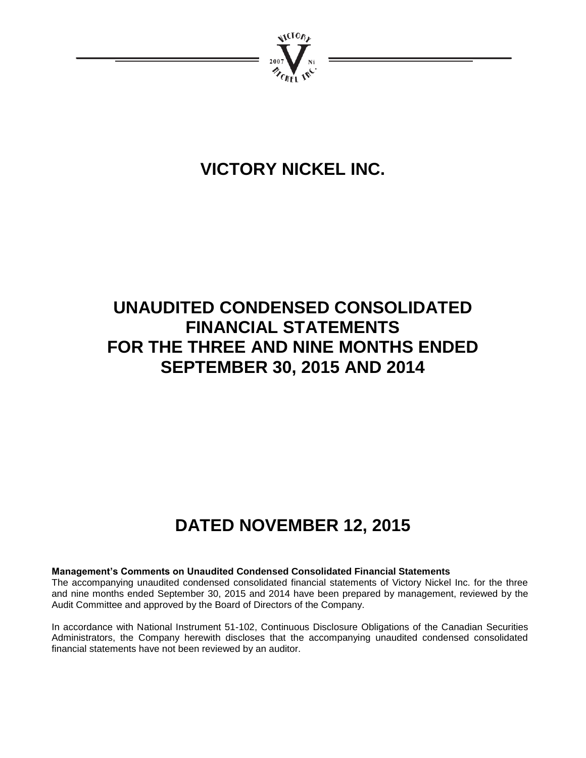# VICTORY NICKEL INC.

# UNAUDITED CONDENSED CONSOLIDATED FINANCIAL STATEMENTS FOR THE THREE AND NINE MONTHS ENDED SEPTEMBER 30, 2015 AND 2014

# DATED NOVEMBER 12, 2015

**Management's Comments on Unaudited Condensed Consolidated Financial Statements**

The accompanying unaudited condensed consolidated financial statements of Victory Nickel Inc. for the three and nine months ended September 30, 2015 and 2014 have been prepared by management, reviewed by the Audit Committee and approved by the Board of Directors of the Company.

In accordance with National Instrument 51-102, Continuous Disclosure Obligations of the Canadian Securities Administrators, the Company herewith discloses that the accompanying unaudited condensed consolidated financial statements have not been reviewed by an auditor.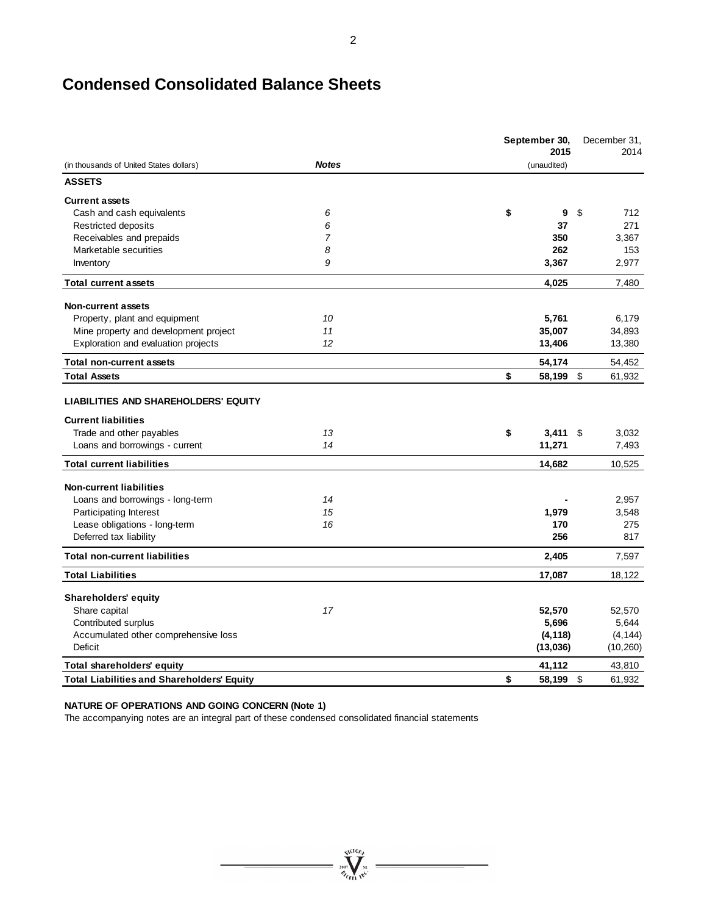# Condensed Consolidated Balance Sheets

| (in thousands of United States dollars) | *Notes* | September 30, 2015 (unaudited) | December 31, 2014 |
|---|---|---|---|
| **ASSETS** | | | |
| **Current assets** | | | |
| Cash and cash equivalents | *6* | **$ 9** | $ 712 |
| Restricted deposits | *6* | **37** | 271 |
| Receivables and prepaids | *7* | **350** | 3,367 |
| Marketable securities | *8* | **262** | 153 |
| Inventory | *9* | **3,367** | 2,977 |
| **Total current assets** | | **4,025** | 7,480 |
| **Non-current assets** | | | |
| Property, plant and equipment | *10* | **5,761** | 6,179 |
| Mine property and development project | *11* | **35,007** | 34,893 |
| Exploration and evaluation projects | *12* | **13,406** | 13,380 |
| **Total non-current assets** | | **54,174** | 54,452 |
| **Total Assets** | | **$ 58,199** | $ 61,932 |
| **LIABILITIES AND SHAREHOLDERS' EQUITY** | | | |
| **Current liabilities** | | | |
| Trade and other payables | *13* | **$ 3,411** | $ 3,032 |
| Loans and borrowings - current | *14* | **11,271** | 7,493 |
| **Total current liabilities** | | **14,682** | 10,525 |
| **Non-current liabilities** | | | |
| Loans and borrowings - long-term | *14* | **-** | 2,957 |
| Participating Interest | *15* | **1,979** | 3,548 |
| Lease obligations - long-term | *16* | **170** | 275 |
| Deferred tax liability | | **256** | 817 |
| **Total non-current liabilities** | | **2,405** | 7,597 |
| **Total Liabilities** | | **17,087** | 18,122 |
| **Shareholders' equity** | | | |
| Share capital | *17* | **52,570** | 52,570 |
| Contributed surplus | | **5,696** | 5,644 |
| Accumulated other comprehensive loss | | **(4,118)** | (4,144) |
| Deficit | | **(13,036)** | (10,260) |
| **Total shareholders' equity** | | **41,112** | 43,810 |
| **Total Liabilities and Shareholders' Equity** | | **$ 58,199** | $ 61,932 |

**NATURE OF OPERATIONS AND GOING CONCERN (Note 1)**

The accompanying notes are an integral part of these condensed consolidated financial statements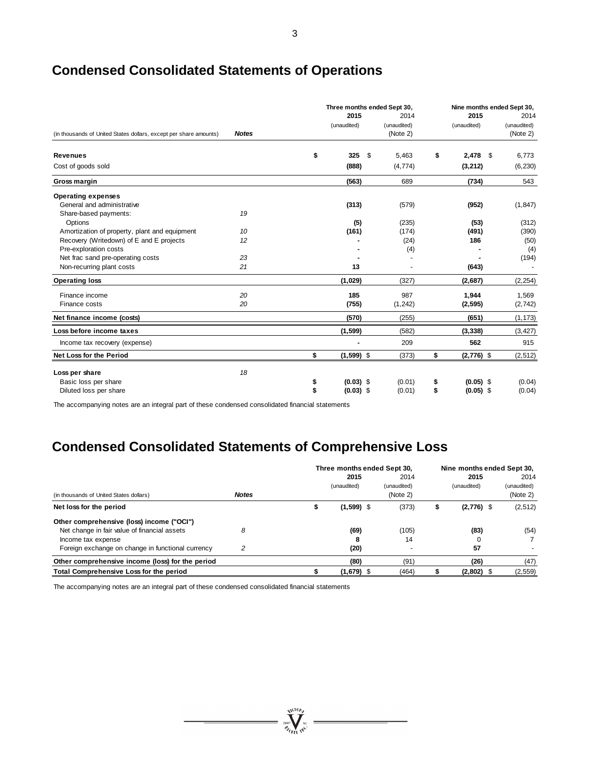# Condensed Consolidated Statements of Operations

| (in thousands of United States dollars, except per share amounts) | Notes | Three months ended Sept 30, 2015 (unaudited) | Three months ended Sept 30, 2014 (unaudited) (Note 2) | Nine months ended Sept 30, 2015 (unaudited) | Nine months ended Sept 30, 2014 (unaudited) (Note 2) |
|---|---|---|---|---|---|
| **Revenues** | | **$ 325** | $ 5,463 | **$ 2,478** | $ 6,773 |
| Cost of goods sold | | **(888)** | (4,774) | **(3,212)** | (6,230) |
| **Gross margin** | | **(563)** | 689 | **(734)** | 543 |
| **Operating expenses** | | | | | |
| General and administrative | | **(313)** | (579) | **(952)** | (1,847) |
| Share-based payments: | 19 | | | | |
| Options | | **(5)** | (235) | **(53)** | (312) |
| Amortization of property, plant and equipment | 10 | **(161)** | (174) | **(491)** | (390) |
| Recovery (Writedown) of E and E projects | 12 | **-** | (24) | **186** | (50) |
| Pre-exploration costs | | **-** | (4) | **-** | (4) |
| Net frac sand pre-operating costs | 23 | **-** | - | **-** | (194) |
| Non-recurring plant costs | 21 | **13** | - | **(643)** | - |
| **Operating loss** | | **(1,029)** | (327) | **(2,687)** | (2,254) |
| Finance income | 20 | **185** | 987 | **1,944** | 1,569 |
| Finance costs | 20 | **(755)** | (1,242) | **(2,595)** | (2,742) |
| **Net finance income (costs)** | | **(570)** | (255) | **(651)** | (1,173) |
| **Loss before income taxes** | | **(1,599)** | (582) | **(3,338)** | (3,427) |
| Income tax recovery (expense) | | **-** | 209 | **562** | 915 |
| **Net Loss for the Period** | | **$ (1,599)** | $ (373) | **$ (2,776)** | $ (2,512) |
| **Loss per share** | 18 | | | | |
| Basic loss per share | | **$ (0.03)** | $ (0.01) | **$ (0.05)** | $ (0.04) |
| Diluted loss per share | | **$ (0.03)** | $ (0.01) | **$ (0.05)** | $ (0.04) |

The accompanying notes are an integral part of these condensed consolidated financial statements

# Condensed Consolidated Statements of Comprehensive Loss

| (in thousands of United States dollars) | Notes | Three months ended Sept 30, 2015 (unaudited) | Three months ended Sept 30, 2014 (unaudited) (Note 2) | Nine months ended Sept 30, 2015 (unaudited) | Nine months ended Sept 30, 2014 (unaudited) (Note 2) |
|---|---|---|---|---|---|
| **Net loss for the period** | | **$ (1,599)** | $ (373) | **$ (2,776)** | $ (2,512) |
| **Other comprehensive (loss) income ("OCI")** | | | | | |
| Net change in fair value of financial assets | 8 | **(69)** | (105) | **(83)** | (54) |
| Income tax expense | | **8** | 14 | 0 | 7 |
| Foreign exchange on change in functional currency | 2 | **(20)** | - | **57** | - |
| **Other comprehensive income (loss) for the period** | | **(80)** | (91) | **(26)** | (47) |
| **Total Comprehensive Loss for the period** | | **$ (1,679)** | $ (464) | **$ (2,802)** | $ (2,559) |

The accompanying notes are an integral part of these condensed consolidated financial statements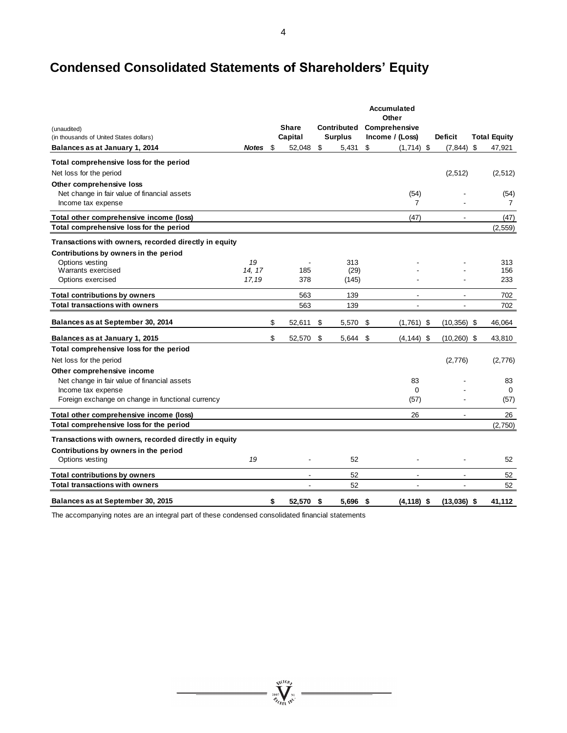# Condensed Consolidated Statements of Shareholders' Equity

| (unaudited)<br>(in thousands of United States dollars) | Notes | Share Capital | Contributed Surplus | Accumulated Other Comprehensive Income / (Loss) | Deficit | Total Equity |
|---|---|---|---|---|---|---|
| **Balances as at January 1, 2014** | | $ 52,048 | $ 5,431 | $ (1,714) | $ (7,844) | $ 47,921 |
| **Total comprehensive loss for the period** | | | | | | |
| Net loss for the period | | | | | (2,512) | (2,512) |
| **Other comprehensive loss** | | | | | | |
| Net change in fair value of financial assets | | | | (54) | - | (54) |
| Income tax expense | | | | 7 | - | 7 |
| **Total other comprehensive income (loss)** | | | | (47) | - | (47) |
| **Total comprehensive loss for the period** | | | | | | (2,559) |
| **Transactions with owners, recorded directly in equity** | | | | | | |
| **Contributions by owners in the period** | | | | | | |
| Options vesting | *19* | - | 313 | - | - | 313 |
| Warrants exercised | *14, 17* | 185 | (29) | - | - | 156 |
| Options exercised | *17,19* | 378 | (145) | - | - | 233 |
| **Total contributions by owners** | | 563 | 139 | - | - | 702 |
| **Total transactions with owners** | | 563 | 139 | - | - | 702 |
| **Balances as at September 30, 2014** | | $ 52,611 | $ 5,570 | $ (1,761) | $ (10,356) | $ 46,064 |
| **Balances as at January 1, 2015** | | $ 52,570 | $ 5,644 | $ (4,144) | $ (10,260) | $ 43,810 |
| **Total comprehensive loss for the period** | | | | | | |
| Net loss for the period | | | | | (2,776) | (2,776) |
| **Other comprehensive income** | | | | | | |
| Net change in fair value of financial assets | | | | 83 | - | 83 |
| Income tax expense | | | | 0 | - | 0 |
| Foreign exchange on change in functional currency | | | | (57) | - | (57) |
| **Total other comprehensive income (loss)** | | | | 26 | - | 26 |
| **Total comprehensive loss for the period** | | | | | | (2,750) |
| **Transactions with owners, recorded directly in equity** | | | | | | |
| **Contributions by owners in the period** | | | | | | |
| Options vesting | *19* | - | 52 | - | - | 52 |
| **Total contributions by owners** | | - | 52 | - | - | 52 |
| **Total transactions with owners** | | - | 52 | - | - | 52 |
| **Balances as at September 30, 2015** | | **$ 52,570** | **$ 5,696** | **$ (4,118)** | **$ (13,036)** | **$ 41,112** |

The accompanying notes are an integral part of these condensed consolidated financial statements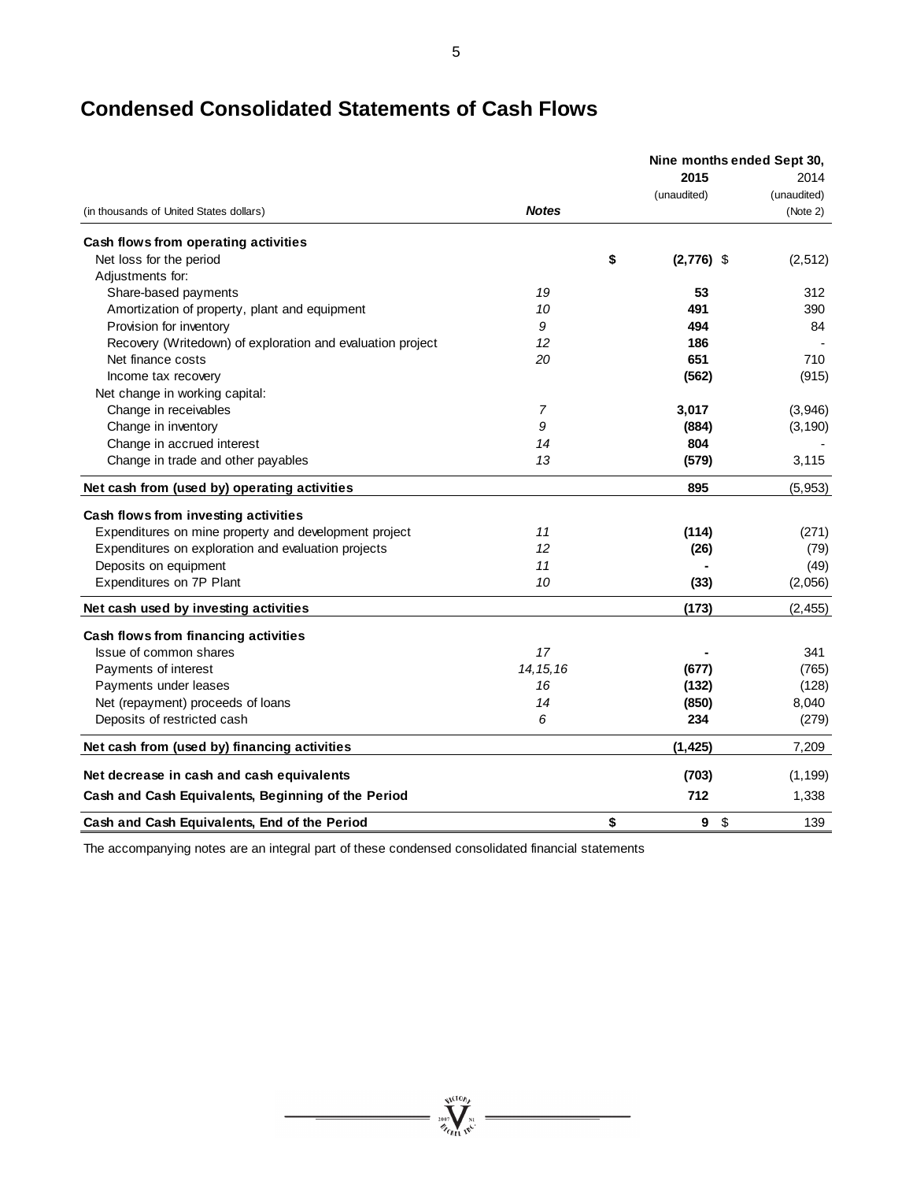# Condensed Consolidated Statements of Cash Flows

| (in thousands of United States dollars) | *Notes* | Nine months ended Sept 30, **2015** (unaudited) | 2014 (unaudited) (Note 2) |
|---|---|---|---|
| **Cash flows from operating activities** | | | |
| Net loss for the period | | $ **(2,776)** | $ (2,512) |
| Adjustments for: | | | |
| Share-based payments | *19* | **53** | 312 |
| Amortization of property, plant and equipment | *10* | **491** | 390 |
| Provision for inventory | *9* | **494** | 84 |
| Recovery (Writedown) of exploration and evaluation project | *12* | **186** | - |
| Net finance costs | *20* | **651** | 710 |
| Income tax recovery | | **(562)** | (915) |
| Net change in working capital: | | | |
| Change in receivables | *7* | **3,017** | (3,946) |
| Change in inventory | *9* | **(884)** | (3,190) |
| Change in accrued interest | *14* | **804** | - |
| Change in trade and other payables | *13* | **(579)** | 3,115 |
| **Net cash from (used by) operating activities** | | **895** | (5,953) |
| **Cash flows from investing activities** | | | |
| Expenditures on mine property and development project | *11* | **(114)** | (271) |
| Expenditures on exploration and evaluation projects | *12* | **(26)** | (79) |
| Deposits on equipment | *11* | **-** | (49) |
| Expenditures on 7P Plant | *10* | **(33)** | (2,056) |
| **Net cash used by investing activities** | | **(173)** | (2,455) |
| **Cash flows from financing activities** | | | |
| Issue of common shares | *17* | **-** | 341 |
| Payments of interest | *14,15,16* | **(677)** | (765) |
| Payments under leases | *16* | **(132)** | (128) |
| Net (repayment) proceeds of loans | *14* | **(850)** | 8,040 |
| Deposits of restricted cash | *6* | **234** | (279) |
| **Net cash from (used by) financing activities** | | **(1,425)** | 7,209 |
| **Net decrease in cash and cash equivalents** | | **(703)** | (1,199) |
| **Cash and Cash Equivalents, Beginning of the Period** | | **712** | 1,338 |
| **Cash and Cash Equivalents, End of the Period** | | $ **9** | $ 139 |

The accompanying notes are an integral part of these condensed consolidated financial statements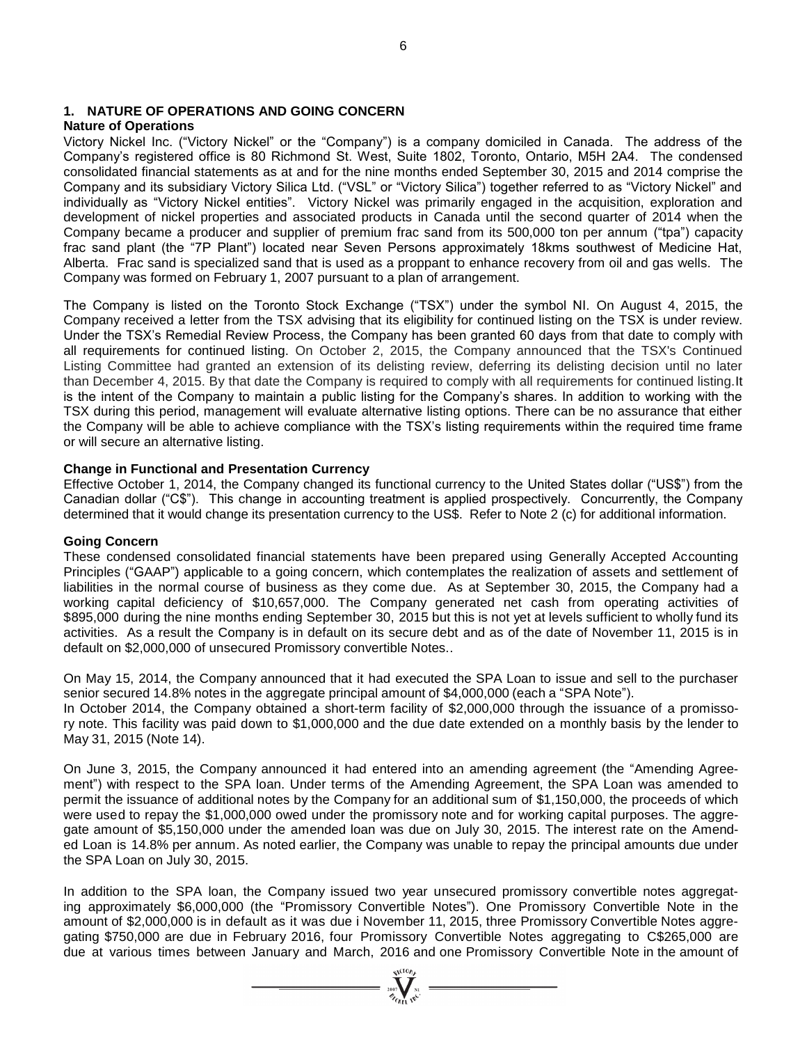# 1. NATURE OF OPERATIONS AND GOING CONCERN

**Nature of Operations**

Victory Nickel Inc. ("Victory Nickel" or the "Company") is a company domiciled in Canada. The address of the Company's registered office is 80 Richmond St. West, Suite 1802, Toronto, Ontario, M5H 2A4. The condensed consolidated financial statements as at and for the nine months ended September 30, 2015 and 2014 comprise the Company and its subsidiary Victory Silica Ltd. ("VSL" or "Victory Silica") together referred to as "Victory Nickel" and individually as "Victory Nickel entities". Victory Nickel was primarily engaged in the acquisition, exploration and development of nickel properties and associated products in Canada until the second quarter of 2014 when the Company became a producer and supplier of premium frac sand from its 500,000 ton per annum ("tpa") capacity frac sand plant (the "7P Plant") located near Seven Persons approximately 18kms southwest of Medicine Hat, Alberta. Frac sand is specialized sand that is used as a proppant to enhance recovery from oil and gas wells. The Company was formed on February 1, 2007 pursuant to a plan of arrangement.

The Company is listed on the Toronto Stock Exchange ("TSX") under the symbol NI. On August 4, 2015, the Company received a letter from the TSX advising that its eligibility for continued listing on the TSX is under review. Under the TSX's Remedial Review Process, the Company has been granted 60 days from that date to comply with all requirements for continued listing. On October 2, 2015, the Company announced that the TSX's Continued Listing Committee had granted an extension of its delisting review, deferring its delisting decision until no later than December 4, 2015. By that date the Company is required to comply with all requirements for continued listing.It is the intent of the Company to maintain a public listing for the Company's shares. In addition to working with the TSX during this period, management will evaluate alternative listing options. There can be no assurance that either the Company will be able to achieve compliance with the TSX's listing requirements within the required time frame or will secure an alternative listing.

**Change in Functional and Presentation Currency**

Effective October 1, 2014, the Company changed its functional currency to the United States dollar ("US$") from the Canadian dollar ("C$"). This change in accounting treatment is applied prospectively. Concurrently, the Company determined that it would change its presentation currency to the US$. Refer to Note 2 (c) for additional information.

**Going Concern**

These condensed consolidated financial statements have been prepared using Generally Accepted Accounting Principles ("GAAP") applicable to a going concern, which contemplates the realization of assets and settlement of liabilities in the normal course of business as they come due. As at September 30, 2015, the Company had a working capital deficiency of $10,657,000. The Company generated net cash from operating activities of $895,000 during the nine months ending September 30, 2015 but this is not yet at levels sufficient to wholly fund its activities. As a result the Company is in default on its secure debt and as of the date of November 11, 2015 is in default on $2,000,000 of unsecured Promissory convertible Notes..

On May 15, 2014, the Company announced that it had executed the SPA Loan to issue and sell to the purchaser senior secured 14.8% notes in the aggregate principal amount of $4,000,000 (each a "SPA Note").
In October 2014, the Company obtained a short-term facility of $2,000,000 through the issuance of a promissory note. This facility was paid down to $1,000,000 and the due date extended on a monthly basis by the lender to May 31, 2015 (Note 14).

On June 3, 2015, the Company announced it had entered into an amending agreement (the "Amending Agreement") with respect to the SPA loan. Under terms of the Amending Agreement, the SPA Loan was amended to permit the issuance of additional notes by the Company for an additional sum of $1,150,000, the proceeds of which were used to repay the $1,000,000 owed under the promissory note and for working capital purposes. The aggregate amount of $5,150,000 under the amended loan was due on July 30, 2015. The interest rate on the Amended Loan is 14.8% per annum. As noted earlier, the Company was unable to repay the principal amounts due under the SPA Loan on July 30, 2015.

In addition to the SPA loan, the Company issued two year unsecured promissory convertible notes aggregating approximately $6,000,000 (the "Promissory Convertible Notes"). One Promissory Convertible Note in the amount of $2,000,000 is in default as it was due i November 11, 2015, three Promissory Convertible Notes aggregating $750,000 are due in February 2016, four Promissory Convertible Notes aggregating to C$265,000 are due at various times between January and March, 2016 and one Promissory Convertible Note in the amount of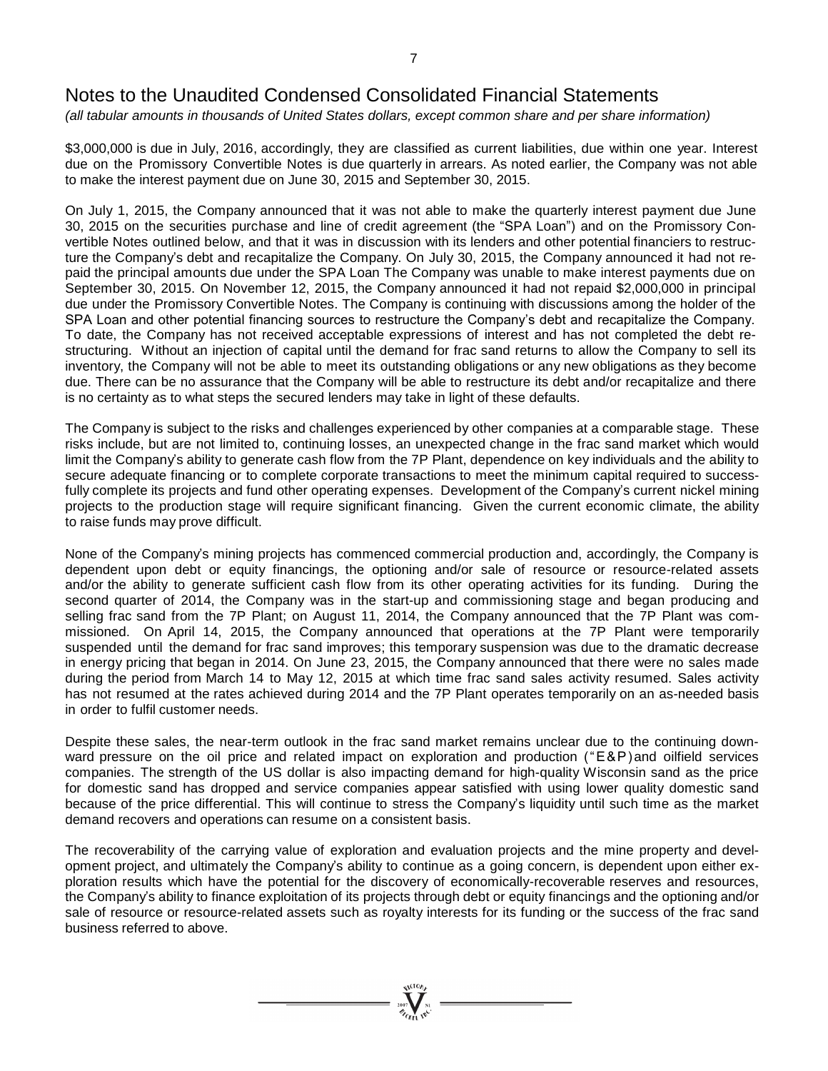# Notes to the Unaudited Condensed Consolidated Financial Statements

*(all tabular amounts in thousands of United States dollars, except common share and per share information)*

$3,000,000 is due in July, 2016, accordingly, they are classified as current liabilities, due within one year. Interest due on the Promissory Convertible Notes is due quarterly in arrears. As noted earlier, the Company was not able to make the interest payment due on June 30, 2015 and September 30, 2015.

On July 1, 2015, the Company announced that it was not able to make the quarterly interest payment due June 30, 2015 on the securities purchase and line of credit agreement (the "SPA Loan") and on the Promissory Convertible Notes outlined below, and that it was in discussion with its lenders and other potential financiers to restructure the Company's debt and recapitalize the Company. On July 30, 2015, the Company announced it had not repaid the principal amounts due under the SPA Loan The Company was unable to make interest payments due on September 30, 2015. On November 12, 2015, the Company announced it had not repaid $2,000,000 in principal due under the Promissory Convertible Notes. The Company is continuing with discussions among the holder of the SPA Loan and other potential financing sources to restructure the Company's debt and recapitalize the Company. To date, the Company has not received acceptable expressions of interest and has not completed the debt restructuring. Without an injection of capital until the demand for frac sand returns to allow the Company to sell its inventory, the Company will not be able to meet its outstanding obligations or any new obligations as they become due. There can be no assurance that the Company will be able to restructure its debt and/or recapitalize and there is no certainty as to what steps the secured lenders may take in light of these defaults.

The Company is subject to the risks and challenges experienced by other companies at a comparable stage. These risks include, but are not limited to, continuing losses, an unexpected change in the frac sand market which would limit the Company's ability to generate cash flow from the 7P Plant, dependence on key individuals and the ability to secure adequate financing or to complete corporate transactions to meet the minimum capital required to successfully complete its projects and fund other operating expenses. Development of the Company's current nickel mining projects to the production stage will require significant financing. Given the current economic climate, the ability to raise funds may prove difficult.

None of the Company's mining projects has commenced commercial production and, accordingly, the Company is dependent upon debt or equity financings, the optioning and/or sale of resource or resource-related assets and/or the ability to generate sufficient cash flow from its other operating activities for its funding. During the second quarter of 2014, the Company was in the start-up and commissioning stage and began producing and selling frac sand from the 7P Plant; on August 11, 2014, the Company announced that the 7P Plant was commissioned. On April 14, 2015, the Company announced that operations at the 7P Plant were temporarily suspended until the demand for frac sand improves; this temporary suspension was due to the dramatic decrease in energy pricing that began in 2014. On June 23, 2015, the Company announced that there were no sales made during the period from March 14 to May 12, 2015 at which time frac sand sales activity resumed. Sales activity has not resumed at the rates achieved during 2014 and the 7P Plant operates temporarily on an as-needed basis in order to fulfil customer needs.

Despite these sales, the near-term outlook in the frac sand market remains unclear due to the continuing downward pressure on the oil price and related impact on exploration and production ("E&P) and oilfield services companies. The strength of the US dollar is also impacting demand for high-quality Wisconsin sand as the price for domestic sand has dropped and service companies appear satisfied with using lower quality domestic sand because of the price differential. This will continue to stress the Company's liquidity until such time as the market demand recovers and operations can resume on a consistent basis.

The recoverability of the carrying value of exploration and evaluation projects and the mine property and development project, and ultimately the Company's ability to continue as a going concern, is dependent upon either exploration results which have the potential for the discovery of economically-recoverable reserves and resources, the Company's ability to finance exploitation of its projects through debt or equity financings and the optioning and/or sale of resource or resource-related assets such as royalty interests for its funding or the success of the frac sand business referred to above.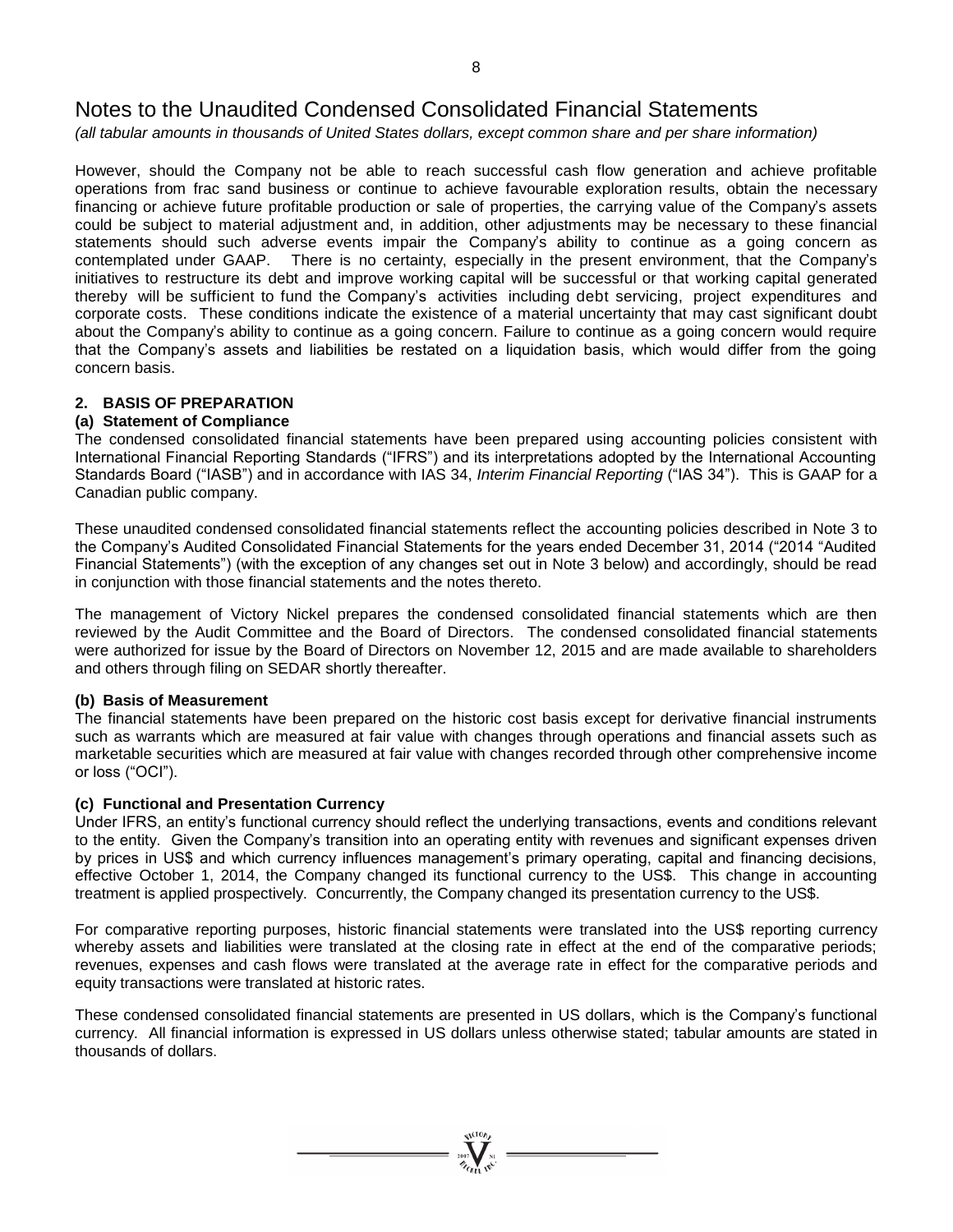# Notes to the Unaudited Condensed Consolidated Financial Statements

*(all tabular amounts in thousands of United States dollars, except common share and per share information)*

However, should the Company not be able to reach successful cash flow generation and achieve profitable operations from frac sand business or continue to achieve favourable exploration results, obtain the necessary financing or achieve future profitable production or sale of properties, the carrying value of the Company's assets could be subject to material adjustment and, in addition, other adjustments may be necessary to these financial statements should such adverse events impair the Company's ability to continue as a going concern as contemplated under GAAP. There is no certainty, especially in the present environment, that the Company's initiatives to restructure its debt and improve working capital will be successful or that working capital generated thereby will be sufficient to fund the Company's activities including debt servicing, project expenditures and corporate costs. These conditions indicate the existence of a material uncertainty that may cast significant doubt about the Company's ability to continue as a going concern. Failure to continue as a going concern would require that the Company's assets and liabilities be restated on a liquidation basis, which would differ from the going concern basis.

## 2. BASIS OF PREPARATION

### (a) Statement of Compliance

The condensed consolidated financial statements have been prepared using accounting policies consistent with International Financial Reporting Standards ("IFRS") and its interpretations adopted by the International Accounting Standards Board ("IASB") and in accordance with IAS 34, *Interim Financial Reporting* ("IAS 34"). This is GAAP for a Canadian public company.

These unaudited condensed consolidated financial statements reflect the accounting policies described in Note 3 to the Company's Audited Consolidated Financial Statements for the years ended December 31, 2014 ("2014 "Audited Financial Statements") (with the exception of any changes set out in Note 3 below) and accordingly, should be read in conjunction with those financial statements and the notes thereto.

The management of Victory Nickel prepares the condensed consolidated financial statements which are then reviewed by the Audit Committee and the Board of Directors. The condensed consolidated financial statements were authorized for issue by the Board of Directors on November 12, 2015 and are made available to shareholders and others through filing on SEDAR shortly thereafter.

### (b) Basis of Measurement

The financial statements have been prepared on the historic cost basis except for derivative financial instruments such as warrants which are measured at fair value with changes through operations and financial assets such as marketable securities which are measured at fair value with changes recorded through other comprehensive income or loss ("OCI").

### (c) Functional and Presentation Currency

Under IFRS, an entity's functional currency should reflect the underlying transactions, events and conditions relevant to the entity. Given the Company's transition into an operating entity with revenues and significant expenses driven by prices in US$ and which currency influences management's primary operating, capital and financing decisions, effective October 1, 2014, the Company changed its functional currency to the US$. This change in accounting treatment is applied prospectively. Concurrently, the Company changed its presentation currency to the US$.

For comparative reporting purposes, historic financial statements were translated into the US$ reporting currency whereby assets and liabilities were translated at the closing rate in effect at the end of the comparative periods; revenues, expenses and cash flows were translated at the average rate in effect for the comparative periods and equity transactions were translated at historic rates.

These condensed consolidated financial statements are presented in US dollars, which is the Company's functional currency. All financial information is expressed in US dollars unless otherwise stated; tabular amounts are stated in thousands of dollars.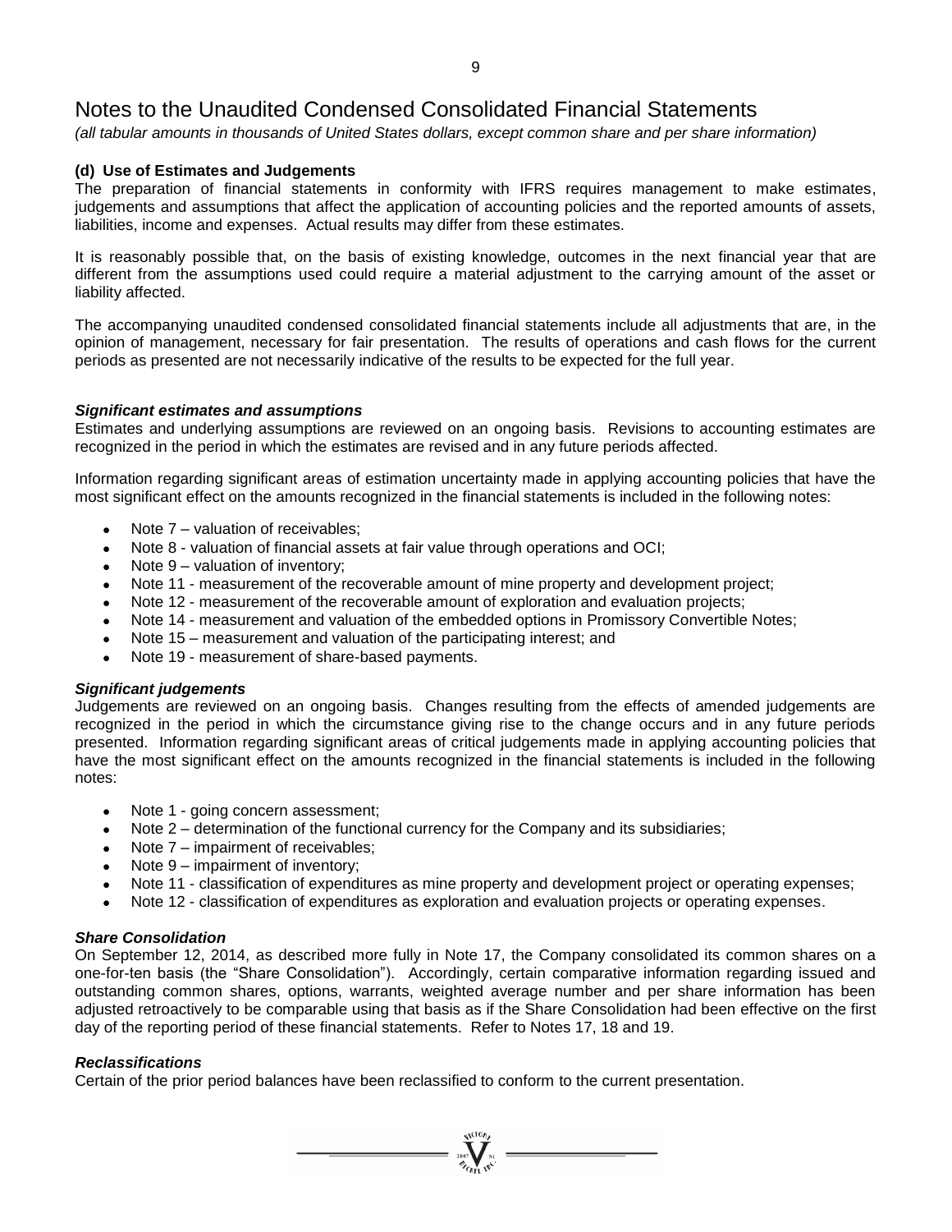# Notes to the Unaudited Condensed Consolidated Financial Statements

*(all tabular amounts in thousands of United States dollars, except common share and per share information)*

**(d) Use of Estimates and Judgements**

The preparation of financial statements in conformity with IFRS requires management to make estimates, judgements and assumptions that affect the application of accounting policies and the reported amounts of assets, liabilities, income and expenses. Actual results may differ from these estimates.

It is reasonably possible that, on the basis of existing knowledge, outcomes in the next financial year that are different from the assumptions used could require a material adjustment to the carrying amount of the asset or liability affected.

The accompanying unaudited condensed consolidated financial statements include all adjustments that are, in the opinion of management, necessary for fair presentation. The results of operations and cash flows for the current periods as presented are not necessarily indicative of the results to be expected for the full year.

***Significant estimates and assumptions***

Estimates and underlying assumptions are reviewed on an ongoing basis. Revisions to accounting estimates are recognized in the period in which the estimates are revised and in any future periods affected.

Information regarding significant areas of estimation uncertainty made in applying accounting policies that have the most significant effect on the amounts recognized in the financial statements is included in the following notes:

- Note 7 – valuation of receivables;
- Note 8 - valuation of financial assets at fair value through operations and OCI;
- Note 9 – valuation of inventory;
- Note 11 - measurement of the recoverable amount of mine property and development project;
- Note 12 - measurement of the recoverable amount of exploration and evaluation projects;
- Note 14 - measurement and valuation of the embedded options in Promissory Convertible Notes;
- Note 15 – measurement and valuation of the participating interest; and
- Note 19 - measurement of share-based payments.

***Significant judgements***

Judgements are reviewed on an ongoing basis. Changes resulting from the effects of amended judgements are recognized in the period in which the circumstance giving rise to the change occurs and in any future periods presented. Information regarding significant areas of critical judgements made in applying accounting policies that have the most significant effect on the amounts recognized in the financial statements is included in the following notes:

- Note 1 - going concern assessment;
- Note 2 – determination of the functional currency for the Company and its subsidiaries;
- Note 7 – impairment of receivables;
- Note 9 – impairment of inventory;
- Note 11 - classification of expenditures as mine property and development project or operating expenses;
- Note 12 - classification of expenditures as exploration and evaluation projects or operating expenses.

***Share Consolidation***

On September 12, 2014, as described more fully in Note 17, the Company consolidated its common shares on a one-for-ten basis (the "Share Consolidation"). Accordingly, certain comparative information regarding issued and outstanding common shares, options, warrants, weighted average number and per share information has been adjusted retroactively to be comparable using that basis as if the Share Consolidation had been effective on the first day of the reporting period of these financial statements. Refer to Notes 17, 18 and 19.

***Reclassifications***

Certain of the prior period balances have been reclassified to conform to the current presentation.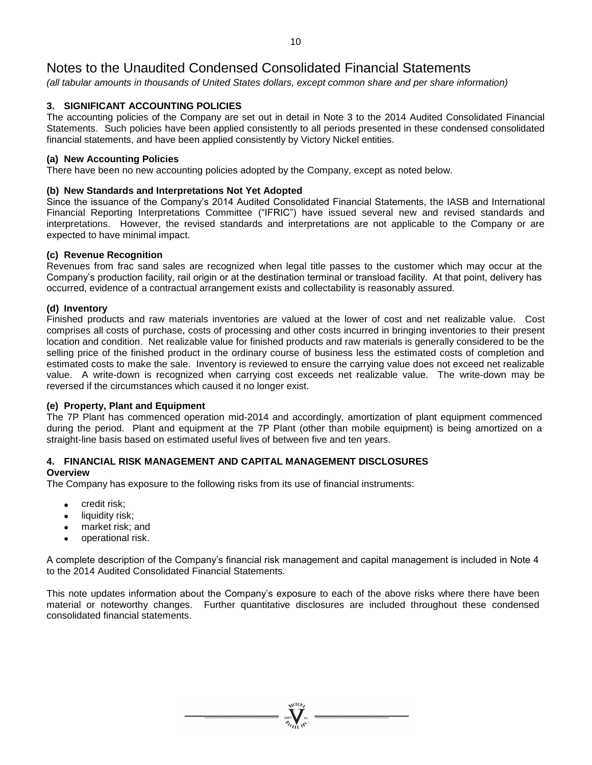# Notes to the Unaudited Condensed Consolidated Financial Statements

*(all tabular amounts in thousands of United States dollars, except common share and per share information)*

## 3. SIGNIFICANT ACCOUNTING POLICIES

The accounting policies of the Company are set out in detail in Note 3 to the 2014 Audited Consolidated Financial Statements. Such policies have been applied consistently to all periods presented in these condensed consolidated financial statements, and have been applied consistently by Victory Nickel entities.

### (a) New Accounting Policies

There have been no new accounting policies adopted by the Company, except as noted below.

### (b) New Standards and Interpretations Not Yet Adopted

Since the issuance of the Company's 2014 Audited Consolidated Financial Statements, the IASB and International Financial Reporting Interpretations Committee ("IFRIC") have issued several new and revised standards and interpretations. However, the revised standards and interpretations are not applicable to the Company or are expected to have minimal impact.

### (c) Revenue Recognition

Revenues from frac sand sales are recognized when legal title passes to the customer which may occur at the Company's production facility, rail origin or at the destination terminal or transload facility. At that point, delivery has occurred, evidence of a contractual arrangement exists and collectability is reasonably assured.

### (d) Inventory

Finished products and raw materials inventories are valued at the lower of cost and net realizable value. Cost comprises all costs of purchase, costs of processing and other costs incurred in bringing inventories to their present location and condition. Net realizable value for finished products and raw materials is generally considered to be the selling price of the finished product in the ordinary course of business less the estimated costs of completion and estimated costs to make the sale. Inventory is reviewed to ensure the carrying value does not exceed net realizable value. A write-down is recognized when carrying cost exceeds net realizable value. The write-down may be reversed if the circumstances which caused it no longer exist.

### (e) Property, Plant and Equipment

The 7P Plant has commenced operation mid-2014 and accordingly, amortization of plant equipment commenced during the period. Plant and equipment at the 7P Plant (other than mobile equipment) is being amortized on a straight-line basis based on estimated useful lives of between five and ten years.

## 4. FINANCIAL RISK MANAGEMENT AND CAPITAL MANAGEMENT DISCLOSURES

**Overview**

The Company has exposure to the following risks from its use of financial instruments:

- credit risk;
- liquidity risk;
- market risk; and
- operational risk.

A complete description of the Company's financial risk management and capital management is included in Note 4 to the 2014 Audited Consolidated Financial Statements.

This note updates information about the Company's exposure to each of the above risks where there have been material or noteworthy changes. Further quantitative disclosures are included throughout these condensed consolidated financial statements.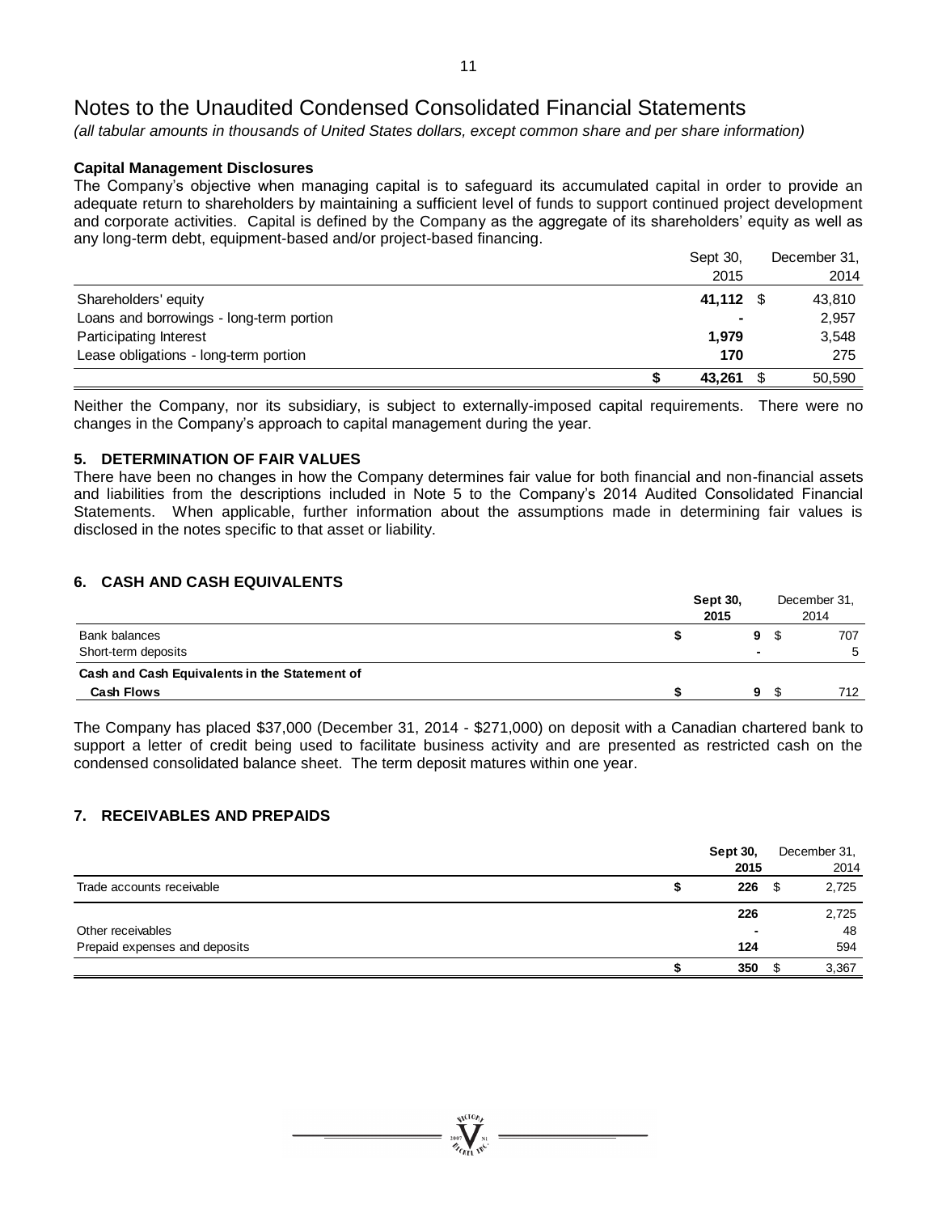# Notes to the Unaudited Condensed Consolidated Financial Statements

*(all tabular amounts in thousands of United States dollars, except common share and per share information)*

**Capital Management Disclosures**

The Company's objective when managing capital is to safeguard its accumulated capital in order to provide an adequate return to shareholders by maintaining a sufficient level of funds to support continued project development and corporate activities. Capital is defined by the Company as the aggregate of its shareholders' equity as well as any long-term debt, equipment-based and/or project-based financing.

| | Sept 30, 2015 | December 31, 2014 |
|---|---|---|
| Shareholders' equity | **41,112** | $ 43,810 |
| Loans and borrowings - long-term portion | **-** | 2,957 |
| Participating Interest | **1,979** | 3,548 |
| Lease obligations - long-term portion | **170** | 275 |
| | **$ 43,261** | $ 50,590 |

Neither the Company, nor its subsidiary, is subject to externally-imposed capital requirements. There were no changes in the Company's approach to capital management during the year.

## 5. DETERMINATION OF FAIR VALUES

There have been no changes in how the Company determines fair value for both financial and non-financial assets and liabilities from the descriptions included in Note 5 to the Company's 2014 Audited Consolidated Financial Statements. When applicable, further information about the assumptions made in determining fair values is disclosed in the notes specific to that asset or liability.

## 6. CASH AND CASH EQUIVALENTS

| | **Sept 30, 2015** | December 31, 2014 |
|---|---|---|
| Bank balances | **$ 9** | $ 707 |
| Short-term deposits | **-** | 5 |
| **Cash and Cash Equivalents in the Statement of Cash Flows** | **$ 9** | $ 712 |

The Company has placed $37,000 (December 31, 2014 - $271,000) on deposit with a Canadian chartered bank to support a letter of credit being used to facilitate business activity and are presented as restricted cash on the condensed consolidated balance sheet. The term deposit matures within one year.

## 7. RECEIVABLES AND PREPAIDS

| | **Sept 30, 2015** | December 31, 2014 |
|---|---|---|
| Trade accounts receivable | **$ 226** | $ 2,725 |
| | **226** | 2,725 |
| Other receivables | **-** | 48 |
| Prepaid expenses and deposits | **124** | 594 |
| | **$ 350** | $ 3,367 |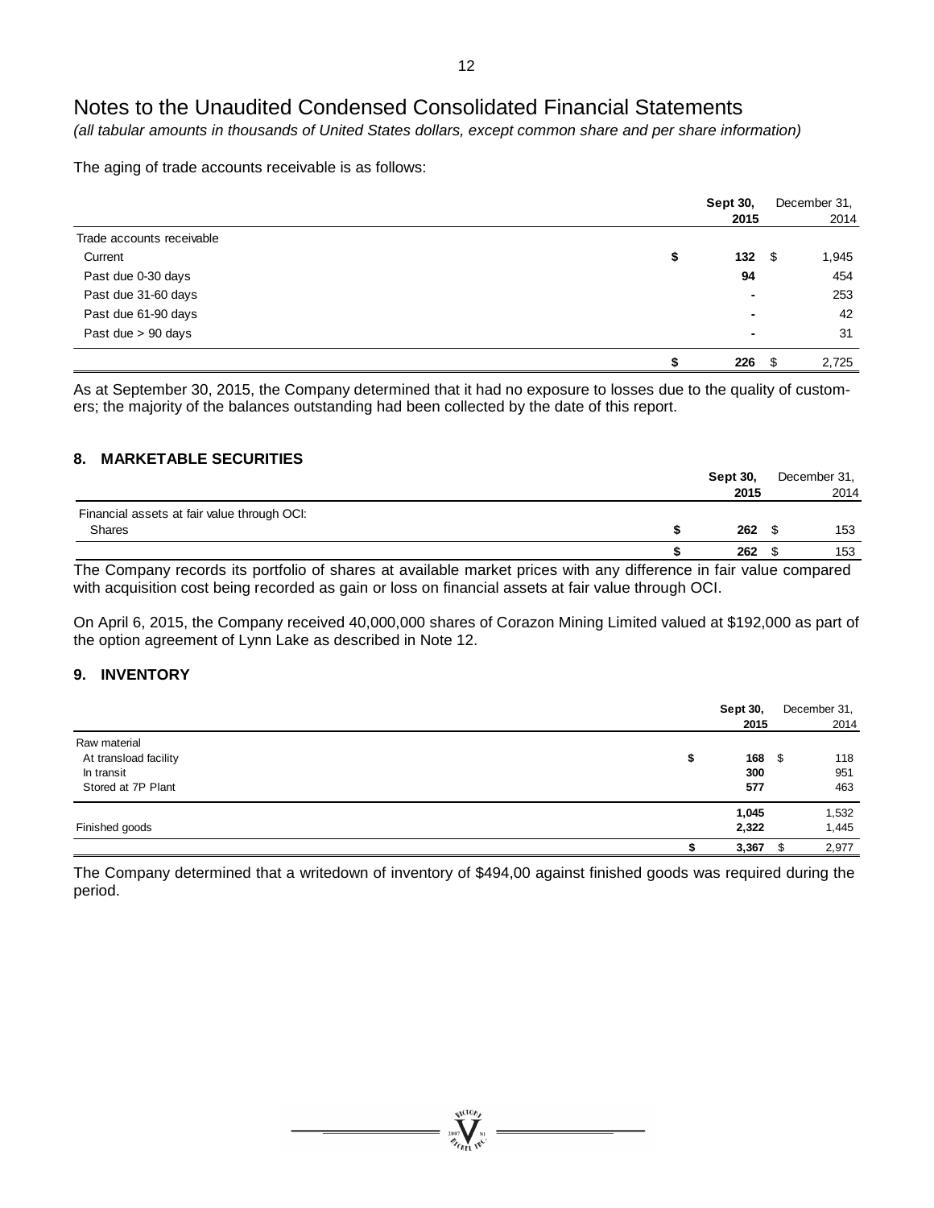# Notes to the Unaudited Condensed Consolidated Financial Statements

*(all tabular amounts in thousands of United States dollars, except common share and per share information)*

The aging of trade accounts receivable is as follows:

| | Sept 30, 2015 | December 31, 2014 |
|---|---|---|
| Trade accounts receivable | | |
| Current | $ 132 | $ 1,945 |
| Past due 0-30 days | 94 | 454 |
| Past due 31-60 days | - | 253 |
| Past due 61-90 days | - | 42 |
| Past due > 90 days | - | 31 |
| | $ 226 | $ 2,725 |

As at September 30, 2015, the Company determined that it had no exposure to losses due to the quality of customers; the majority of the balances outstanding had been collected by the date of this report.

## 8. MARKETABLE SECURITIES

| | Sept 30, 2015 | December 31, 2014 |
|---|---|---|
| Financial assets at fair value through OCI: | | |
| Shares | $ 262 | $ 153 |
| | $ 262 | $ 153 |

The Company records its portfolio of shares at available market prices with any difference in fair value compared with acquisition cost being recorded as gain or loss on financial assets at fair value through OCI.

On April 6, 2015, the Company received 40,000,000 shares of Corazon Mining Limited valued at $192,000 as part of the option agreement of Lynn Lake as described in Note 12.

## 9. INVENTORY

| | Sept 30, 2015 | December 31, 2014 |
|---|---|---|
| Raw material | | |
| At transload facility | $ 168 | $ 118 |
| In transit | 300 | 951 |
| Stored at 7P Plant | 577 | 463 |
| | 1,045 | 1,532 |
| Finished goods | 2,322 | 1,445 |
| | $ 3,367 | $ 2,977 |

The Company determined that a writedown of inventory of $494,00 against finished goods was required during the period.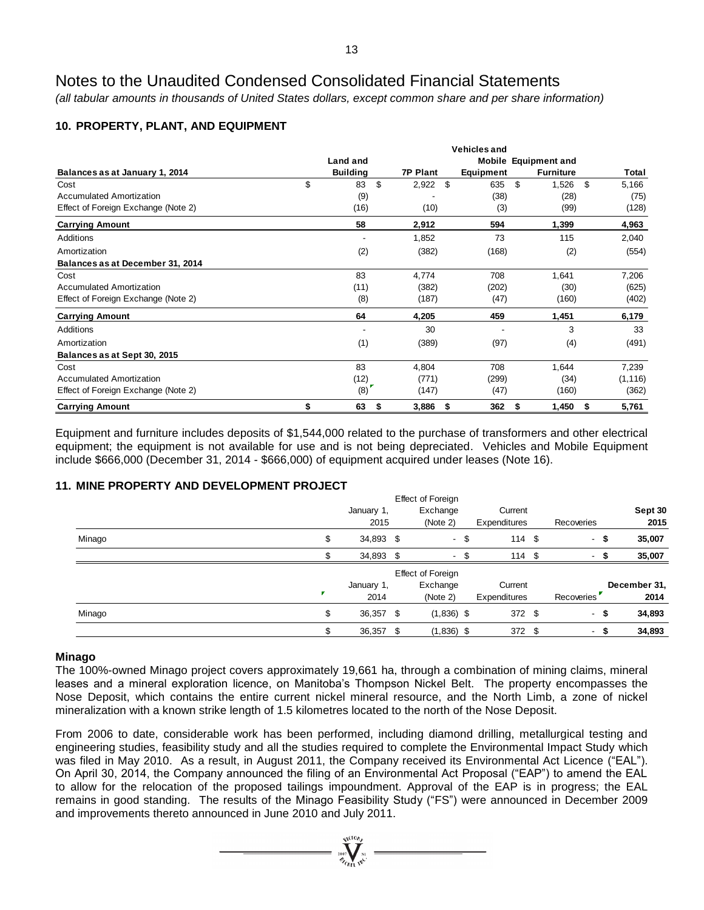# Notes to the Unaudited Condensed Consolidated Financial Statements

*(all tabular amounts in thousands of United States dollars, except common share and per share information)*

## 10. PROPERTY, PLANT, AND EQUIPMENT

| Balances as at January 1, 2014 | Land and Building | 7P Plant | Vehicles and Mobile Equipment | Equipment and Furniture | Total |
|---|---|---|---|---|---|
| Cost | $ 83 | $ 2,922 | $ 635 | $ 1,526 | $ 5,166 |
| Accumulated Amortization | (9) | - | (38) | (28) | (75) |
| Effect of Foreign Exchange (Note 2) | (16) | (10) | (3) | (99) | (128) |
| **Carrying Amount** | **58** | **2,912** | **594** | **1,399** | **4,963** |
| Additions | - | 1,852 | 73 | 115 | 2,040 |
| Amortization | (2) | (382) | (168) | (2) | (554) |
| **Balances as at December 31, 2014** | | | | | |
| Cost | 83 | 4,774 | 708 | 1,641 | 7,206 |
| Accumulated Amortization | (11) | (382) | (202) | (30) | (625) |
| Effect of Foreign Exchange (Note 2) | (8) | (187) | (47) | (160) | (402) |
| **Carrying Amount** | **64** | **4,205** | **459** | **1,451** | **6,179** |
| Additions | - | 30 | - | 3 | 33 |
| Amortization | (1) | (389) | (97) | (4) | (491) |
| **Balances as at Sept 30, 2015** | | | | | |
| Cost | 83 | 4,804 | 708 | 1,644 | 7,239 |
| Accumulated Amortization | (12) | (771) | (299) | (34) | (1,116) |
| Effect of Foreign Exchange (Note 2) | (8) | (147) | (47) | (160) | (362) |
| **Carrying Amount** | **$ 63** | **$ 3,886** | **$ 362** | **$ 1,450** | **$ 5,761** |

Equipment and furniture includes deposits of $1,544,000 related to the purchase of transformers and other electrical equipment; the equipment is not available for use and is not being depreciated. Vehicles and Mobile Equipment include $666,000 (December 31, 2014 - $666,000) of equipment acquired under leases (Note 16).

## 11. MINE PROPERTY AND DEVELOPMENT PROJECT

| | January 1, 2015 | Effect of Foreign Exchange (Note 2) | Current Expenditures | Recoveries | Sept 30 2015 |
|---|---|---|---|---|---|
| Minago | $ 34,893 | $ - | $ 114 | $ - | **$ 35,007** |
| | $ 34,893 | $ - | $ 114 | $ - | **$ 35,007** |

| | January 1, 2014 | Effect of Foreign Exchange (Note 2) | Current Expenditures | Recoveries | December 31, 2014 |
|---|---|---|---|---|---|
| Minago | $ 36,357 | $ (1,836) | $ 372 | $ - | **$ 34,893** |
| | $ 36,357 | $ (1,836) | $ 372 | $ - | **$ 34,893** |

### Minago

The 100%-owned Minago project covers approximately 19,661 ha, through a combination of mining claims, mineral leases and a mineral exploration licence, on Manitoba's Thompson Nickel Belt. The property encompasses the Nose Deposit, which contains the entire current nickel mineral resource, and the North Limb, a zone of nickel mineralization with a known strike length of 1.5 kilometres located to the north of the Nose Deposit.

From 2006 to date, considerable work has been performed, including diamond drilling, metallurgical testing and engineering studies, feasibility study and all the studies required to complete the Environmental Impact Study which was filed in May 2010. As a result, in August 2011, the Company received its Environmental Act Licence ("EAL"). On April 30, 2014, the Company announced the filing of an Environmental Act Proposal ("EAP") to amend the EAL to allow for the relocation of the proposed tailings impoundment. Approval of the EAP is in progress; the EAL remains in good standing. The results of the Minago Feasibility Study ("FS") were announced in December 2009 and improvements thereto announced in June 2010 and July 2011.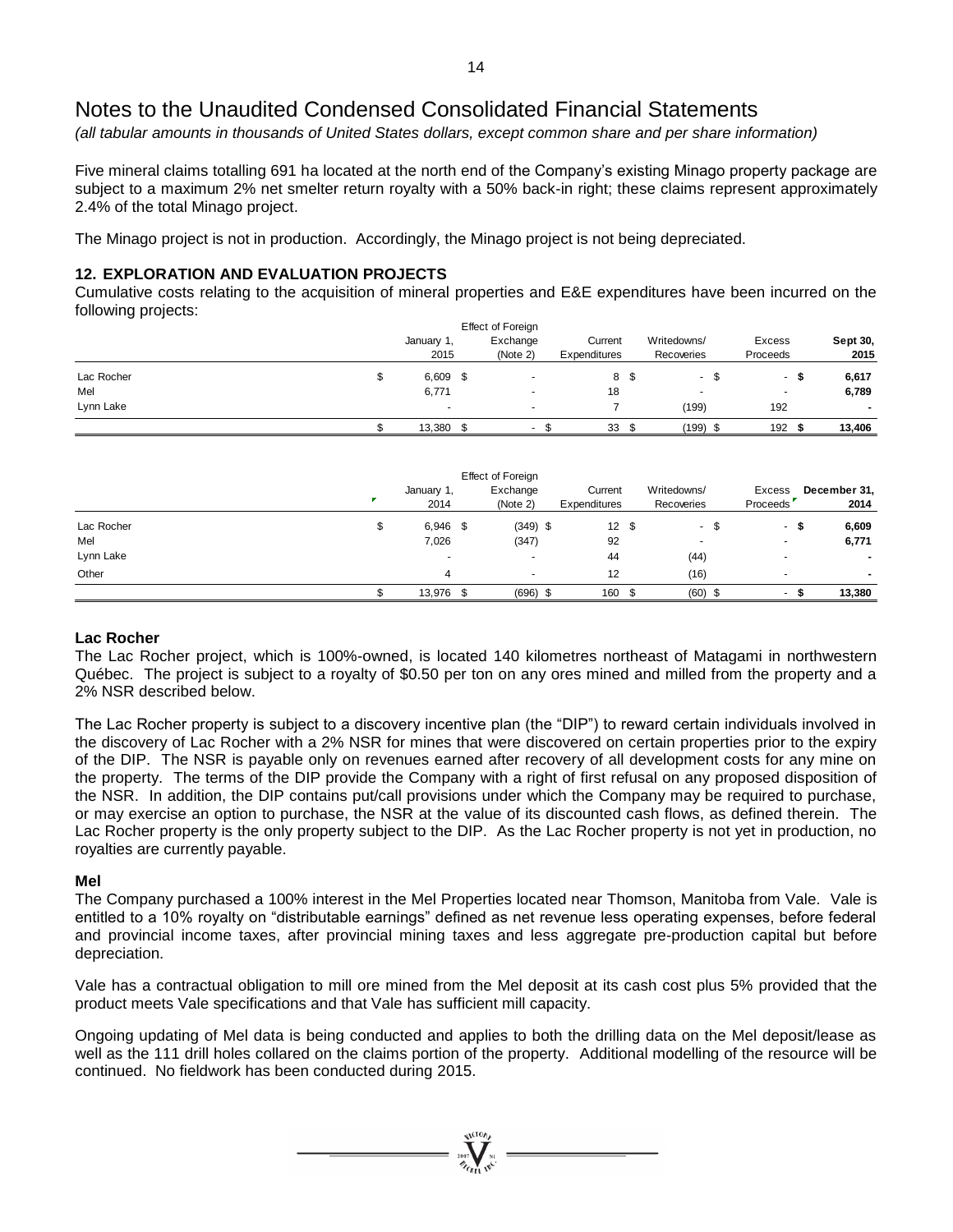# Notes to the Unaudited Condensed Consolidated Financial Statements

*(all tabular amounts in thousands of United States dollars, except common share and per share information)*

Five mineral claims totalling 691 ha located at the north end of the Company's existing Minago property package are subject to a maximum 2% net smelter return royalty with a 50% back-in right; these claims represent approximately 2.4% of the total Minago project.

The Minago project is not in production. Accordingly, the Minago project is not being depreciated.

## 12. EXPLORATION AND EVALUATION PROJECTS

Cumulative costs relating to the acquisition of mineral properties and E&E expenditures have been incurred on the following projects:

| | January 1, 2015 | Effect of Foreign Exchange (Note 2) | Current Expenditures | Writedowns/ Recoveries | Excess Proceeds | Sept 30, 2015 |
|---|---|---|---|---|---|---|
| Lac Rocher | $ 6,609 | $ - | $ 8 | $ - | $ - | **$ 6,617** |
| Mel | 6,771 | - | 18 | - | - | **6,789** |
| Lynn Lake | - | - | 7 | (199) | 192 | **-** |
| | $ 13,380 | $ - | $ 33 | $ (199) | $ 192 | **$ 13,406** |

| | January 1, 2014 | Effect of Foreign Exchange (Note 2) | Current Expenditures | Writedowns/ Recoveries | Excess Proceeds | December 31, 2014 |
|---|---|---|---|---|---|---|
| Lac Rocher | $ 6,946 | $ (349) | $ 12 | $ - | $ - | **$ 6,609** |
| Mel | 7,026 | (347) | 92 | - | - | **6,771** |
| Lynn Lake | - | - | 44 | (44) | - | **-** |
| Other | 4 | - | 12 | (16) | - | **-** |
| | $ 13,976 | $ (696) | $ 160 | $ (60) | $ - | **$ 13,380** |

### Lac Rocher

The Lac Rocher project, which is 100%-owned, is located 140 kilometres northeast of Matagami in northwestern Québec. The project is subject to a royalty of $0.50 per ton on any ores mined and milled from the property and a 2% NSR described below.

The Lac Rocher property is subject to a discovery incentive plan (the "DIP") to reward certain individuals involved in the discovery of Lac Rocher with a 2% NSR for mines that were discovered on certain properties prior to the expiry of the DIP. The NSR is payable only on revenues earned after recovery of all development costs for any mine on the property. The terms of the DIP provide the Company with a right of first refusal on any proposed disposition of the NSR. In addition, the DIP contains put/call provisions under which the Company may be required to purchase, or may exercise an option to purchase, the NSR at the value of its discounted cash flows, as defined therein. The Lac Rocher property is the only property subject to the DIP. As the Lac Rocher property is not yet in production, no royalties are currently payable.

### Mel

The Company purchased a 100% interest in the Mel Properties located near Thomson, Manitoba from Vale. Vale is entitled to a 10% royalty on "distributable earnings" defined as net revenue less operating expenses, before federal and provincial income taxes, after provincial mining taxes and less aggregate pre-production capital but before depreciation.

Vale has a contractual obligation to mill ore mined from the Mel deposit at its cash cost plus 5% provided that the product meets Vale specifications and that Vale has sufficient mill capacity.

Ongoing updating of Mel data is being conducted and applies to both the drilling data on the Mel deposit/lease as well as the 111 drill holes collared on the claims portion of the property. Additional modelling of the resource will be continued. No fieldwork has been conducted during 2015.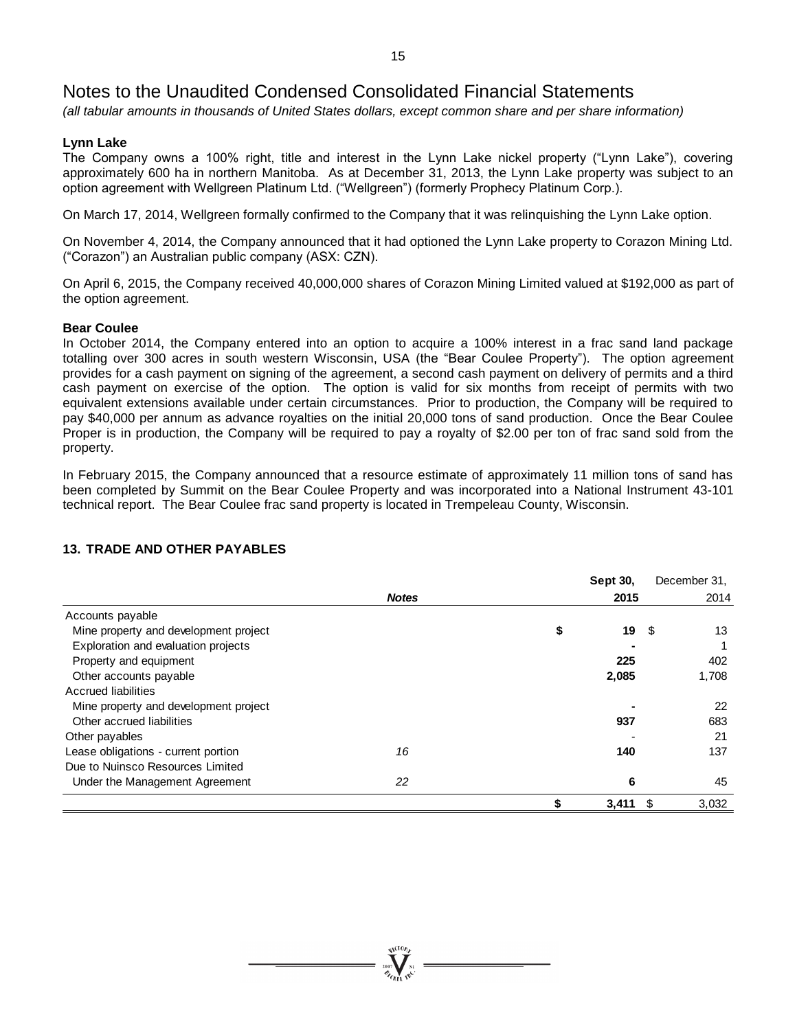# Notes to the Unaudited Condensed Consolidated Financial Statements

*(all tabular amounts in thousands of United States dollars, except common share and per share information)*

**Lynn Lake**

The Company owns a 100% right, title and interest in the Lynn Lake nickel property ("Lynn Lake"), covering approximately 600 ha in northern Manitoba. As at December 31, 2013, the Lynn Lake property was subject to an option agreement with Wellgreen Platinum Ltd. ("Wellgreen") (formerly Prophecy Platinum Corp.).

On March 17, 2014, Wellgreen formally confirmed to the Company that it was relinquishing the Lynn Lake option.

On November 4, 2014, the Company announced that it had optioned the Lynn Lake property to Corazon Mining Ltd. ("Corazon") an Australian public company (ASX: CZN).

On April 6, 2015, the Company received 40,000,000 shares of Corazon Mining Limited valued at $192,000 as part of the option agreement.

**Bear Coulee**

In October 2014, the Company entered into an option to acquire a 100% interest in a frac sand land package totalling over 300 acres in south western Wisconsin, USA (the "Bear Coulee Property"). The option agreement provides for a cash payment on signing of the agreement, a second cash payment on delivery of permits and a third cash payment on exercise of the option. The option is valid for six months from receipt of permits with two equivalent extensions available under certain circumstances. Prior to production, the Company will be required to pay $40,000 per annum as advance royalties on the initial 20,000 tons of sand production. Once the Bear Coulee Proper is in production, the Company will be required to pay a royalty of $2.00 per ton of frac sand sold from the property.

In February 2015, the Company announced that a resource estimate of approximately 11 million tons of sand has been completed by Summit on the Bear Coulee Property and was incorporated into a National Instrument 43-101 technical report. The Bear Coulee frac sand property is located in Trempeleau County, Wisconsin.

## 13. TRADE AND OTHER PAYABLES

| | *Notes* | **Sept 30, 2015** | December 31, 2014 |
|---|---|---|---|
| Accounts payable | | | |
| Mine property and development project | | **$ 19** | $ 13 |
| Exploration and evaluation projects | | **-** | 1 |
| Property and equipment | | **225** | 402 |
| Other accounts payable | | **2,085** | 1,708 |
| Accrued liabilities | | | |
| Mine property and development project | | **-** | 22 |
| Other accrued liabilities | | **937** | 683 |
| Other payables | | - | 21 |
| Lease obligations - current portion | *16* | **140** | 137 |
| Due to Nuinsco Resources Limited | | | |
| Under the Management Agreement | *22* | **6** | 45 |
| | | **$ 3,411** | $ 3,032 |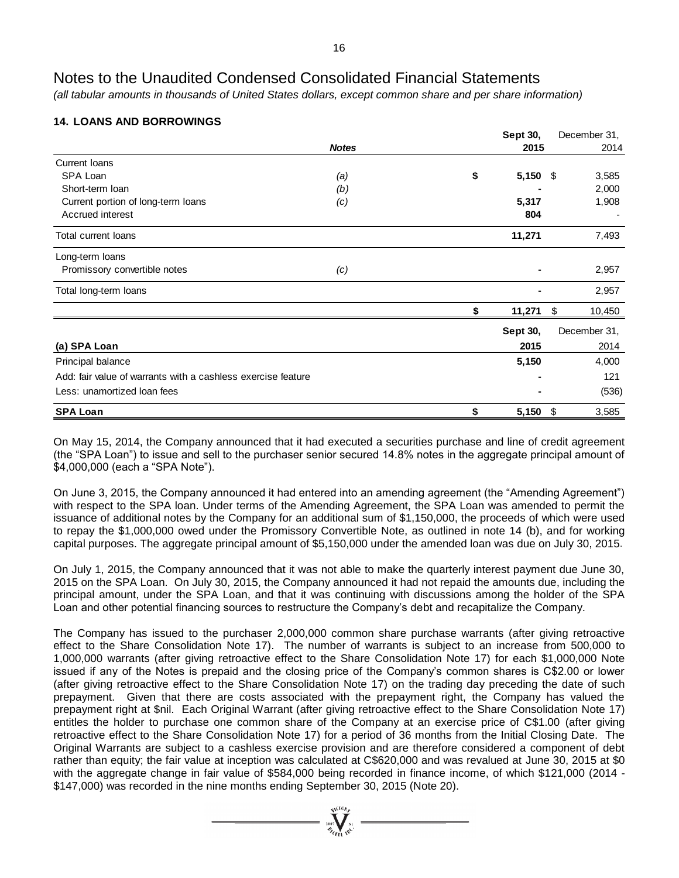# Notes to the Unaudited Condensed Consolidated Financial Statements

*(all tabular amounts in thousands of United States dollars, except common share and per share information)*

## 14. LOANS AND BORROWINGS

| | *Notes* | Sept 30, 2015 | December 31, 2014 |
|---|---|---|---|
| Current loans | | | |
| SPA Loan | *(a)* | $ 5,150 | $ 3,585 |
| Short-term loan | *(b)* | - | 2,000 |
| Current portion of long-term loans | *(c)* | 5,317 | 1,908 |
| Accrued interest | | 804 | - |
| Total current loans | | 11,271 | 7,493 |
| Long-term loans | | | |
| Promissory convertible notes | *(c)* | - | 2,957 |
| Total long-term loans | | - | 2,957 |
| | | $ 11,271 | $ 10,450 |

| (a) SPA Loan | Sept 30, 2015 | December 31, 2014 |
|---|---|---|
| Principal balance | 5,150 | 4,000 |
| Add: fair value of warrants with a cashless exercise feature | - | 121 |
| Less: unamortized loan fees | - | (536) |
| **SPA Loan** | $ 5,150 | $ 3,585 |

On May 15, 2014, the Company announced that it had executed a securities purchase and line of credit agreement (the "SPA Loan") to issue and sell to the purchaser senior secured 14.8% notes in the aggregate principal amount of $4,000,000 (each a "SPA Note").

On June 3, 2015, the Company announced it had entered into an amending agreement (the "Amending Agreement") with respect to the SPA loan. Under terms of the Amending Agreement, the SPA Loan was amended to permit the issuance of additional notes by the Company for an additional sum of $1,150,000, the proceeds of which were used to repay the $1,000,000 owed under the Promissory Convertible Note, as outlined in note 14 (b), and for working capital purposes. The aggregate principal amount of $5,150,000 under the amended loan was due on July 30, 2015.

On July 1, 2015, the Company announced that it was not able to make the quarterly interest payment due June 30, 2015 on the SPA Loan. On July 30, 2015, the Company announced it had not repaid the amounts due, including the principal amount, under the SPA Loan, and that it was continuing with discussions among the holder of the SPA Loan and other potential financing sources to restructure the Company's debt and recapitalize the Company.

The Company has issued to the purchaser 2,000,000 common share purchase warrants (after giving retroactive effect to the Share Consolidation Note 17). The number of warrants is subject to an increase from 500,000 to 1,000,000 warrants (after giving retroactive effect to the Share Consolidation Note 17) for each $1,000,000 Note issued if any of the Notes is prepaid and the closing price of the Company's common shares is C$2.00 or lower (after giving retroactive effect to the Share Consolidation Note 17) on the trading day preceding the date of such prepayment. Given that there are costs associated with the prepayment right, the Company has valued the prepayment right at $nil. Each Original Warrant (after giving retroactive effect to the Share Consolidation Note 17) entitles the holder to purchase one common share of the Company at an exercise price of C$1.00 (after giving retroactive effect to the Share Consolidation Note 17) for a period of 36 months from the Initial Closing Date. The Original Warrants are subject to a cashless exercise provision and are therefore considered a component of debt rather than equity; the fair value at inception was calculated at C$620,000 and was revalued at June 30, 2015 at $0 with the aggregate change in fair value of $584,000 being recorded in finance income, of which $121,000 (2014 - $147,000) was recorded in the nine months ending September 30, 2015 (Note 20).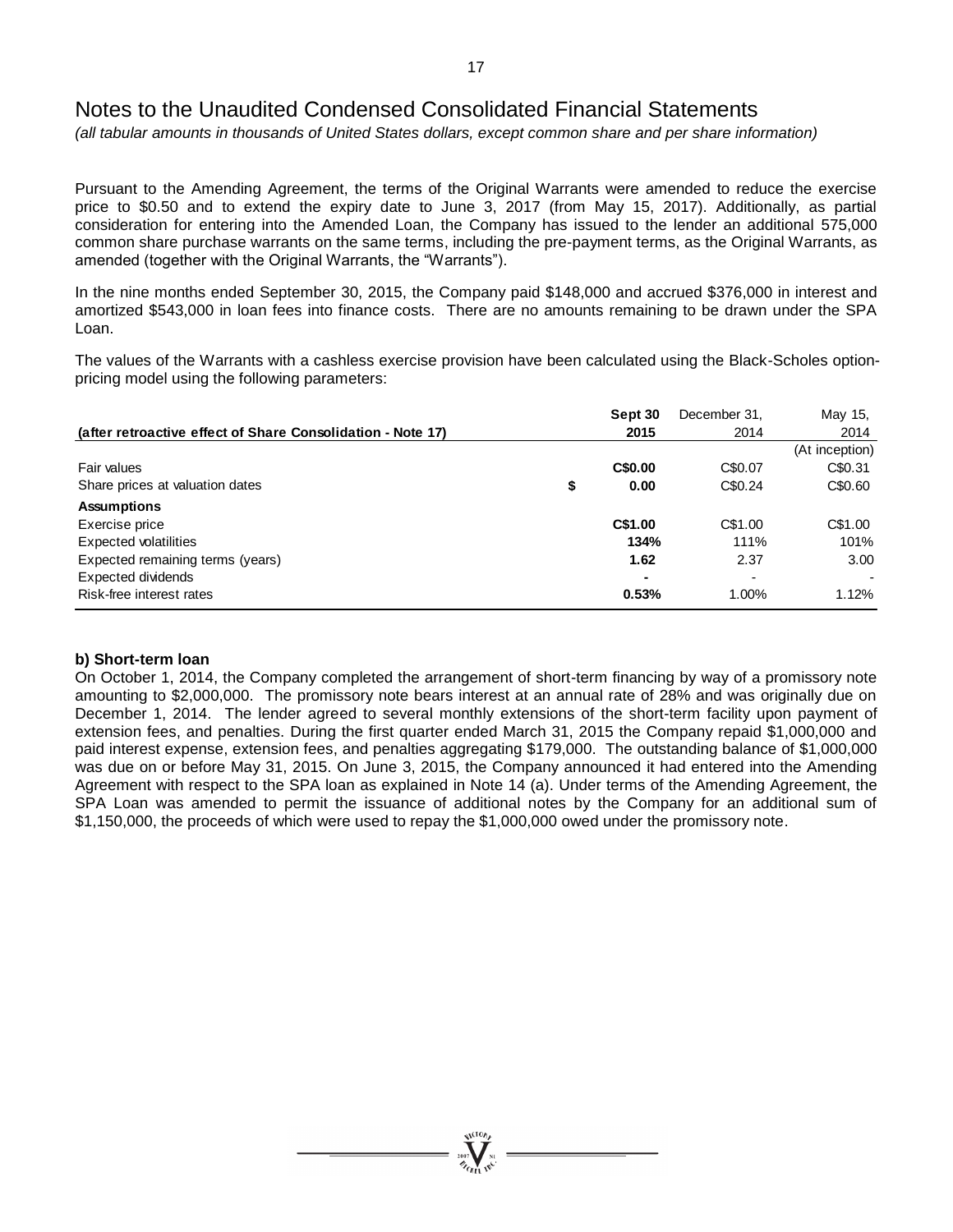# Notes to the Unaudited Condensed Consolidated Financial Statements

*(all tabular amounts in thousands of United States dollars, except common share and per share information)*

Pursuant to the Amending Agreement, the terms of the Original Warrants were amended to reduce the exercise price to $0.50 and to extend the expiry date to June 3, 2017 (from May 15, 2017). Additionally, as partial consideration for entering into the Amended Loan, the Company has issued to the lender an additional 575,000 common share purchase warrants on the same terms, including the pre-payment terms, as the Original Warrants, as amended (together with the Original Warrants, the "Warrants").

In the nine months ended September 30, 2015, the Company paid $148,000 and accrued $376,000 in interest and amortized $543,000 in loan fees into finance costs. There are no amounts remaining to be drawn under the SPA Loan.

The values of the Warrants with a cashless exercise provision have been calculated using the Black-Scholes option-pricing model using the following parameters:

| (after retroactive effect of Share Consolidation - Note 17) | | Sept 30 2015 | December 31, 2014 | May 15, 2014 |
|---|---|---|---|---|
| | | | | (At inception) |
| Fair values | | **C$0.00** | C$0.07 | C$0.31 |
| Share prices at valuation dates | $ | **0.00** | C$0.24 | C$0.60 |
| **Assumptions** | | | | |
| Exercise price | | **C$1.00** | C$1.00 | C$1.00 |
| Expected volatilities | | **134%** | 111% | 101% |
| Expected remaining terms (years) | | **1.62** | 2.37 | 3.00 |
| Expected dividends | | **-** | - | - |
| Risk-free interest rates | | **0.53%** | 1.00% | 1.12% |

**b) Short-term loan**

On October 1, 2014, the Company completed the arrangement of short-term financing by way of a promissory note amounting to $2,000,000. The promissory note bears interest at an annual rate of 28% and was originally due on December 1, 2014. The lender agreed to several monthly extensions of the short-term facility upon payment of extension fees, and penalties. During the first quarter ended March 31, 2015 the Company repaid $1,000,000 and paid interest expense, extension fees, and penalties aggregating $179,000. The outstanding balance of $1,000,000 was due on or before May 31, 2015. On June 3, 2015, the Company announced it had entered into the Amending Agreement with respect to the SPA loan as explained in Note 14 (a). Under terms of the Amending Agreement, the SPA Loan was amended to permit the issuance of additional notes by the Company for an additional sum of $1,150,000, the proceeds of which were used to repay the $1,000,000 owed under the promissory note.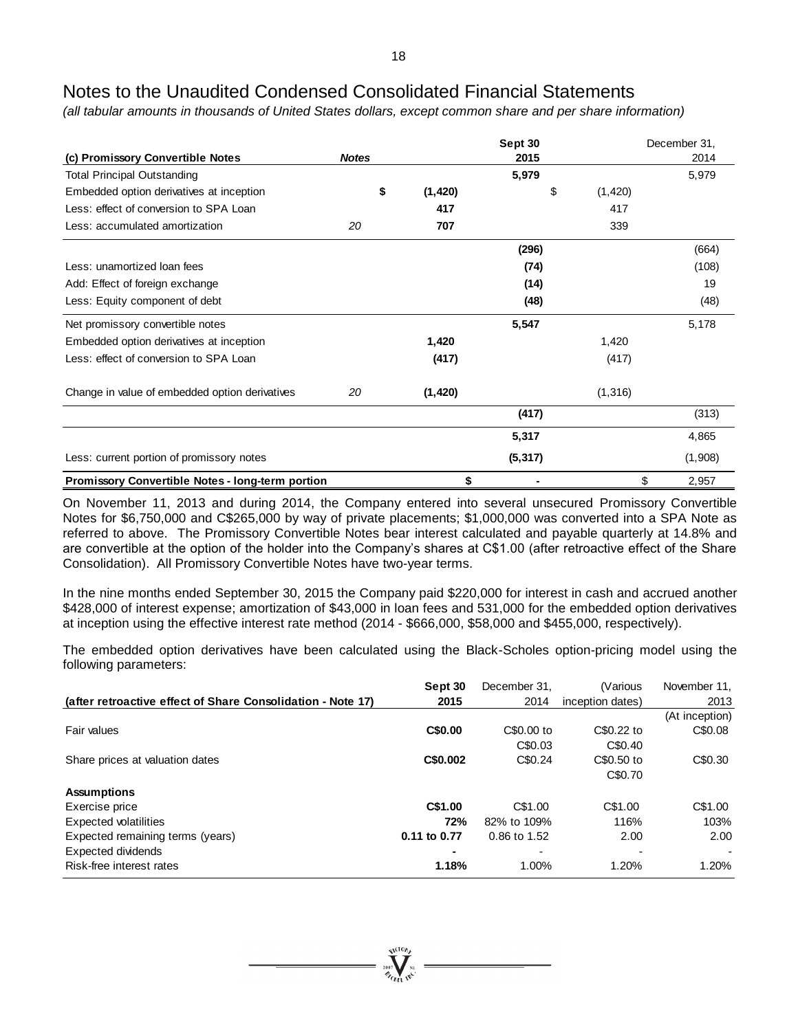# Notes to the Unaudited Condensed Consolidated Financial Statements

*(all tabular amounts in thousands of United States dollars, except common share and per share information)*

| (c) Promissory Convertible Notes | Notes | | Sept 30 2015 | | December 31, 2014 |
|---|---|---|---|---|---|
| Total Principal Outstanding | | | **5,979** | | 5,979 |
| Embedded option derivatives at inception | | **$ (1,420)** | | $ (1,420) | |
| Less: effect of conversion to SPA Loan | | **417** | | 417 | |
| Less: accumulated amortization | 20 | **707** | | 339 | |
| | | | **(296)** | | (664) |
| Less: unamortized loan fees | | | **(74)** | | (108) |
| Add: Effect of foreign exchange | | | **(14)** | | 19 |
| Less: Equity component of debt | | | **(48)** | | (48) |
| Net promissory convertible notes | | | **5,547** | | 5,178 |
| Embedded option derivatives at inception | | **1,420** | | 1,420 | |
| Less: effect of conversion to SPA Loan | | **(417)** | | (417) | |
| Change in value of embedded option derivatives | 20 | **(1,420)** | | (1,316) | |
| | | | **(417)** | | (313) |
| | | | **5,317** | | 4,865 |
| Less: current portion of promissory notes | | | **(5,317)** | | (1,908) |
| **Promissory Convertible Notes - long-term portion** | | | **$ -** | | $ 2,957 |

On November 11, 2013 and during 2014, the Company entered into several unsecured Promissory Convertible Notes for $6,750,000 and C$265,000 by way of private placements; $1,000,000 was converted into a SPA Note as referred to above. The Promissory Convertible Notes bear interest calculated and payable quarterly at 14.8% and are convertible at the option of the holder into the Company's shares at C$1.00 (after retroactive effect of the Share Consolidation). All Promissory Convertible Notes have two-year terms.

In the nine months ended September 30, 2015 the Company paid $220,000 for interest in cash and accrued another $428,000 of interest expense; amortization of $43,000 in loan fees and 531,000 for the embedded option derivatives at inception using the effective interest rate method (2014 - $666,000, $58,000 and $455,000, respectively).

The embedded option derivatives have been calculated using the Black-Scholes option-pricing model using the following parameters:

| (after retroactive effect of Share Consolidation - Note 17) | Sept 30 2015 | December 31, 2014 | (Various inception dates) | November 11, 2013 (At inception) |
|---|---|---|---|---|
| Fair values | **C$0.00** | C$0.00 to C$0.03 | C$0.22 to C$0.40 | C$0.08 |
| Share prices at valuation dates | **C$0.002** | C$0.24 | C$0.50 to C$0.70 | C$0.30 |
| **Assumptions** | | | | |
| Exercise price | **C$1.00** | C$1.00 | C$1.00 | C$1.00 |
| Expected volatilities | **72%** | 82% to 109% | 116% | 103% |
| Expected remaining terms (years) | **0.11 to 0.77** | 0.86 to 1.52 | 2.00 | 2.00 |
| Expected dividends | **-** | - | - | - |
| Risk-free interest rates | **1.18%** | 1.00% | 1.20% | 1.20% |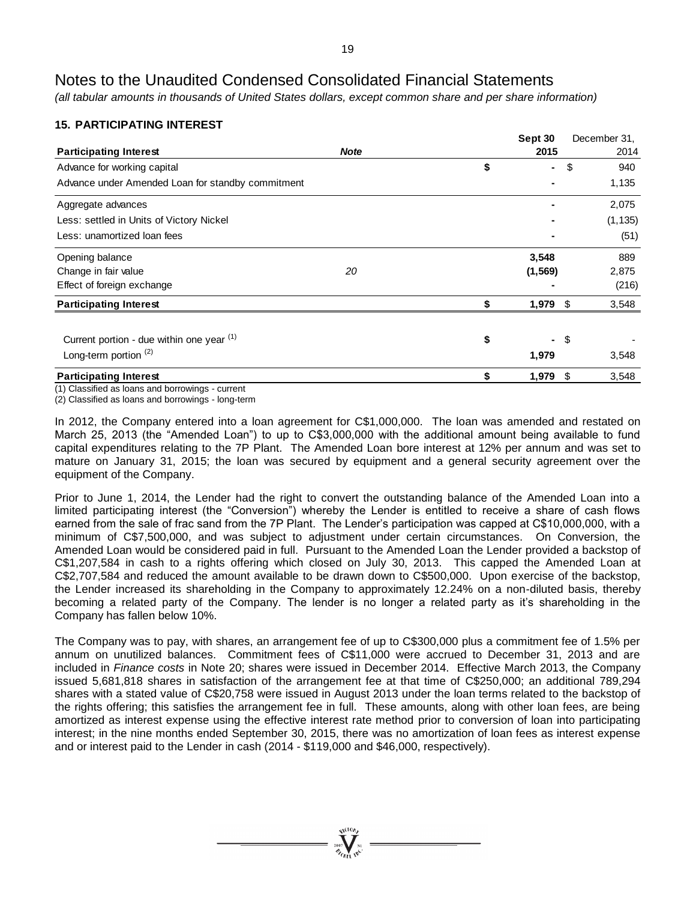# Notes to the Unaudited Condensed Consolidated Financial Statements

*(all tabular amounts in thousands of United States dollars, except common share and per share information)*

## 15. PARTICIPATING INTEREST

| **Participating Interest** | ***Note*** | **Sept 30 2015** | December 31, 2014 |
|---|---|---|---|
| Advance for working capital | | $ - | $ 940 |
| Advance under Amended Loan for standby commitment | | - | 1,135 |
| Aggregate advances | | - | 2,075 |
| Less: settled in Units of Victory Nickel | | - | (1,135) |
| Less: unamortized loan fees | | - | (51) |
| Opening balance | | 3,548 | 889 |
| Change in fair value | 20 | (1,569) | 2,875 |
| Effect of foreign exchange | | - | (216) |
| **Participating Interest** | | $ 1,979 | $ 3,548 |
| Current portion - due within one year [(1)] | | $ - | $ - |
| Long-term portion [(2)] | | 1,979 | 3,548 |
| **Participating Interest** | | $ 1,979 | $ 3,548 |

(1) Classified as loans and borrowings - current

(2) Classified as loans and borrowings - long-term

In 2012, the Company entered into a loan agreement for C$1,000,000. The loan was amended and restated on March 25, 2013 (the "Amended Loan") to up to C$3,000,000 with the additional amount being available to fund capital expenditures relating to the 7P Plant. The Amended Loan bore interest at 12% per annum and was set to mature on January 31, 2015; the loan was secured by equipment and a general security agreement over the equipment of the Company.

Prior to June 1, 2014, the Lender had the right to convert the outstanding balance of the Amended Loan into a limited participating interest (the "Conversion") whereby the Lender is entitled to receive a share of cash flows earned from the sale of frac sand from the 7P Plant. The Lender's participation was capped at C$10,000,000, with a minimum of C$7,500,000, and was subject to adjustment under certain circumstances. On Conversion, the Amended Loan would be considered paid in full. Pursuant to the Amended Loan the Lender provided a backstop of C$1,207,584 in cash to a rights offering which closed on July 30, 2013. This capped the Amended Loan at C$2,707,584 and reduced the amount available to be drawn down to C$500,000. Upon exercise of the backstop, the Lender increased its shareholding in the Company to approximately 12.24% on a non-diluted basis, thereby becoming a related party of the Company. The lender is no longer a related party as it's shareholding in the Company has fallen below 10%.

The Company was to pay, with shares, an arrangement fee of up to C$300,000 plus a commitment fee of 1.5% per annum on unutilized balances. Commitment fees of C$11,000 were accrued to December 31, 2013 and are included in *Finance costs* in Note 20; shares were issued in December 2014. Effective March 2013, the Company issued 5,681,818 shares in satisfaction of the arrangement fee at that time of C$250,000; an additional 789,294 shares with a stated value of C$20,758 were issued in August 2013 under the loan terms related to the backstop of the rights offering; this satisfies the arrangement fee in full. These amounts, along with other loan fees, are being amortized as interest expense using the effective interest rate method prior to conversion of loan into participating interest; in the nine months ended September 30, 2015, there was no amortization of loan fees as interest expense and or interest paid to the Lender in cash (2014 - $119,000 and $46,000, respectively).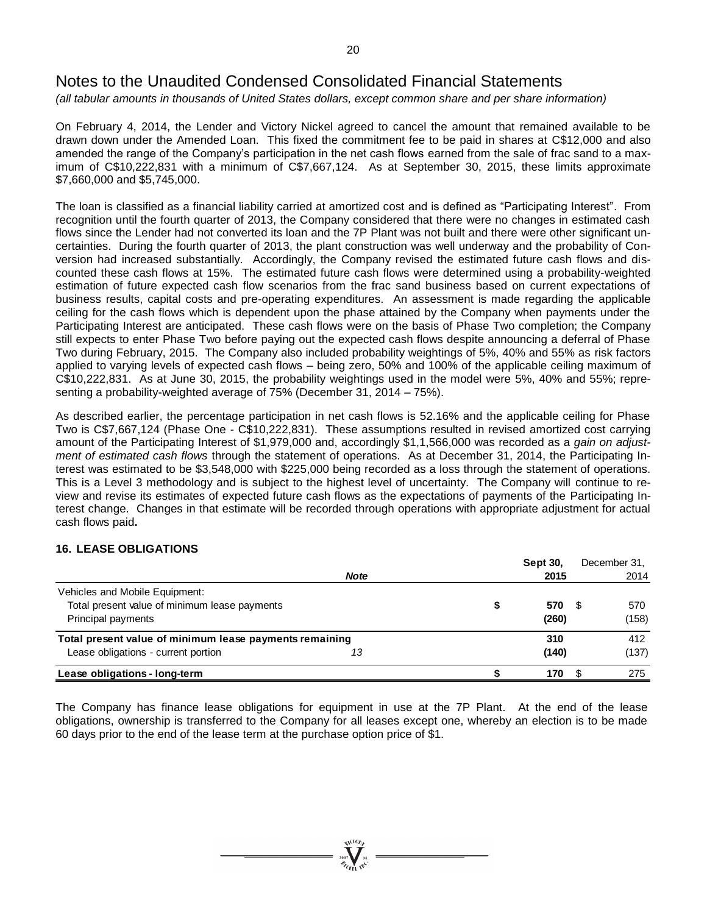# Notes to the Unaudited Condensed Consolidated Financial Statements

*(all tabular amounts in thousands of United States dollars, except common share and per share information)*

On February 4, 2014, the Lender and Victory Nickel agreed to cancel the amount that remained available to be drawn down under the Amended Loan. This fixed the commitment fee to be paid in shares at C$12,000 and also amended the range of the Company's participation in the net cash flows earned from the sale of frac sand to a maximum of C$10,222,831 with a minimum of C$7,667,124. As at September 30, 2015, these limits approximate $7,660,000 and $5,745,000.

The loan is classified as a financial liability carried at amortized cost and is defined as "Participating Interest". From recognition until the fourth quarter of 2013, the Company considered that there were no changes in estimated cash flows since the Lender had not converted its loan and the 7P Plant was not built and there were other significant uncertainties. During the fourth quarter of 2013, the plant construction was well underway and the probability of Conversion had increased substantially. Accordingly, the Company revised the estimated future cash flows and discounted these cash flows at 15%. The estimated future cash flows were determined using a probability-weighted estimation of future expected cash flow scenarios from the frac sand business based on current expectations of business results, capital costs and pre-operating expenditures. An assessment is made regarding the applicable ceiling for the cash flows which is dependent upon the phase attained by the Company when payments under the Participating Interest are anticipated. These cash flows were on the basis of Phase Two completion; the Company still expects to enter Phase Two before paying out the expected cash flows despite announcing a deferral of Phase Two during February, 2015. The Company also included probability weightings of 5%, 40% and 55% as risk factors applied to varying levels of expected cash flows – being zero, 50% and 100% of the applicable ceiling maximum of C$10,222,831. As at June 30, 2015, the probability weightings used in the model were 5%, 40% and 55%; representing a probability-weighted average of 75% (December 31, 2014 – 75%).

As described earlier, the percentage participation in net cash flows is 52.16% and the applicable ceiling for Phase Two is C$7,667,124 (Phase One - C$10,222,831). These assumptions resulted in revised amortized cost carrying amount of the Participating Interest of $1,979,000 and, accordingly $1,1,566,000 was recorded as a *gain on adjustment of estimated cash flows* through the statement of operations. As at December 31, 2014, the Participating Interest was estimated to be $3,548,000 with $225,000 being recorded as a loss through the statement of operations. This is a Level 3 methodology and is subject to the highest level of uncertainty. The Company will continue to review and revise its estimates of expected future cash flows as the expectations of payments of the Participating Interest change. Changes in that estimate will be recorded through operations with appropriate adjustment for actual cash flows paid**.**

## 16. LEASE OBLIGATIONS

| | *Note* | **Sept 30, 2015** | December 31, 2014 |
|---|---|---|---|
| Vehicles and Mobile Equipment: | | | |
| Total present value of minimum lease payments | | $ **570** | $ 570 |
| Principal payments | | **(260)** | (158) |
| **Total present value of minimum lease payments remaining** | | **310** | 412 |
| Lease obligations - current portion | 13 | **(140)** | (137) |
| **Lease obligations - long-term** | | **$ 170** | $ 275 |

The Company has finance lease obligations for equipment in use at the 7P Plant. At the end of the lease obligations, ownership is transferred to the Company for all leases except one, whereby an election is to be made 60 days prior to the end of the lease term at the purchase option price of $1.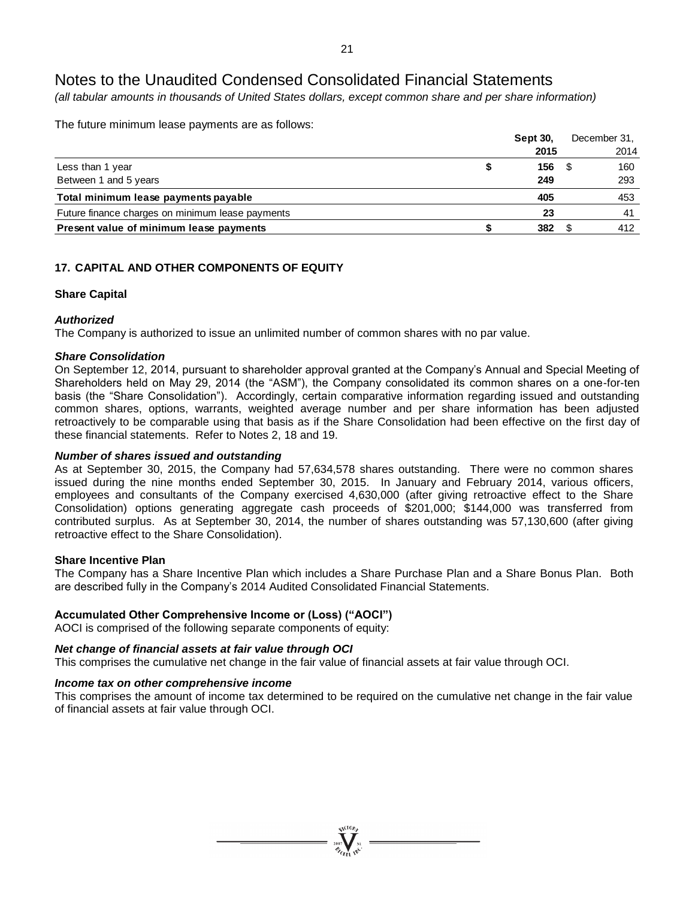# Notes to the Unaudited Condensed Consolidated Financial Statements

*(all tabular amounts in thousands of United States dollars, except common share and per share information)*

The future minimum lease payments are as follows:

| | **Sept 30, 2015** | December 31, 2014 |
|---|---|---|
| Less than 1 year | **$ 156** | $ 160 |
| Between 1 and 5 years | **249** | 293 |
| **Total minimum lease payments payable** | **405** | 453 |
| Future finance charges on minimum lease payments | **23** | 41 |
| **Present value of minimum lease payments** | **$ 382** | $ 412 |

## 17. CAPITAL AND OTHER COMPONENTS OF EQUITY

### Share Capital

***Authorized***

The Company is authorized to issue an unlimited number of common shares with no par value.

***Share Consolidation***

On September 12, 2014, pursuant to shareholder approval granted at the Company's Annual and Special Meeting of Shareholders held on May 29, 2014 (the "ASM"), the Company consolidated its common shares on a one-for-ten basis (the "Share Consolidation"). Accordingly, certain comparative information regarding issued and outstanding common shares, options, warrants, weighted average number and per share information has been adjusted retroactively to be comparable using that basis as if the Share Consolidation had been effective on the first day of these financial statements. Refer to Notes 2, 18 and 19.

***Number of shares issued and outstanding***

As at September 30, 2015, the Company had 57,634,578 shares outstanding. There were no common shares issued during the nine months ended September 30, 2015. In January and February 2014, various officers, employees and consultants of the Company exercised 4,630,000 (after giving retroactive effect to the Share Consolidation) options generating aggregate cash proceeds of $201,000; $144,000 was transferred from contributed surplus. As at September 30, 2014, the number of shares outstanding was 57,130,600 (after giving retroactive effect to the Share Consolidation).

### Share Incentive Plan

The Company has a Share Incentive Plan which includes a Share Purchase Plan and a Share Bonus Plan. Both are described fully in the Company's 2014 Audited Consolidated Financial Statements.

### Accumulated Other Comprehensive Income or (Loss) ("AOCI")

AOCI is comprised of the following separate components of equity:

***Net change of financial assets at fair value through OCI***

This comprises the cumulative net change in the fair value of financial assets at fair value through OCI.

***Income tax on other comprehensive income***

This comprises the amount of income tax determined to be required on the cumulative net change in the fair value of financial assets at fair value through OCI.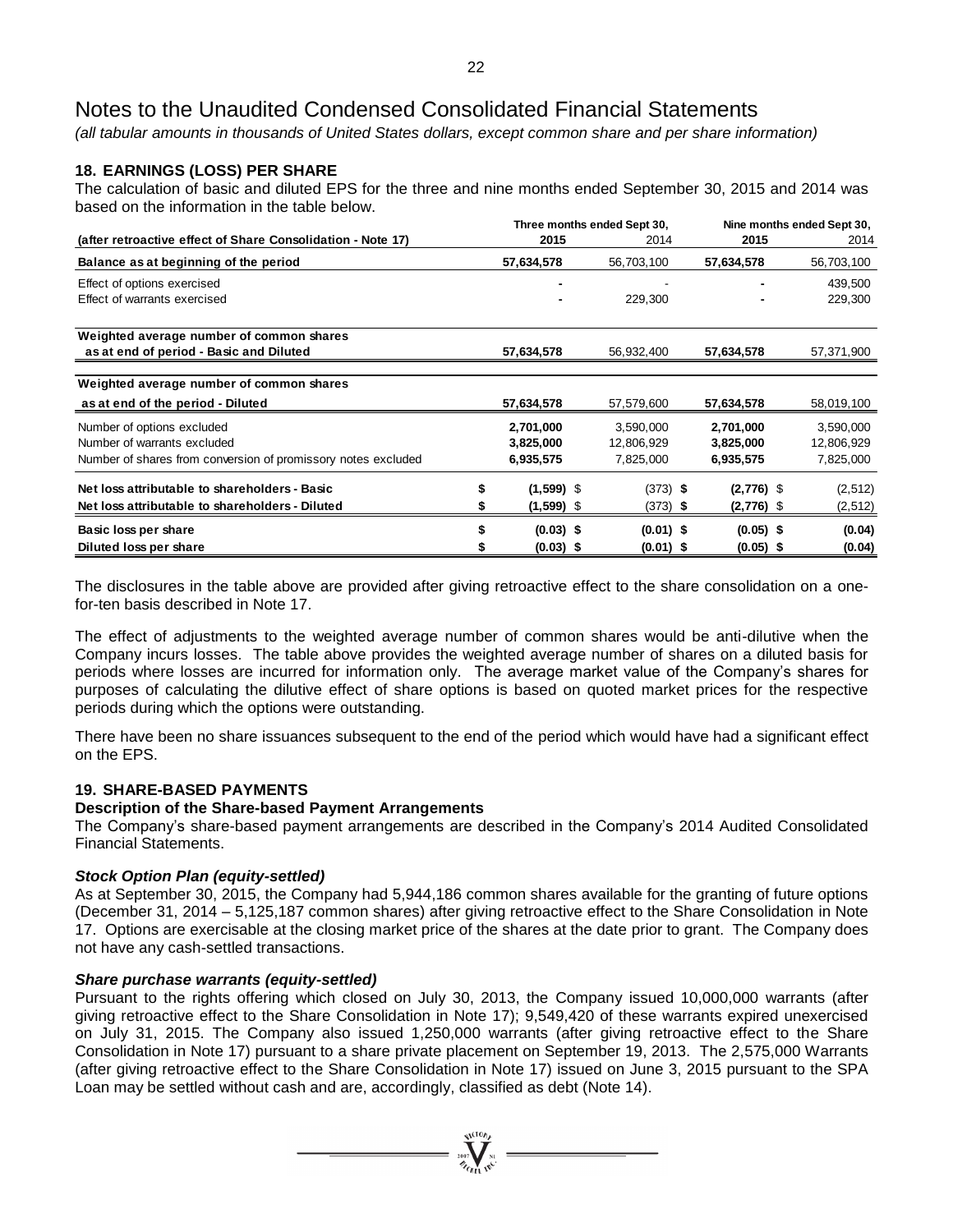# Notes to the Unaudited Condensed Consolidated Financial Statements

*(all tabular amounts in thousands of United States dollars, except common share and per share information)*

## 18. EARNINGS (LOSS) PER SHARE

The calculation of basic and diluted EPS for the three and nine months ended September 30, 2015 and 2014 was based on the information in the table below.

| (after retroactive effect of Share Consolidation - Note 17) | Three months ended Sept 30, 2015 | Three months ended Sept 30, 2014 | Nine months ended Sept 30, 2015 | Nine months ended Sept 30, 2014 |
|---|---|---|---|---|
| **Balance as at beginning of the period** | **57,634,578** | 56,703,100 | **57,634,578** | 56,703,100 |
| Effect of options exercised | **-** | - | **-** | 439,500 |
| Effect of warrants exercised | **-** | 229,300 | **-** | 229,300 |
| **Weighted average number of common shares as at end of period - Basic and Diluted** | **57,634,578** | 56,932,400 | **57,634,578** | 57,371,900 |
| **Weighted average number of common shares as at end of the period - Diluted** | **57,634,578** | 57,579,600 | **57,634,578** | 58,019,100 |
| Number of options excluded | **2,701,000** | 3,590,000 | **2,701,000** | 3,590,000 |
| Number of warrants excluded | **3,825,000** | 12,806,929 | **3,825,000** | 12,806,929 |
| Number of shares from conversion of promissory notes excluded | **6,935,575** | 7,825,000 | **6,935,575** | 7,825,000 |
| **Net loss attributable to shareholders - Basic** | **$ (1,599)** | $ (373) | **$ (2,776)** | $ (2,512) |
| **Net loss attributable to shareholders - Diluted** | **$ (1,599)** | $ (373) | **$ (2,776)** | $ (2,512) |
| **Basic loss per share** | **$ (0.03)** | **$ (0.01)** | **$ (0.05)** | **$ (0.04)** |
| **Diluted loss per share** | **$ (0.03)** | **$ (0.01)** | **$ (0.05)** | **$ (0.04)** |

The disclosures in the table above are provided after giving retroactive effect to the share consolidation on a one-for-ten basis described in Note 17.

The effect of adjustments to the weighted average number of common shares would be anti-dilutive when the Company incurs losses. The table above provides the weighted average number of shares on a diluted basis for periods where losses are incurred for information only. The average market value of the Company's shares for purposes of calculating the dilutive effect of share options is based on quoted market prices for the respective periods during which the options were outstanding.

There have been no share issuances subsequent to the end of the period which would have had a significant effect on the EPS.

## 19. SHARE-BASED PAYMENTS

### Description of the Share-based Payment Arrangements

The Company's share-based payment arrangements are described in the Company's 2014 Audited Consolidated Financial Statements.

#### *Stock Option Plan (equity-settled)*

As at September 30, 2015, the Company had 5,944,186 common shares available for the granting of future options (December 31, 2014 – 5,125,187 common shares) after giving retroactive effect to the Share Consolidation in Note 17. Options are exercisable at the closing market price of the shares at the date prior to grant. The Company does not have any cash-settled transactions.

#### *Share purchase warrants (equity-settled)*

Pursuant to the rights offering which closed on July 30, 2013, the Company issued 10,000,000 warrants (after giving retroactive effect to the Share Consolidation in Note 17); 9,549,420 of these warrants expired unexercised on July 31, 2015. The Company also issued 1,250,000 warrants (after giving retroactive effect to the Share Consolidation in Note 17) pursuant to a share private placement on September 19, 2013. The 2,575,000 Warrants (after giving retroactive effect to the Share Consolidation in Note 17) issued on June 3, 2015 pursuant to the SPA Loan may be settled without cash and are, accordingly, classified as debt (Note 14).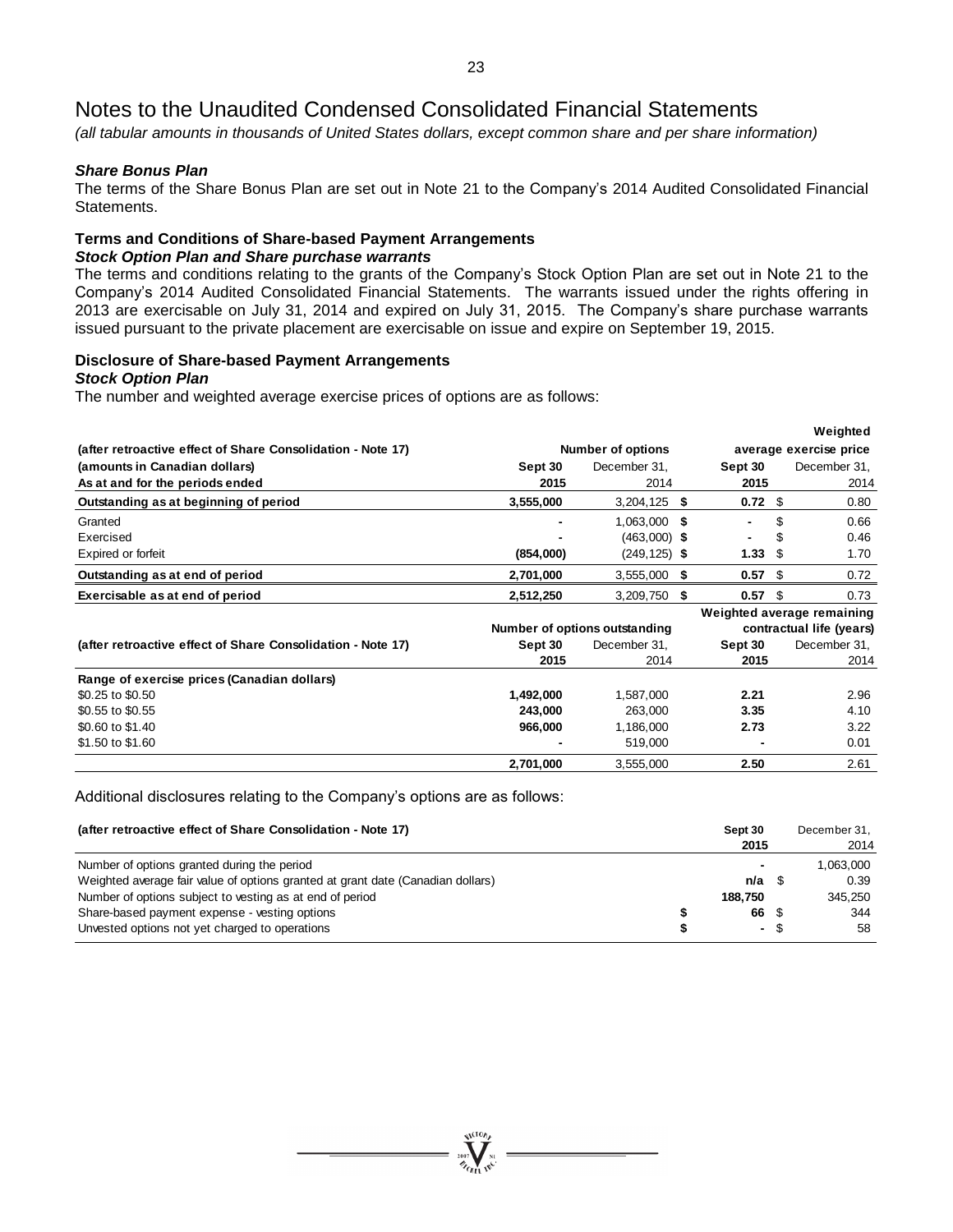# Notes to the Unaudited Condensed Consolidated Financial Statements

*(all tabular amounts in thousands of United States dollars, except common share and per share information)*

### *Share Bonus Plan*

The terms of the Share Bonus Plan are set out in Note 21 to the Company's 2014 Audited Consolidated Financial Statements.

### Terms and Conditions of Share-based Payment Arrangements

#### *Stock Option Plan and Share purchase warrants*

The terms and conditions relating to the grants of the Company's Stock Option Plan are set out in Note 21 to the Company's 2014 Audited Consolidated Financial Statements. The warrants issued under the rights offering in 2013 are exercisable on July 31, 2014 and expired on July 31, 2015. The Company's share purchase warrants issued pursuant to the private placement are exercisable on issue and expire on September 19, 2015.

### Disclosure of Share-based Payment Arrangements

#### *Stock Option Plan*

The number and weighted average exercise prices of options are as follows:

| (after retroactive effect of Share Consolidation - Note 17) | Number of options | | Weighted average exercise price | |
|---|---|---|---|---|
| (amounts in Canadian dollars) | Sept 30 | December 31, | Sept 30 | December 31, |
| As at and for the periods ended | 2015 | 2014 | 2015 | 2014 |
| **Outstanding as at beginning of period** | **3,555,000** | 3,204,125 | **$ 0.72** | $ 0.80 |
| Granted | **-** | 1,063,000 | **$ -** | $ 0.66 |
| Exercised | **-** | (463,000) | **$ -** | $ 0.46 |
| Expired or forfeit | **(854,000)** | (249,125) | **$ 1.33** | $ 1.70 |
| **Outstanding as at end of period** | **2,701,000** | 3,555,000 | **$ 0.57** | $ 0.72 |
| **Exercisable as at end of period** | **2,512,250** | 3,209,750 | **$ 0.57** | $ 0.73 |

| (after retroactive effect of Share Consolidation - Note 17) | Number of options outstanding | | Weighted average remaining contractual life (years) | |
|---|---|---|---|---|
| | Sept 30 2015 | December 31, 2014 | Sept 30 2015 | December 31, 2014 |
| **Range of exercise prices (Canadian dollars)** | | | | |
| \$0.25 to \$0.50 | **1,492,000** | 1,587,000 | **2.21** | 2.96 |
| \$0.55 to \$0.55 | **243,000** | 263,000 | **3.35** | 4.10 |
| \$0.60 to \$1.40 | **966,000** | 1,186,000 | **2.73** | 3.22 |
| \$1.50 to \$1.60 | **-** | 519,000 | **-** | 0.01 |
| | **2,701,000** | 3,555,000 | **2.50** | 2.61 |

Additional disclosures relating to the Company's options are as follows:

| (after retroactive effect of Share Consolidation - Note 17) | Sept 30 2015 | December 31, 2014 |
|---|---|---|
| Number of options granted during the period | **-** | 1,063,000 |
| Weighted average fair value of options granted at grant date (Canadian dollars) | **n/a** | $ 0.39 |
| Number of options subject to vesting as at end of period | **188,750** | 345,250 |
| Share-based payment expense - vesting options | **$ 66** | $ 344 |
| Unvested options not yet charged to operations | **$ -** | $ 58 |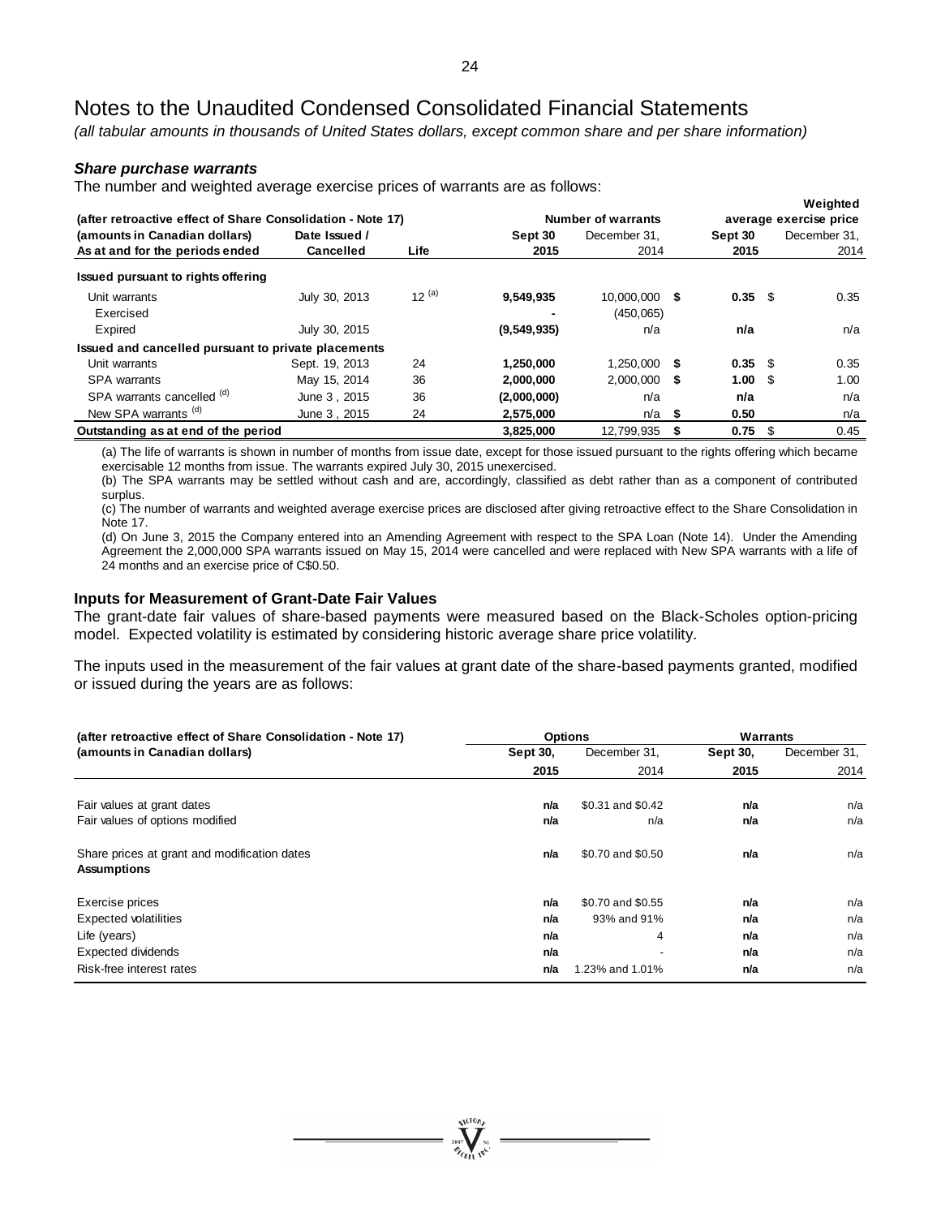# Notes to the Unaudited Condensed Consolidated Financial Statements

*(all tabular amounts in thousands of United States dollars, except common share and per share information)*

### *Share purchase warrants*

The number and weighted average exercise prices of warrants are as follows:

| (after retroactive effect of Share Consolidation - Note 17) | | | Number of warrants | | Weighted average exercise price | |
|---|---|---|---|---|---|---|
| (amounts in Canadian dollars) | Date Issued / | | Sept 30 | December 31, | Sept 30 | December 31, |
| As at and for the periods ended | Cancelled | Life | 2015 | 2014 | 2015 | 2014 |
| **Issued pursuant to rights offering** | | | | | | |
| Unit warrants | July 30, 2013 | 12 [(a)] | **9,549,935** | 10,000,000 | **$ 0.35** | $ 0.35 |
| Exercised | | | **-** | (450,065) | | |
| Expired | July 30, 2015 | | **(9,549,935)** | n/a | **n/a** | n/a |
| **Issued and cancelled pursuant to private placements** | | | | | | |
| Unit warrants | Sept. 19, 2013 | 24 | **1,250,000** | 1,250,000 | **$ 0.35** | $ 0.35 |
| SPA warrants | May 15, 2014 | 36 | **2,000,000** | 2,000,000 | **$ 1.00** | $ 1.00 |
| SPA warrants cancelled [(d)] | June 3 , 2015 | 36 | **(2,000,000)** | n/a | **n/a** | n/a |
| New SPA warrants [(d)] | June 3 , 2015 | 24 | **2,575,000** | n/a | **$ 0.50** | n/a |
| **Outstanding as at end of the period** | | | **3,825,000** | 12,799,935 | **$ 0.75** | $ 0.45 |

(a) The life of warrants is shown in number of months from issue date, except for those issued pursuant to the rights offering which became exercisable 12 months from issue. The warrants expired July 30, 2015 unexercised.

(b) The SPA warrants may be settled without cash and are, accordingly, classified as debt rather than as a component of contributed surplus.

(c) The number of warrants and weighted average exercise prices are disclosed after giving retroactive effect to the Share Consolidation in Note 17.

(d) On June 3, 2015 the Company entered into an Amending Agreement with respect to the SPA Loan (Note 14). Under the Amending Agreement the 2,000,000 SPA warrants issued on May 15, 2014 were cancelled and were replaced with New SPA warrants with a life of 24 months and an exercise price of C$0.50.

### Inputs for Measurement of Grant-Date Fair Values

The grant-date fair values of share-based payments were measured based on the Black-Scholes option-pricing model. Expected volatility is estimated by considering historic average share price volatility.

The inputs used in the measurement of the fair values at grant date of the share-based payments granted, modified or issued during the years are as follows:

| (after retroactive effect of Share Consolidation - Note 17) | Options | | Warrants | |
|---|---|---|---|---|
| (amounts in Canadian dollars) | Sept 30, 2015 | December 31, 2014 | Sept 30, 2015 | December 31, 2014 |
| Fair values at grant dates | **n/a** | \$0.31 and \$0.42 | **n/a** | n/a |
| Fair values of options modified | **n/a** | n/a | **n/a** | n/a |
| Share prices at grant and modification dates | **n/a** | \$0.70 and \$0.50 | **n/a** | n/a |
| **Assumptions** | | | | |
| Exercise prices | **n/a** | \$0.70 and \$0.55 | **n/a** | n/a |
| Expected volatilities | **n/a** | 93% and 91% | **n/a** | n/a |
| Life (years) | **n/a** | 4 | **n/a** | n/a |
| Expected dividends | **n/a** | - | **n/a** | n/a |
| Risk-free interest rates | **n/a** | 1.23% and 1.01% | **n/a** | n/a |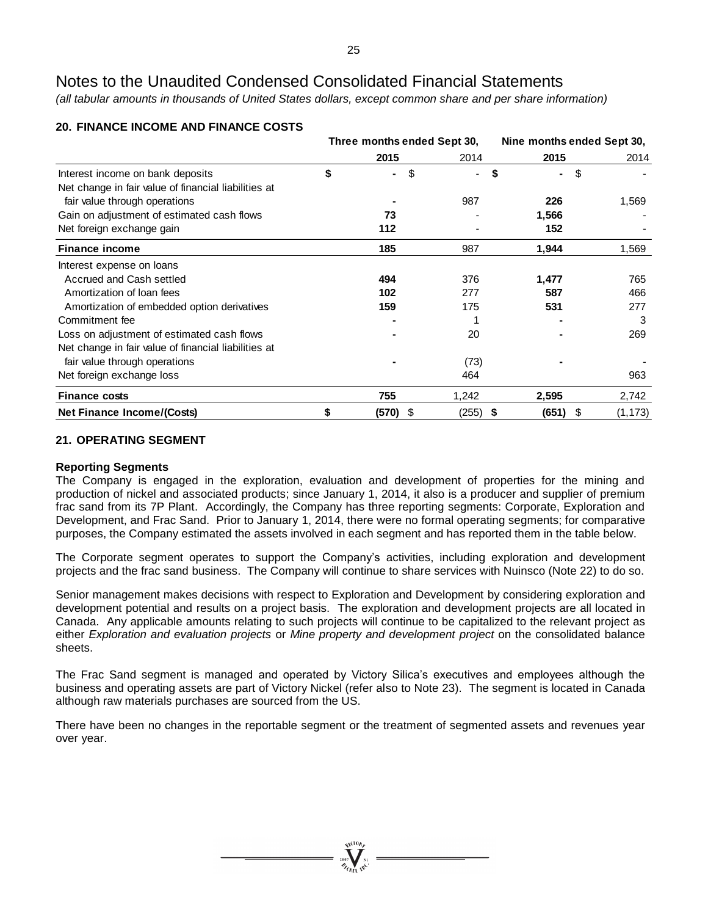# Notes to the Unaudited Condensed Consolidated Financial Statements

*(all tabular amounts in thousands of United States dollars, except common share and per share information)*

## 20. FINANCE INCOME AND FINANCE COSTS

| | Three months ended Sept 30, | | Nine months ended Sept 30, | |
|---|---|---|---|---|
| | **2015** | 2014 | **2015** | 2014 |
| Interest income on bank deposits | **$ -** | $ - | **$ -** | $ - |
| Net change in fair value of financial liabilities at fair value through operations | **-** | 987 | **226** | 1,569 |
| Gain on adjustment of estimated cash flows | **73** | - | **1,566** | - |
| Net foreign exchange gain | **112** | - | **152** | - |
| **Finance income** | **185** | 987 | **1,944** | 1,569 |
| Interest expense on loans | | | | |
| Accrued and Cash settled | **494** | 376 | **1,477** | 765 |
| Amortization of loan fees | **102** | 277 | **587** | 466 |
| Amortization of embedded option derivatives | **159** | 175 | **531** | 277 |
| Commitment fee | **-** | 1 | **-** | 3 |
| Loss on adjustment of estimated cash flows | **-** | 20 | **-** | 269 |
| Net change in fair value of financial liabilities at fair value through operations | **-** | (73) | **-** | - |
| Net foreign exchange loss | | 464 | | 963 |
| **Finance costs** | **755** | 1,242 | **2,595** | 2,742 |
| **Net Finance Income/(Costs)** | **$ (570)** | $ (255) | **$ (651)** | $ (1,173) |

## 21. OPERATING SEGMENT

### Reporting Segments

The Company is engaged in the exploration, evaluation and development of properties for the mining and production of nickel and associated products; since January 1, 2014, it also is a producer and supplier of premium frac sand from its 7P Plant. Accordingly, the Company has three reporting segments: Corporate, Exploration and Development, and Frac Sand. Prior to January 1, 2014, there were no formal operating segments; for comparative purposes, the Company estimated the assets involved in each segment and has reported them in the table below.

The Corporate segment operates to support the Company's activities, including exploration and development projects and the frac sand business. The Company will continue to share services with Nuinsco (Note 22) to do so.

Senior management makes decisions with respect to Exploration and Development by considering exploration and development potential and results on a project basis. The exploration and development projects are all located in Canada. Any applicable amounts relating to such projects will continue to be capitalized to the relevant project as either *Exploration and evaluation projects* or *Mine property and development project* on the consolidated balance sheets.

The Frac Sand segment is managed and operated by Victory Silica's executives and employees although the business and operating assets are part of Victory Nickel (refer also to Note 23). The segment is located in Canada although raw materials purchases are sourced from the US.

There have been no changes in the reportable segment or the treatment of segmented assets and revenues year over year.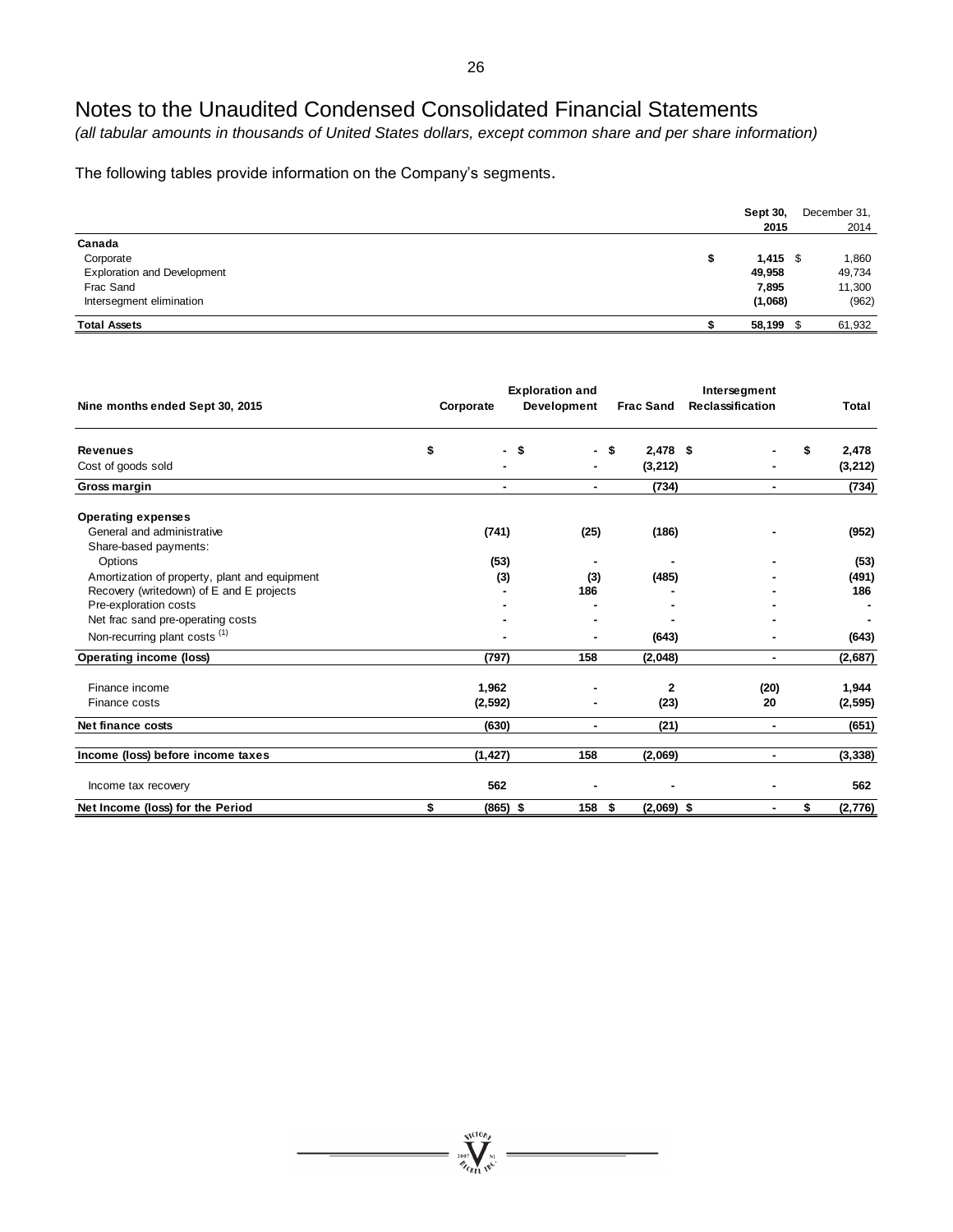# Notes to the Unaudited Condensed Consolidated Financial Statements

*(all tabular amounts in thousands of United States dollars, except common share and per share information)*

The following tables provide information on the Company's segments.

| | Sept 30, 2015 | December 31, 2014 |
|---|---|---|
| **Canada** | | |
| Corporate | $ 1,415 | $ 1,860 |
| Exploration and Development | 49,958 | 49,734 |
| Frac Sand | 7,895 | 11,300 |
| Intersegment elimination | (1,068) | (962) |
| **Total Assets** | $ 58,199 | $ 61,932 |

| Nine months ended Sept 30, 2015 | Corporate | Exploration and Development | Frac Sand | Intersegment Reclassification | Total |
|---|---|---|---|---|---|
| **Revenues** | $ - | $ - | $ 2,478 | $ - | $ 2,478 |
| Cost of goods sold | - | - | (3,212) | - | (3,212) |
| **Gross margin** | - | - | (734) | - | (734) |
| **Operating expenses** | | | | | |
| General and administrative | (741) | (25) | (186) | - | (952) |
| Share-based payments: | | | | | |
| Options | (53) | - | - | - | (53) |
| Amortization of property, plant and equipment | (3) | (3) | (485) | - | (491) |
| Recovery (writedown) of E and E projects | - | 186 | - | - | 186 |
| Pre-exploration costs | - | - | - | - | - |
| Net frac sand pre-operating costs | - | - | - | - | - |
| Non-recurring plant costs [1] | - | - | (643) | - | (643) |
| **Operating income (loss)** | (797) | 158 | (2,048) | - | (2,687) |
| Finance income | 1,962 | - | 2 | (20) | 1,944 |
| Finance costs | (2,592) | - | (23) | 20 | (2,595) |
| **Net finance costs** | (630) | - | (21) | - | (651) |
| **Income (loss) before income taxes** | (1,427) | 158 | (2,069) | - | (3,338) |
| Income tax recovery | 562 | - | - | - | 562 |
| **Net Income (loss) for the Period** | $ (865) | $ 158 | $ (2,069) | $ - | $ (2,776) |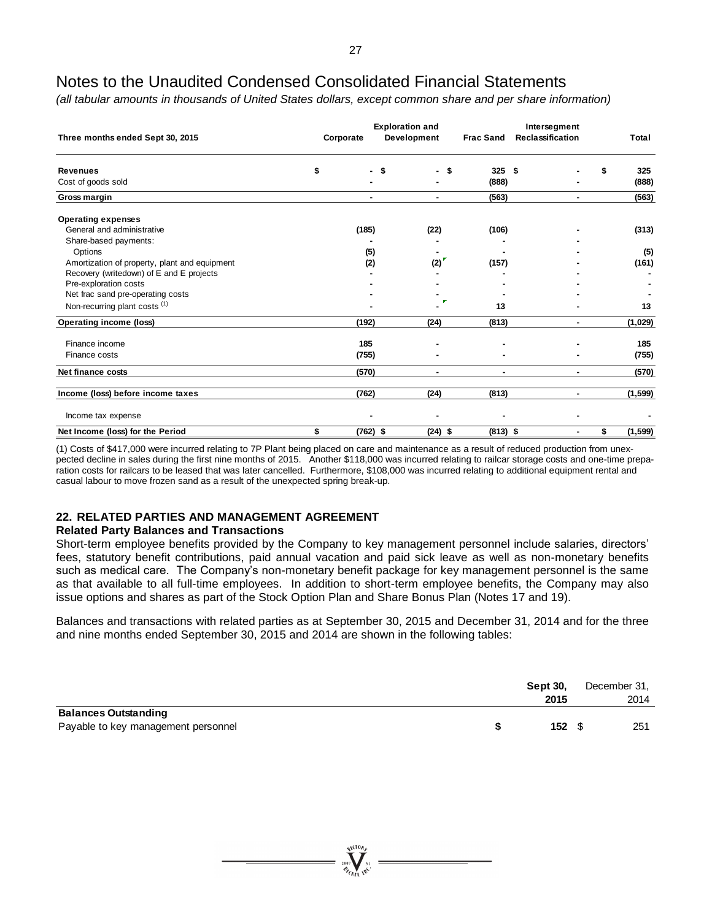# Notes to the Unaudited Condensed Consolidated Financial Statements

*(all tabular amounts in thousands of United States dollars, except common share and per share information)*

| Three months ended Sept 30, 2015 | Corporate | Exploration and Development | Frac Sand | Intersegment Reclassification | Total |
|---|---|---|---|---|---|
| **Revenues** | $ - | $ - | $ 325 | $ - | $ 325 |
| Cost of goods sold | - | - | (888) | - | (888) |
| **Gross margin** | - | - | (563) | - | (563) |
| **Operating expenses** | | | | | |
| General and administrative | (185) | (22) | (106) | - | (313) |
| Share-based payments: | - | - | - | - | |
| Options | (5) | - | - | - | (5) |
| Amortization of property, plant and equipment | (2) | (2) | (157) | - | (161) |
| Recovery (writedown) of E and E projects | - | - | - | - | - |
| Pre-exploration costs | - | - | - | - | - |
| Net frac sand pre-operating costs | - | - | - | - | - |
| Non-recurring plant costs (1) | - | - | 13 | - | 13 |
| **Operating income (loss)** | (192) | (24) | (813) | - | (1,029) |
| Finance income | 185 | - | - | - | 185 |
| Finance costs | (755) | - | - | - | (755) |
| **Net finance costs** | (570) | - | - | - | (570) |
| **Income (loss) before income taxes** | (762) | (24) | (813) | - | (1,599) |
| Income tax expense | - | - | - | - | - |
| **Net Income (loss) for the Period** | $ (762) | $ (24) | $ (813) | $ - | $ (1,599) |

(1) Costs of $417,000 were incurred relating to 7P Plant being placed on care and maintenance as a result of reduced production from unexpected decline in sales during the first nine months of 2015. Another $118,000 was incurred relating to railcar storage costs and one-time preparation costs for railcars to be leased that was later cancelled. Furthermore, $108,000 was incurred relating to additional equipment rental and casual labour to move frozen sand as a result of the unexpected spring break-up.

## 22. RELATED PARTIES AND MANAGEMENT AGREEMENT

### Related Party Balances and Transactions

Short-term employee benefits provided by the Company to key management personnel include salaries, directors' fees, statutory benefit contributions, paid annual vacation and paid sick leave as well as non-monetary benefits such as medical care. The Company's non-monetary benefit package for key management personnel is the same as that available to all full-time employees. In addition to short-term employee benefits, the Company may also issue options and shares as part of the Stock Option Plan and Share Bonus Plan (Notes 17 and 19).

Balances and transactions with related parties as at September 30, 2015 and December 31, 2014 and for the three and nine months ended September 30, 2015 and 2014 are shown in the following tables:

| | **Sept 30, 2015** | December 31, 2014 |
|---|---|---|
| **Balances Outstanding** | | |
| Payable to key management personnel | **$ 152** | $ 251 |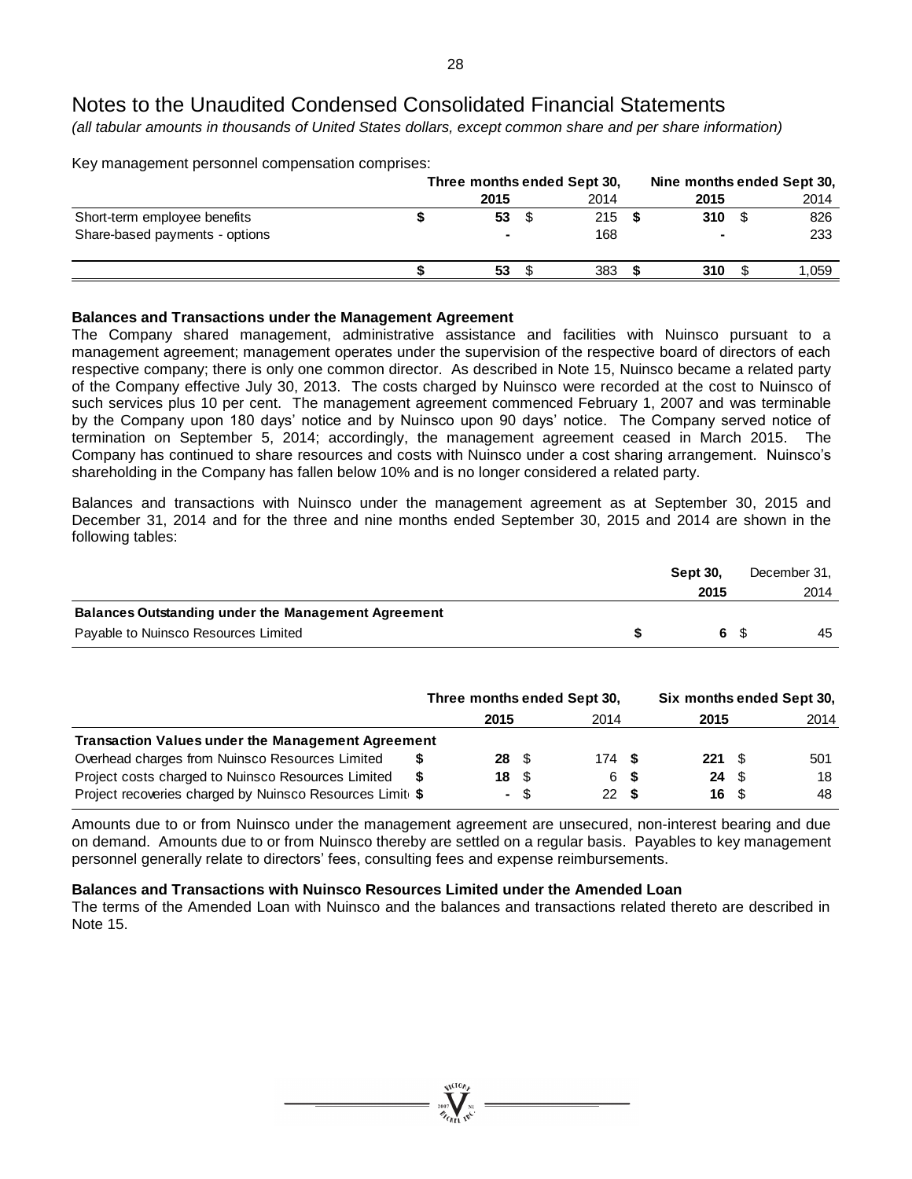# Notes to the Unaudited Condensed Consolidated Financial Statements

*(all tabular amounts in thousands of United States dollars, except common share and per share information)*

Key management personnel compensation comprises:

| | Three months ended Sept 30, | | Nine months ended Sept 30, | |
|---|---|---|---|---|
| | **2015** | 2014 | **2015** | 2014 |
| Short-term employee benefits | **$ 53** | $ 215 | **$ 310** | $ 826 |
| Share-based payments - options | **-** | 168 | **-** | 233 |
| | **$ 53** | $ 383 | **$ 310** | $ 1,059 |

**Balances and Transactions under the Management Agreement**

The Company shared management, administrative assistance and facilities with Nuinsco pursuant to a management agreement; management operates under the supervision of the respective board of directors of each respective company; there is only one common director. As described in Note 15, Nuinsco became a related party of the Company effective July 30, 2013. The costs charged by Nuinsco were recorded at the cost to Nuinsco of such services plus 10 per cent. The management agreement commenced February 1, 2007 and was terminable by the Company upon 180 days' notice and by Nuinsco upon 90 days' notice. The Company served notice of termination on September 5, 2014; accordingly, the management agreement ceased in March 2015. The Company has continued to share resources and costs with Nuinsco under a cost sharing arrangement. Nuinsco's shareholding in the Company has fallen below 10% and is no longer considered a related party.

Balances and transactions with Nuinsco under the management agreement as at September 30, 2015 and December 31, 2014 and for the three and nine months ended September 30, 2015 and 2014 are shown in the following tables:

| | **Sept 30, 2015** | December 31, 2014 |
|---|---|---|
| **Balances Outstanding under the Management Agreement** | | |
| Payable to Nuinsco Resources Limited | **$ 6** | $ 45 |

| | Three months ended Sept 30, | | Six months ended Sept 30, | |
|---|---|---|---|---|
| | **2015** | 2014 | **2015** | 2014 |
| **Transaction Values under the Management Agreement** | | | | |
| Overhead charges from Nuinsco Resources Limited | **$ 28** | $ 174 | **$ 221** | $ 501 |
| Project costs charged to Nuinsco Resources Limited | **$ 18** | $ 6 | **$ 24** | $ 18 |
| Project recoveries charged by Nuinsco Resources Limited | **$ -** | $ 22 | **$ 16** | $ 48 |

Amounts due to or from Nuinsco under the management agreement are unsecured, non-interest bearing and due on demand. Amounts due to or from Nuinsco thereby are settled on a regular basis. Payables to key management personnel generally relate to directors' fees, consulting fees and expense reimbursements.

**Balances and Transactions with Nuinsco Resources Limited under the Amended Loan**

The terms of the Amended Loan with Nuinsco and the balances and transactions related thereto are described in Note 15.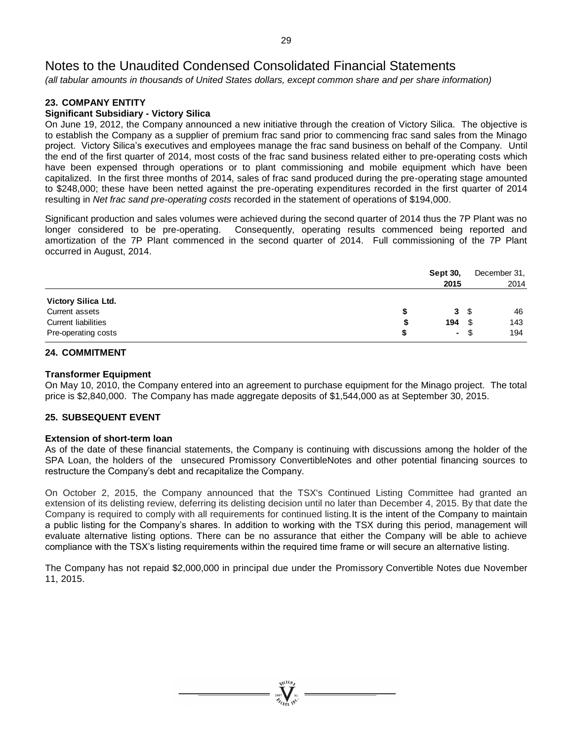# Notes to the Unaudited Condensed Consolidated Financial Statements

*(all tabular amounts in thousands of United States dollars, except common share and per share information)*

## 23. COMPANY ENTITY

### Significant Subsidiary - Victory Silica

On June 19, 2012, the Company announced a new initiative through the creation of Victory Silica. The objective is to establish the Company as a supplier of premium frac sand prior to commencing frac sand sales from the Minago project. Victory Silica's executives and employees manage the frac sand business on behalf of the Company. Until the end of the first quarter of 2014, most costs of the frac sand business related either to pre-operating costs which have been expensed through operations or to plant commissioning and mobile equipment which have been capitalized. In the first three months of 2014, sales of frac sand produced during the pre-operating stage amounted to $248,000; these have been netted against the pre-operating expenditures recorded in the first quarter of 2014 resulting in *Net frac sand pre-operating costs* recorded in the statement of operations of $194,000.

Significant production and sales volumes were achieved during the second quarter of 2014 thus the 7P Plant was no longer considered to be pre-operating. Consequently, operating results commenced being reported and amortization of the 7P Plant commenced in the second quarter of 2014. Full commissioning of the 7P Plant occurred in August, 2014.

| | | **Sept 30, 2015** | | December 31, 2014 |
|---|---|---|---|---|
| **Victory Silica Ltd.** | | | | |
| Current assets | $ | **3** | $ | 46 |
| Current liabilities | $ | **194** | $ | 143 |
| Pre-operating costs | $ | **-** | $ | 194 |

## 24. COMMITMENT

### Transformer Equipment

On May 10, 2010, the Company entered into an agreement to purchase equipment for the Minago project. The total price is $2,840,000. The Company has made aggregate deposits of $1,544,000 as at September 30, 2015.

## 25. SUBSEQUENT EVENT

### Extension of short-term loan

As of the date of these financial statements, the Company is continuing with discussions among the holder of the SPA Loan, the holders of the unsecured Promissory ConvertibleNotes and other potential financing sources to restructure the Company's debt and recapitalize the Company.

On October 2, 2015, the Company announced that the TSX's Continued Listing Committee had granted an extension of its delisting review, deferring its delisting decision until no later than December 4, 2015. By that date the Company is required to comply with all requirements for continued listing. It is the intent of the Company to maintain a public listing for the Company's shares. In addition to working with the TSX during this period, management will evaluate alternative listing options. There can be no assurance that either the Company will be able to achieve compliance with the TSX's listing requirements within the required time frame or will secure an alternative listing.

The Company has not repaid $2,000,000 in principal due under the Promissory Convertible Notes due November 11, 2015.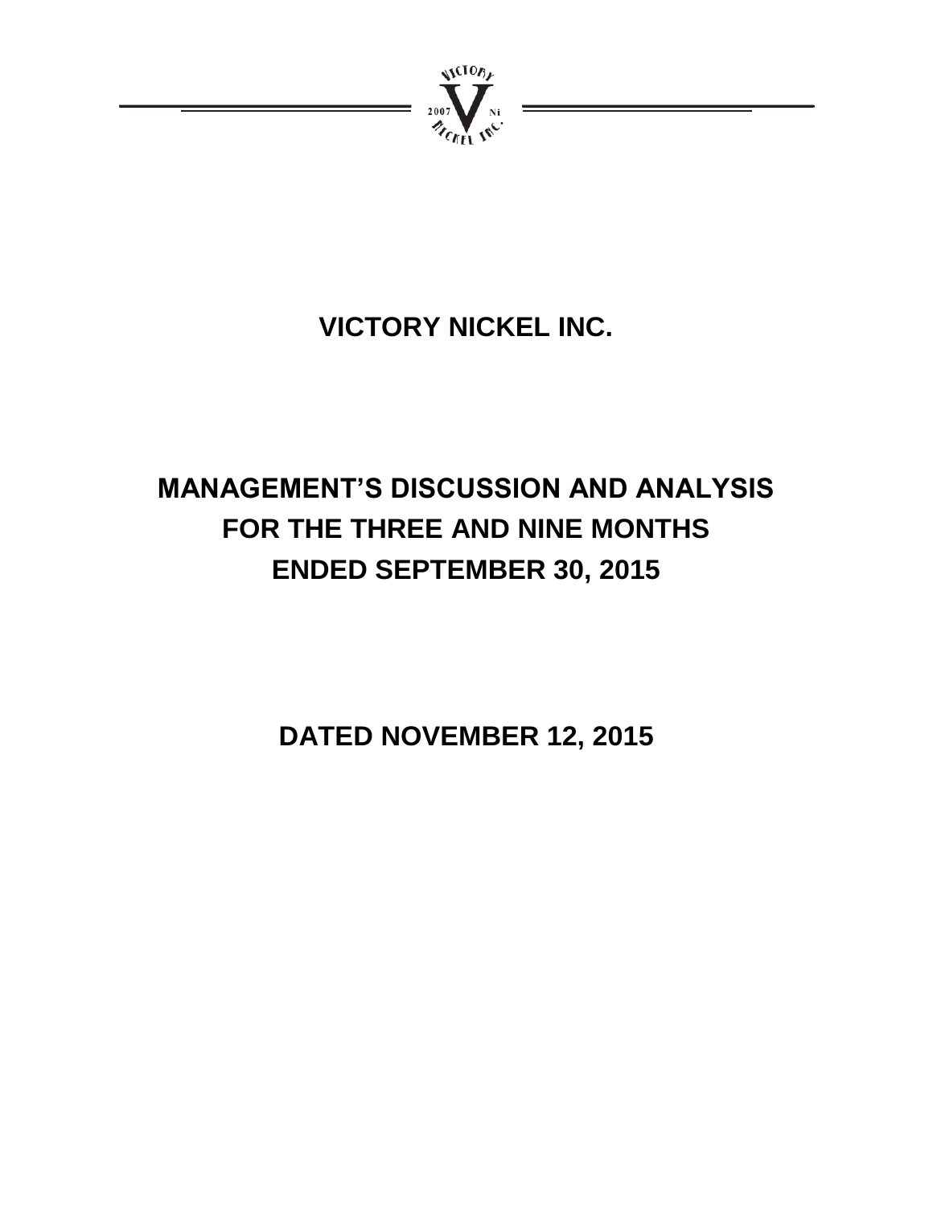# VICTORY NICKEL INC.

# MANAGEMENT'S DISCUSSION AND ANALYSIS FOR THE THREE AND NINE MONTHS ENDED SEPTEMBER 30, 2015

## DATED NOVEMBER 12, 2015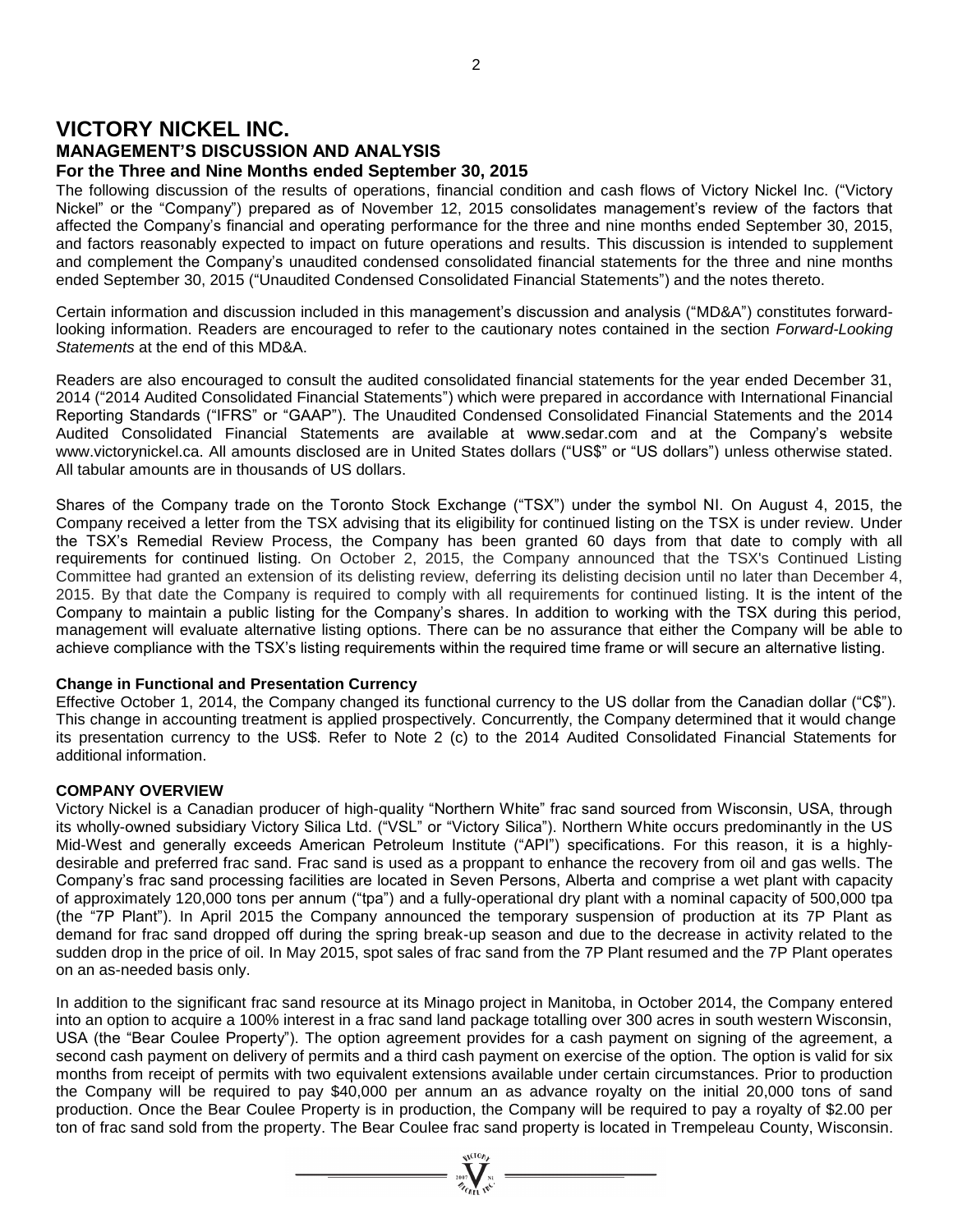# VICTORY NICKEL INC.

## MANAGEMENT'S DISCUSSION AND ANALYSIS

### For the Three and Nine Months ended September 30, 2015

The following discussion of the results of operations, financial condition and cash flows of Victory Nickel Inc. ("Victory Nickel" or the "Company") prepared as of November 12, 2015 consolidates management's review of the factors that affected the Company's financial and operating performance for the three and nine months ended September 30, 2015, and factors reasonably expected to impact on future operations and results. This discussion is intended to supplement and complement the Company's unaudited condensed consolidated financial statements for the three and nine months ended September 30, 2015 ("Unaudited Condensed Consolidated Financial Statements") and the notes thereto.

Certain information and discussion included in this management's discussion and analysis ("MD&A") constitutes forward-looking information. Readers are encouraged to refer to the cautionary notes contained in the section *Forward-Looking Statements* at the end of this MD&A.

Readers are also encouraged to consult the audited consolidated financial statements for the year ended December 31, 2014 ("2014 Audited Consolidated Financial Statements") which were prepared in accordance with International Financial Reporting Standards ("IFRS" or "GAAP"). The Unaudited Condensed Consolidated Financial Statements and the 2014 Audited Consolidated Financial Statements are available at www.sedar.com and at the Company's website www.victorynickel.ca. All amounts disclosed are in United States dollars ("US$" or "US dollars") unless otherwise stated. All tabular amounts are in thousands of US dollars.

Shares of the Company trade on the Toronto Stock Exchange ("TSX") under the symbol NI. On August 4, 2015, the Company received a letter from the TSX advising that its eligibility for continued listing on the TSX is under review. Under the TSX's Remedial Review Process, the Company has been granted 60 days from that date to comply with all requirements for continued listing. On October 2, 2015, the Company announced that the TSX's Continued Listing Committee had granted an extension of its delisting review, deferring its delisting decision until no later than December 4, 2015. By that date the Company is required to comply with all requirements for continued listing. It is the intent of the Company to maintain a public listing for the Company's shares. In addition to working with the TSX during this period, management will evaluate alternative listing options. There can be no assurance that either the Company will be able to achieve compliance with the TSX's listing requirements within the required time frame or will secure an alternative listing.

**Change in Functional and Presentation Currency**

Effective October 1, 2014, the Company changed its functional currency to the US dollar from the Canadian dollar ("C$"). This change in accounting treatment is applied prospectively. Concurrently, the Company determined that it would change its presentation currency to the US$. Refer to Note 2 (c) to the 2014 Audited Consolidated Financial Statements for additional information.

**COMPANY OVERVIEW**

Victory Nickel is a Canadian producer of high-quality "Northern White" frac sand sourced from Wisconsin, USA, through its wholly-owned subsidiary Victory Silica Ltd. ("VSL" or "Victory Silica"). Northern White occurs predominantly in the US Mid-West and generally exceeds American Petroleum Institute ("API") specifications. For this reason, it is a highly-desirable and preferred frac sand. Frac sand is used as a proppant to enhance the recovery from oil and gas wells. The Company's frac sand processing facilities are located in Seven Persons, Alberta and comprise a wet plant with capacity of approximately 120,000 tons per annum ("tpa") and a fully-operational dry plant with a nominal capacity of 500,000 tpa (the "7P Plant"). In April 2015 the Company announced the temporary suspension of production at its 7P Plant as demand for frac sand dropped off during the spring break-up season and due to the decrease in activity related to the sudden drop in the price of oil. In May 2015, spot sales of frac sand from the 7P Plant resumed and the 7P Plant operates on an as-needed basis only.

In addition to the significant frac sand resource at its Minago project in Manitoba, in October 2014, the Company entered into an option to acquire a 100% interest in a frac sand land package totalling over 300 acres in south western Wisconsin, USA (the "Bear Coulee Property"). The option agreement provides for a cash payment on signing of the agreement, a second cash payment on delivery of permits and a third cash payment on exercise of the option. The option is valid for six months from receipt of permits with two equivalent extensions available under certain circumstances. Prior to production the Company will be required to pay $40,000 per annum an as advance royalty on the initial 20,000 tons of sand production. Once the Bear Coulee Property is in production, the Company will be required to pay a royalty of $2.00 per ton of frac sand sold from the property. The Bear Coulee frac sand property is located in Trempeleau County, Wisconsin.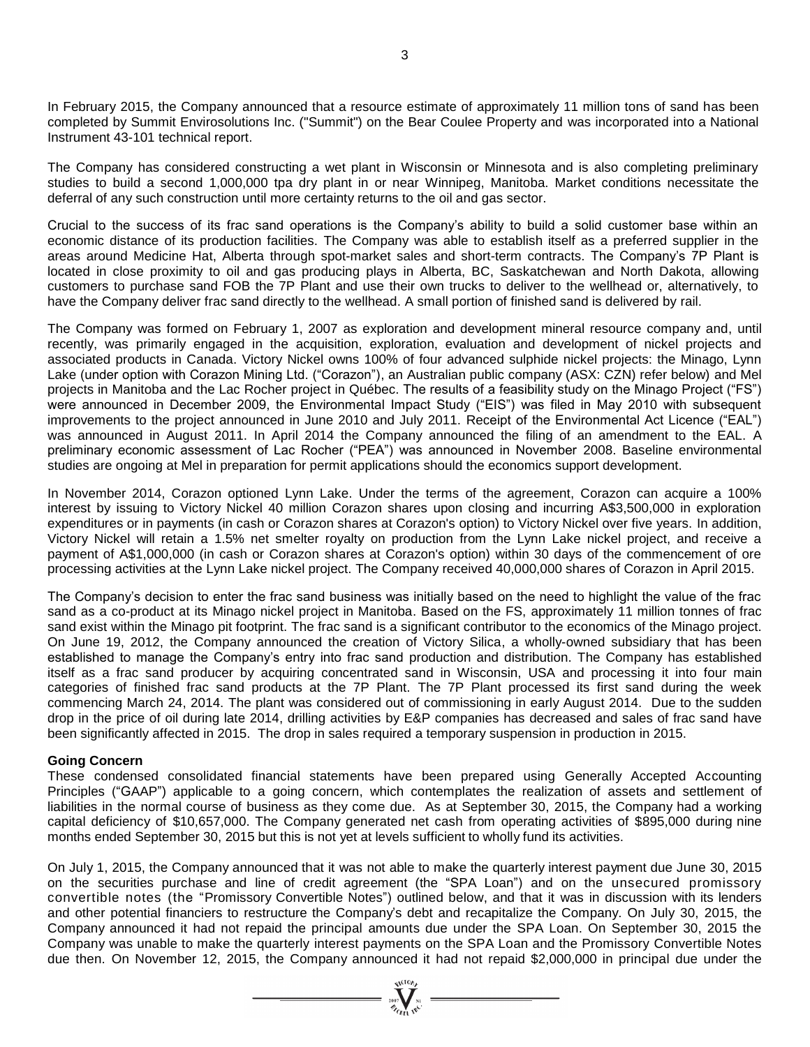In February 2015, the Company announced that a resource estimate of approximately 11 million tons of sand has been completed by Summit Envirosolutions Inc. ("Summit") on the Bear Coulee Property and was incorporated into a National Instrument 43-101 technical report.

The Company has considered constructing a wet plant in Wisconsin or Minnesota and is also completing preliminary studies to build a second 1,000,000 tpa dry plant in or near Winnipeg, Manitoba. Market conditions necessitate the deferral of any such construction until more certainty returns to the oil and gas sector.

Crucial to the success of its frac sand operations is the Company's ability to build a solid customer base within an economic distance of its production facilities. The Company was able to establish itself as a preferred supplier in the areas around Medicine Hat, Alberta through spot-market sales and short-term contracts. The Company's 7P Plant is located in close proximity to oil and gas producing plays in Alberta, BC, Saskatchewan and North Dakota, allowing customers to purchase sand FOB the 7P Plant and use their own trucks to deliver to the wellhead or, alternatively, to have the Company deliver frac sand directly to the wellhead. A small portion of finished sand is delivered by rail.

The Company was formed on February 1, 2007 as exploration and development mineral resource company and, until recently, was primarily engaged in the acquisition, exploration, evaluation and development of nickel projects and associated products in Canada. Victory Nickel owns 100% of four advanced sulphide nickel projects: the Minago, Lynn Lake (under option with Corazon Mining Ltd. ("Corazon"), an Australian public company (ASX: CZN) refer below) and Mel projects in Manitoba and the Lac Rocher project in Québec. The results of a feasibility study on the Minago Project ("FS") were announced in December 2009, the Environmental Impact Study ("EIS") was filed in May 2010 with subsequent improvements to the project announced in June 2010 and July 2011. Receipt of the Environmental Act Licence ("EAL") was announced in August 2011. In April 2014 the Company announced the filing of an amendment to the EAL. A preliminary economic assessment of Lac Rocher ("PEA") was announced in November 2008. Baseline environmental studies are ongoing at Mel in preparation for permit applications should the economics support development.

In November 2014, Corazon optioned Lynn Lake. Under the terms of the agreement, Corazon can acquire a 100% interest by issuing to Victory Nickel 40 million Corazon shares upon closing and incurring A$3,500,000 in exploration expenditures or in payments (in cash or Corazon shares at Corazon's option) to Victory Nickel over five years. In addition, Victory Nickel will retain a 1.5% net smelter royalty on production from the Lynn Lake nickel project, and receive a payment of A$1,000,000 (in cash or Corazon shares at Corazon's option) within 30 days of the commencement of ore processing activities at the Lynn Lake nickel project. The Company received 40,000,000 shares of Corazon in April 2015.

The Company's decision to enter the frac sand business was initially based on the need to highlight the value of the frac sand as a co-product at its Minago nickel project in Manitoba. Based on the FS, approximately 11 million tonnes of frac sand exist within the Minago pit footprint. The frac sand is a significant contributor to the economics of the Minago project. On June 19, 2012, the Company announced the creation of Victory Silica, a wholly-owned subsidiary that has been established to manage the Company's entry into frac sand production and distribution. The Company has established itself as a frac sand producer by acquiring concentrated sand in Wisconsin, USA and processing it into four main categories of finished frac sand products at the 7P Plant. The 7P Plant processed its first sand during the week commencing March 24, 2014. The plant was considered out of commissioning in early August 2014. Due to the sudden drop in the price of oil during late 2014, drilling activities by E&P companies has decreased and sales of frac sand have been significantly affected in 2015. The drop in sales required a temporary suspension in production in 2015.

**Going Concern**

These condensed consolidated financial statements have been prepared using Generally Accepted Accounting Principles ("GAAP") applicable to a going concern, which contemplates the realization of assets and settlement of liabilities in the normal course of business as they come due. As at September 30, 2015, the Company had a working capital deficiency of $10,657,000. The Company generated net cash from operating activities of $895,000 during nine months ended September 30, 2015 but this is not yet at levels sufficient to wholly fund its activities.

On July 1, 2015, the Company announced that it was not able to make the quarterly interest payment due June 30, 2015 on the securities purchase and line of credit agreement (the "SPA Loan") and on the unsecured promissory convertible notes (the "Promissory Convertible Notes") outlined below, and that it was in discussion with its lenders and other potential financiers to restructure the Company's debt and recapitalize the Company. On July 30, 2015, the Company announced it had not repaid the principal amounts due under the SPA Loan. On September 30, 2015 the Company was unable to make the quarterly interest payments on the SPA Loan and the Promissory Convertible Notes due then. On November 12, 2015, the Company announced it had not repaid $2,000,000 in principal due under the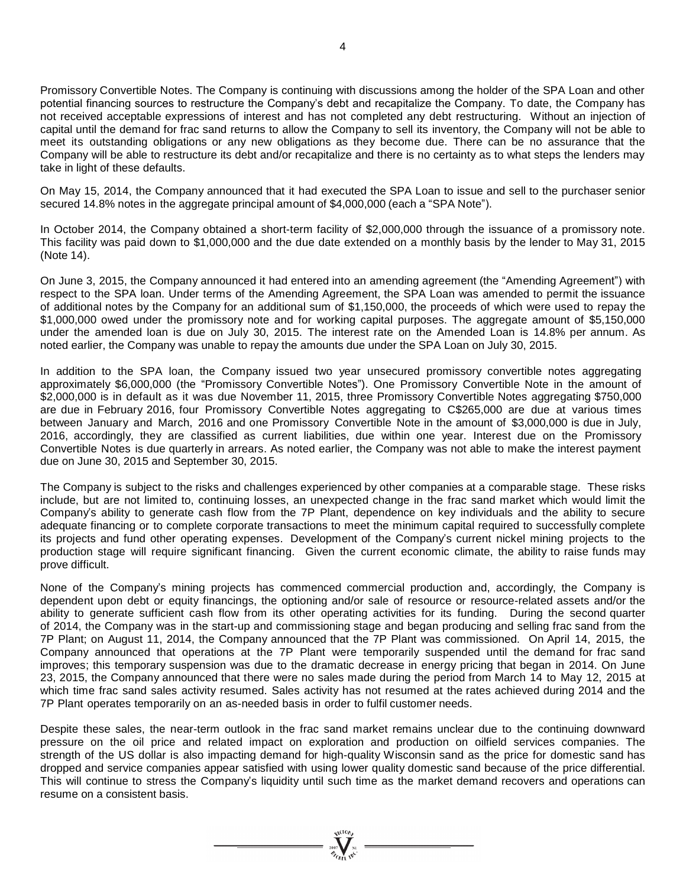Promissory Convertible Notes. The Company is continuing with discussions among the holder of the SPA Loan and other potential financing sources to restructure the Company's debt and recapitalize the Company. To date, the Company has not received acceptable expressions of interest and has not completed any debt restructuring. Without an injection of capital until the demand for frac sand returns to allow the Company to sell its inventory, the Company will not be able to meet its outstanding obligations or any new obligations as they become due. There can be no assurance that the Company will be able to restructure its debt and/or recapitalize and there is no certainty as to what steps the lenders may take in light of these defaults.

On May 15, 2014, the Company announced that it had executed the SPA Loan to issue and sell to the purchaser senior secured 14.8% notes in the aggregate principal amount of $4,000,000 (each a "SPA Note").

In October 2014, the Company obtained a short-term facility of $2,000,000 through the issuance of a promissory note. This facility was paid down to $1,000,000 and the due date extended on a monthly basis by the lender to May 31, 2015 (Note 14).

On June 3, 2015, the Company announced it had entered into an amending agreement (the "Amending Agreement") with respect to the SPA loan. Under terms of the Amending Agreement, the SPA Loan was amended to permit the issuance of additional notes by the Company for an additional sum of $1,150,000, the proceeds of which were used to repay the $1,000,000 owed under the promissory note and for working capital purposes. The aggregate amount of $5,150,000 under the amended loan is due on July 30, 2015. The interest rate on the Amended Loan is 14.8% per annum. As noted earlier, the Company was unable to repay the amounts due under the SPA Loan on July 30, 2015.

In addition to the SPA loan, the Company issued two year unsecured promissory convertible notes aggregating approximately $6,000,000 (the "Promissory Convertible Notes"). One Promissory Convertible Note in the amount of $2,000,000 is in default as it was due November 11, 2015, three Promissory Convertible Notes aggregating $750,000 are due in February 2016, four Promissory Convertible Notes aggregating to C$265,000 are due at various times between January and March, 2016 and one Promissory Convertible Note in the amount of $3,000,000 is due in July, 2016, accordingly, they are classified as current liabilities, due within one year. Interest due on the Promissory Convertible Notes is due quarterly in arrears. As noted earlier, the Company was not able to make the interest payment due on June 30, 2015 and September 30, 2015.

The Company is subject to the risks and challenges experienced by other companies at a comparable stage. These risks include, but are not limited to, continuing losses, an unexpected change in the frac sand market which would limit the Company's ability to generate cash flow from the 7P Plant, dependence on key individuals and the ability to secure adequate financing or to complete corporate transactions to meet the minimum capital required to successfully complete its projects and fund other operating expenses. Development of the Company's current nickel mining projects to the production stage will require significant financing. Given the current economic climate, the ability to raise funds may prove difficult.

None of the Company's mining projects has commenced commercial production and, accordingly, the Company is dependent upon debt or equity financings, the optioning and/or sale of resource or resource-related assets and/or the ability to generate sufficient cash flow from its other operating activities for its funding. During the second quarter of 2014, the Company was in the start-up and commissioning stage and began producing and selling frac sand from the 7P Plant; on August 11, 2014, the Company announced that the 7P Plant was commissioned. On April 14, 2015, the Company announced that operations at the 7P Plant were temporarily suspended until the demand for frac sand improves; this temporary suspension was due to the dramatic decrease in energy pricing that began in 2014. On June 23, 2015, the Company announced that there were no sales made during the period from March 14 to May 12, 2015 at which time frac sand sales activity resumed. Sales activity has not resumed at the rates achieved during 2014 and the 7P Plant operates temporarily on an as-needed basis in order to fulfil customer needs.

Despite these sales, the near-term outlook in the frac sand market remains unclear due to the continuing downward pressure on the oil price and related impact on exploration and production on oilfield services companies. The strength of the US dollar is also impacting demand for high-quality Wisconsin sand as the price for domestic sand has dropped and service companies appear satisfied with using lower quality domestic sand because of the price differential. This will continue to stress the Company's liquidity until such time as the market demand recovers and operations can resume on a consistent basis.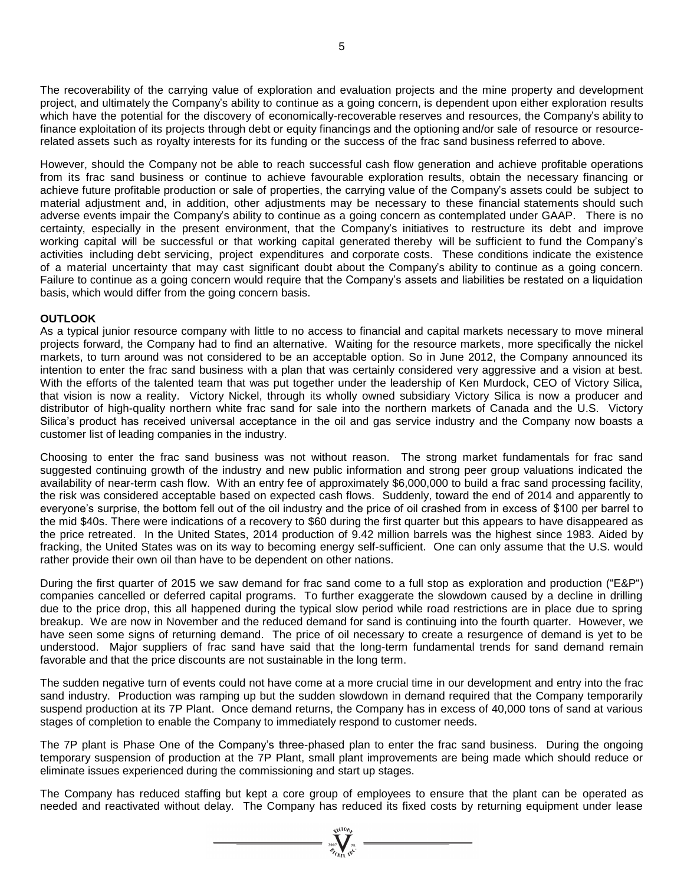The recoverability of the carrying value of exploration and evaluation projects and the mine property and development project, and ultimately the Company's ability to continue as a going concern, is dependent upon either exploration results which have the potential for the discovery of economically-recoverable reserves and resources, the Company's ability to finance exploitation of its projects through debt or equity financings and the optioning and/or sale of resource or resource-related assets such as royalty interests for its funding or the success of the frac sand business referred to above.

However, should the Company not be able to reach successful cash flow generation and achieve profitable operations from its frac sand business or continue to achieve favourable exploration results, obtain the necessary financing or achieve future profitable production or sale of properties, the carrying value of the Company's assets could be subject to material adjustment and, in addition, other adjustments may be necessary to these financial statements should such adverse events impair the Company's ability to continue as a going concern as contemplated under GAAP. There is no certainty, especially in the present environment, that the Company's initiatives to restructure its debt and improve working capital will be successful or that working capital generated thereby will be sufficient to fund the Company's activities including debt servicing, project expenditures and corporate costs. These conditions indicate the existence of a material uncertainty that may cast significant doubt about the Company's ability to continue as a going concern. Failure to continue as a going concern would require that the Company's assets and liabilities be restated on a liquidation basis, which would differ from the going concern basis.

**OUTLOOK**

As a typical junior resource company with little to no access to financial and capital markets necessary to move mineral projects forward, the Company had to find an alternative. Waiting for the resource markets, more specifically the nickel markets, to turn around was not considered to be an acceptable option. So in June 2012, the Company announced its intention to enter the frac sand business with a plan that was certainly considered very aggressive and a vision at best. With the efforts of the talented team that was put together under the leadership of Ken Murdock, CEO of Victory Silica, that vision is now a reality. Victory Nickel, through its wholly owned subsidiary Victory Silica is now a producer and distributor of high-quality northern white frac sand for sale into the northern markets of Canada and the U.S. Victory Silica's product has received universal acceptance in the oil and gas service industry and the Company now boasts a customer list of leading companies in the industry.

Choosing to enter the frac sand business was not without reason. The strong market fundamentals for frac sand suggested continuing growth of the industry and new public information and strong peer group valuations indicated the availability of near-term cash flow. With an entry fee of approximately $6,000,000 to build a frac sand processing facility, the risk was considered acceptable based on expected cash flows. Suddenly, toward the end of 2014 and apparently to everyone's surprise, the bottom fell out of the oil industry and the price of oil crashed from in excess of $100 per barrel to the mid $40s. There were indications of a recovery to $60 during the first quarter but this appears to have disappeared as the price retreated. In the United States, 2014 production of 9.42 million barrels was the highest since 1983. Aided by fracking, the United States was on its way to becoming energy self-sufficient. One can only assume that the U.S. would rather provide their own oil than have to be dependent on other nations.

During the first quarter of 2015 we saw demand for frac sand come to a full stop as exploration and production ("E&P") companies cancelled or deferred capital programs. To further exaggerate the slowdown caused by a decline in drilling due to the price drop, this all happened during the typical slow period while road restrictions are in place due to spring breakup. We are now in November and the reduced demand for sand is continuing into the fourth quarter. However, we have seen some signs of returning demand. The price of oil necessary to create a resurgence of demand is yet to be understood. Major suppliers of frac sand have said that the long-term fundamental trends for sand demand remain favorable and that the price discounts are not sustainable in the long term.

The sudden negative turn of events could not have come at a more crucial time in our development and entry into the frac sand industry. Production was ramping up but the sudden slowdown in demand required that the Company temporarily suspend production at its 7P Plant. Once demand returns, the Company has in excess of 40,000 tons of sand at various stages of completion to enable the Company to immediately respond to customer needs.

The 7P plant is Phase One of the Company's three-phased plan to enter the frac sand business. During the ongoing temporary suspension of production at the 7P Plant, small plant improvements are being made which should reduce or eliminate issues experienced during the commissioning and start up stages.

The Company has reduced staffing but kept a core group of employees to ensure that the plant can be operated as needed and reactivated without delay. The Company has reduced its fixed costs by returning equipment under lease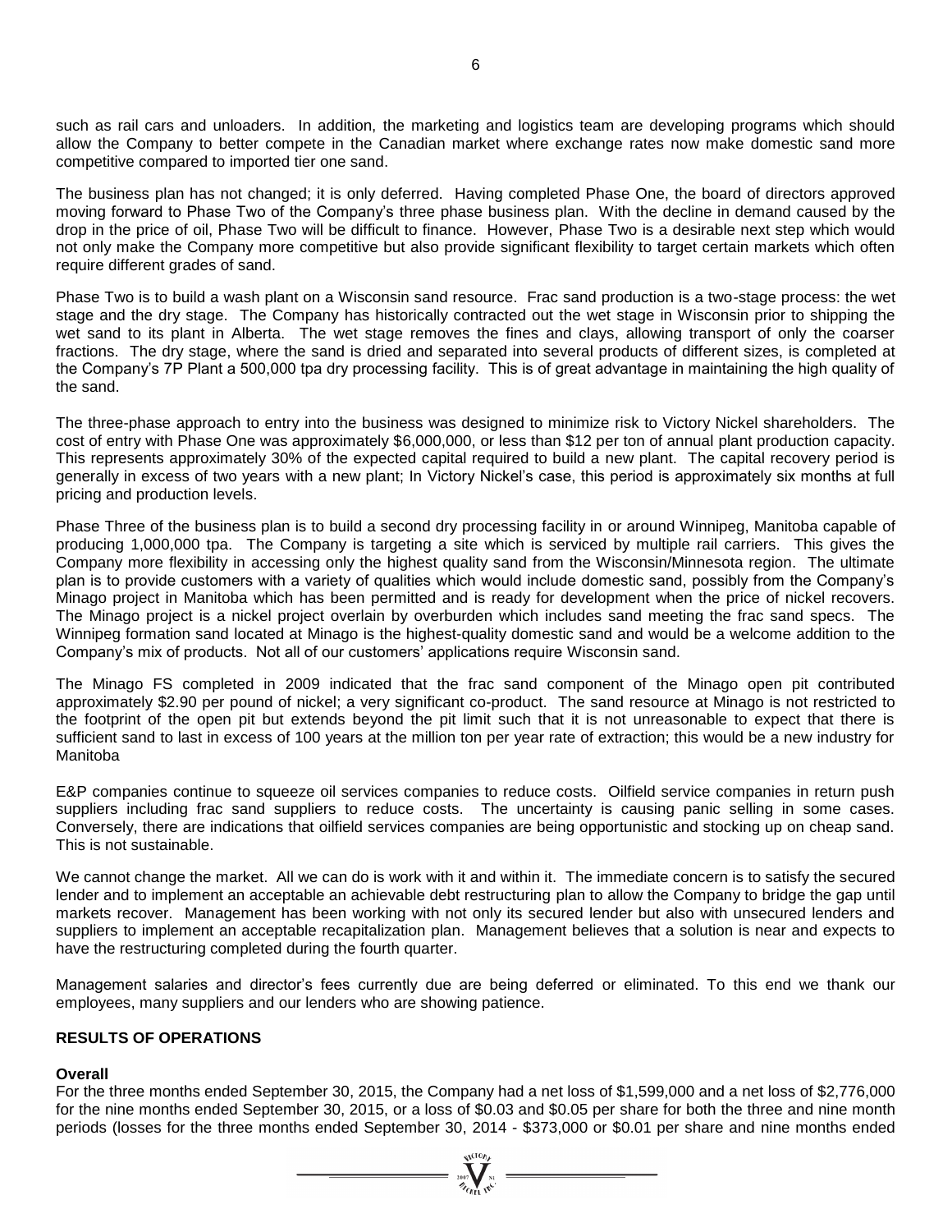such as rail cars and unloaders. In addition, the marketing and logistics team are developing programs which should allow the Company to better compete in the Canadian market where exchange rates now make domestic sand more competitive compared to imported tier one sand.

The business plan has not changed; it is only deferred. Having completed Phase One, the board of directors approved moving forward to Phase Two of the Company's three phase business plan. With the decline in demand caused by the drop in the price of oil, Phase Two will be difficult to finance. However, Phase Two is a desirable next step which would not only make the Company more competitive but also provide significant flexibility to target certain markets which often require different grades of sand.

Phase Two is to build a wash plant on a Wisconsin sand resource. Frac sand production is a two-stage process: the wet stage and the dry stage. The Company has historically contracted out the wet stage in Wisconsin prior to shipping the wet sand to its plant in Alberta. The wet stage removes the fines and clays, allowing transport of only the coarser fractions. The dry stage, where the sand is dried and separated into several products of different sizes, is completed at the Company's 7P Plant a 500,000 tpa dry processing facility. This is of great advantage in maintaining the high quality of the sand.

The three-phase approach to entry into the business was designed to minimize risk to Victory Nickel shareholders. The cost of entry with Phase One was approximately $6,000,000, or less than $12 per ton of annual plant production capacity. This represents approximately 30% of the expected capital required to build a new plant. The capital recovery period is generally in excess of two years with a new plant; In Victory Nickel's case, this period is approximately six months at full pricing and production levels.

Phase Three of the business plan is to build a second dry processing facility in or around Winnipeg, Manitoba capable of producing 1,000,000 tpa. The Company is targeting a site which is serviced by multiple rail carriers. This gives the Company more flexibility in accessing only the highest quality sand from the Wisconsin/Minnesota region. The ultimate plan is to provide customers with a variety of qualities which would include domestic sand, possibly from the Company's Minago project in Manitoba which has been permitted and is ready for development when the price of nickel recovers. The Minago project is a nickel project overlain by overburden which includes sand meeting the frac sand specs. The Winnipeg formation sand located at Minago is the highest-quality domestic sand and would be a welcome addition to the Company's mix of products. Not all of our customers' applications require Wisconsin sand.

The Minago FS completed in 2009 indicated that the frac sand component of the Minago open pit contributed approximately $2.90 per pound of nickel; a very significant co-product. The sand resource at Minago is not restricted to the footprint of the open pit but extends beyond the pit limit such that it is not unreasonable to expect that there is sufficient sand to last in excess of 100 years at the million ton per year rate of extraction; this would be a new industry for Manitoba

E&P companies continue to squeeze oil services companies to reduce costs. Oilfield service companies in return push suppliers including frac sand suppliers to reduce costs. The uncertainty is causing panic selling in some cases. Conversely, there are indications that oilfield services companies are being opportunistic and stocking up on cheap sand. This is not sustainable.

We cannot change the market. All we can do is work with it and within it. The immediate concern is to satisfy the secured lender and to implement an acceptable an achievable debt restructuring plan to allow the Company to bridge the gap until markets recover. Management has been working with not only its secured lender but also with unsecured lenders and suppliers to implement an acceptable recapitalization plan. Management believes that a solution is near and expects to have the restructuring completed during the fourth quarter.

Management salaries and director's fees currently due are being deferred or eliminated. To this end we thank our employees, many suppliers and our lenders who are showing patience.

## RESULTS OF OPERATIONS

### Overall

For the three months ended September 30, 2015, the Company had a net loss of $1,599,000 and a net loss of $2,776,000 for the nine months ended September 30, 2015, or a loss of $0.03 and $0.05 per share for both the three and nine month periods (losses for the three months ended September 30, 2014 - $373,000 or $0.01 per share and nine months ended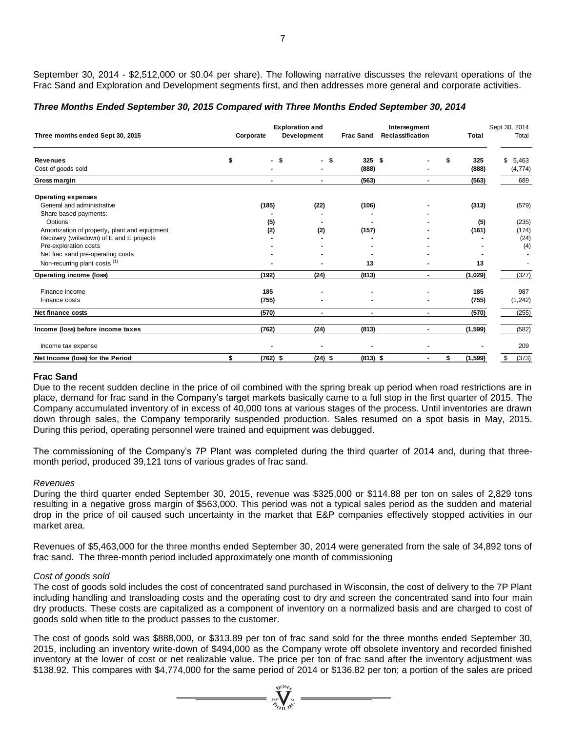September 30, 2014 - $2,512,000 or $0.04 per share). The following narrative discusses the relevant operations of the Frac Sand and Exploration and Development segments first, and then addresses more general and corporate activities.

### *Three Months Ended September 30, 2015 Compared with Three Months Ended September 30, 2014*

| Three months ended Sept 30, 2015 | Corporate | Exploration and Development | Frac Sand | Intersegment Reclassification | Total | Sept 30, 2014 Total |
|---|---|---|---|---|---|---|
| **Revenues** | $ - | $ - | $ 325 | $ - | $ 325 | $ 5,463 |
| Cost of goods sold | - | - | (888) | - | (888) | (4,774) |
| **Gross margin** | - | - | (563) | - | (563) | 689 |
| **Operating expenses** | | | | | | |
| General and administrative | (185) | (22) | (106) | - | (313) | (579) |
| Share-based payments: | - | - | - | - | | - |
| Options | (5) | - | - | - | (5) | (235) |
| Amortization of property, plant and equipment | (2) | (2) | (157) | - | (161) | (174) |
| Recovery (writedown) of E and E projects | - | - | - | - | - | (24) |
| Pre-exploration costs | - | - | - | - | - | (4) |
| Net frac sand pre-operating costs | - | - | - | - | - | - |
| Non-recurring plant costs [(1)] | - | - | 13 | - | 13 | - |
| **Operating income (loss)** | (192) | (24) | (813) | - | (1,029) | (327) |
| Finance income | 185 | - | - | - | 185 | 987 |
| Finance costs | (755) | - | - | - | (755) | (1,242) |
| **Net finance costs** | (570) | - | - | - | (570) | (255) |
| **Income (loss) before income taxes** | (762) | (24) | (813) | - | (1,599) | (582) |
| Income tax expense | - | - | - | - | - | 209 |
| **Net Income (loss) for the Period** | $ (762) | $ (24) | $ (813) | $ - | $ (1,599) | $ (373) |

## Frac Sand

Due to the recent sudden decline in the price of oil combined with the spring break up period when road restrictions are in place, demand for frac sand in the Company's target markets basically came to a full stop in the first quarter of 2015. The Company accumulated inventory of in excess of 40,000 tons at various stages of the process. Until inventories are drawn down through sales, the Company temporarily suspended production. Sales resumed on a spot basis in May, 2015. During this period, operating personnel were trained and equipment was debugged.

The commissioning of the Company's 7P Plant was completed during the third quarter of 2014 and, during that three-month period, produced 39,121 tons of various grades of frac sand.

*Revenues*

During the third quarter ended September 30, 2015, revenue was $325,000 or $114.88 per ton on sales of 2,829 tons resulting in a negative gross margin of $563,000. This period was not a typical sales period as the sudden and material drop in the price of oil caused such uncertainty in the market that E&P companies effectively stopped activities in our market area.

Revenues of $5,463,000 for the three months ended September 30, 2014 were generated from the sale of 34,892 tons of frac sand. The three-month period included approximately one month of commissioning

*Cost of goods sold*

The cost of goods sold includes the cost of concentrated sand purchased in Wisconsin, the cost of delivery to the 7P Plant including handling and transloading costs and the operating cost to dry and screen the concentrated sand into four main dry products. These costs are capitalized as a component of inventory on a normalized basis and are charged to cost of goods sold when title to the product passes to the customer.

The cost of goods sold was $888,000, or $313.89 per ton of frac sand sold for the three months ended September 30, 2015, including an inventory write-down of $494,000 as the Company wrote off obsolete inventory and recorded finished inventory at the lower of cost or net realizable value. The price per ton of frac sand after the inventory adjustment was $138.92. This compares with $4,774,000 for the same period of 2014 or $136.82 per ton; a portion of the sales are priced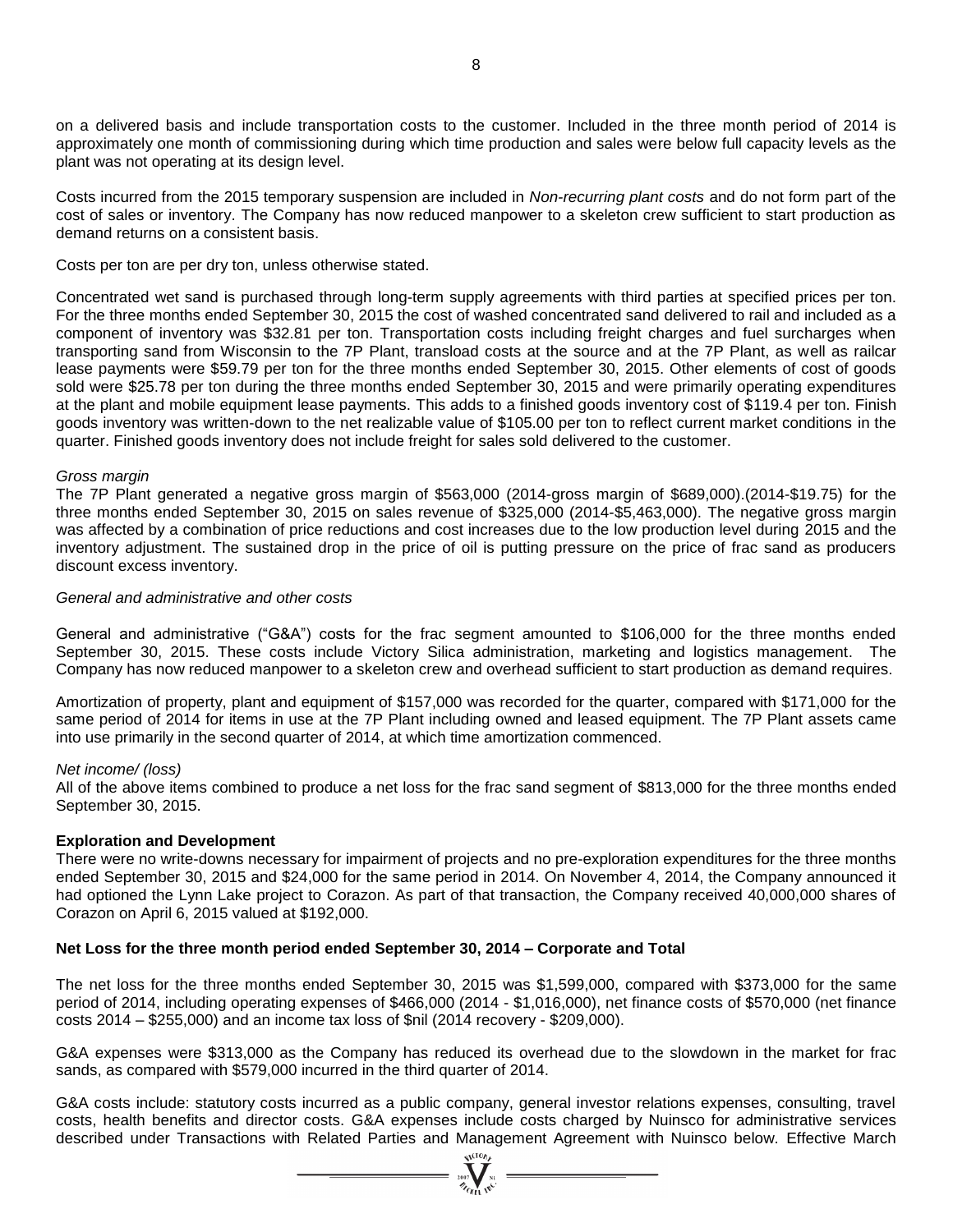on a delivered basis and include transportation costs to the customer. Included in the three month period of 2014 is approximately one month of commissioning during which time production and sales were below full capacity levels as the plant was not operating at its design level.

Costs incurred from the 2015 temporary suspension are included in *Non-recurring plant costs* and do not form part of the cost of sales or inventory. The Company has now reduced manpower to a skeleton crew sufficient to start production as demand returns on a consistent basis.

Costs per ton are per dry ton, unless otherwise stated.

Concentrated wet sand is purchased through long-term supply agreements with third parties at specified prices per ton. For the three months ended September 30, 2015 the cost of washed concentrated sand delivered to rail and included as a component of inventory was $32.81 per ton. Transportation costs including freight charges and fuel surcharges when transporting sand from Wisconsin to the 7P Plant, transload costs at the source and at the 7P Plant, as well as railcar lease payments were $59.79 per ton for the three months ended September 30, 2015. Other elements of cost of goods sold were $25.78 per ton during the three months ended September 30, 2015 and were primarily operating expenditures at the plant and mobile equipment lease payments. This adds to a finished goods inventory cost of $119.4 per ton. Finish goods inventory was written-down to the net realizable value of $105.00 per ton to reflect current market conditions in the quarter. Finished goods inventory does not include freight for sales sold delivered to the customer.

*Gross margin*

The 7P Plant generated a negative gross margin of $563,000 (2014-gross margin of $689,000).(2014-$19.75) for the three months ended September 30, 2015 on sales revenue of $325,000 (2014-$5,463,000). The negative gross margin was affected by a combination of price reductions and cost increases due to the low production level during 2015 and the inventory adjustment. The sustained drop in the price of oil is putting pressure on the price of frac sand as producers discount excess inventory.

*General and administrative and other costs*

General and administrative ("G&A") costs for the frac segment amounted to $106,000 for the three months ended September 30, 2015. These costs include Victory Silica administration, marketing and logistics management. The Company has now reduced manpower to a skeleton crew and overhead sufficient to start production as demand requires.

Amortization of property, plant and equipment of $157,000 was recorded for the quarter, compared with $171,000 for the same period of 2014 for items in use at the 7P Plant including owned and leased equipment. The 7P Plant assets came into use primarily in the second quarter of 2014, at which time amortization commenced.

*Net income/ (loss)*

All of the above items combined to produce a net loss for the frac sand segment of $813,000 for the three months ended September 30, 2015.

**Exploration and Development**

There were no write-downs necessary for impairment of projects and no pre-exploration expenditures for the three months ended September 30, 2015 and $24,000 for the same period in 2014. On November 4, 2014, the Company announced it had optioned the Lynn Lake project to Corazon. As part of that transaction, the Company received 40,000,000 shares of Corazon on April 6, 2015 valued at $192,000.

**Net Loss for the three month period ended September 30, 2014 – Corporate and Total**

The net loss for the three months ended September 30, 2015 was $1,599,000, compared with $373,000 for the same period of 2014, including operating expenses of $466,000 (2014 - $1,016,000), net finance costs of $570,000 (net finance costs 2014 – $255,000) and an income tax loss of $nil (2014 recovery - $209,000).

G&A expenses were $313,000 as the Company has reduced its overhead due to the slowdown in the market for frac sands, as compared with $579,000 incurred in the third quarter of 2014.

G&A costs include: statutory costs incurred as a public company, general investor relations expenses, consulting, travel costs, health benefits and director costs. G&A expenses include costs charged by Nuinsco for administrative services described under Transactions with Related Parties and Management Agreement with Nuinsco below. Effective March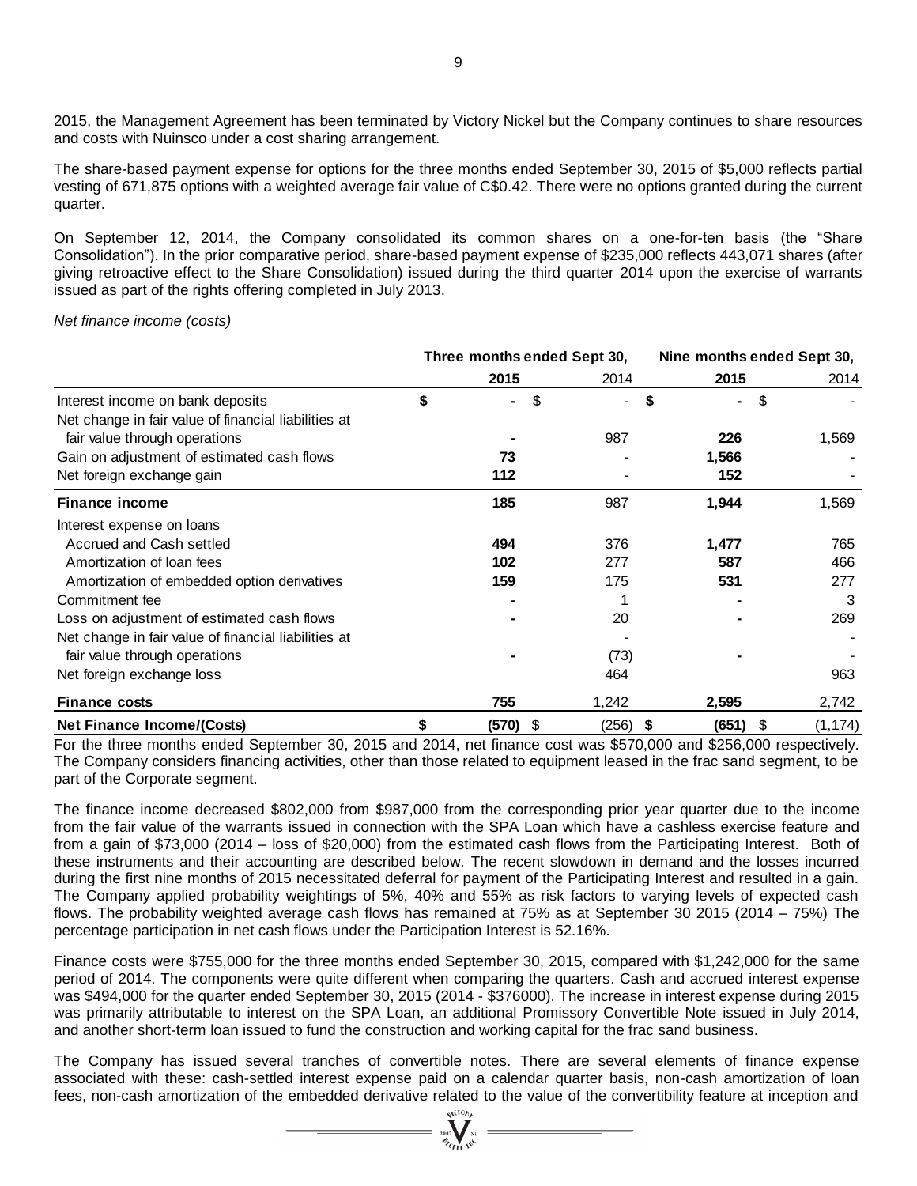2015, the Management Agreement has been terminated by Victory Nickel but the Company continues to share resources and costs with Nuinsco under a cost sharing arrangement.

The share-based payment expense for options for the three months ended September 30, 2015 of $5,000 reflects partial vesting of 671,875 options with a weighted average fair value of C$0.42. There were no options granted during the current quarter.

On September 12, 2014, the Company consolidated its common shares on a one-for-ten basis (the "Share Consolidation"). In the prior comparative period, share-based payment expense of $235,000 reflects 443,071 shares (after giving retroactive effect to the Share Consolidation) issued during the third quarter 2014 upon the exercise of warrants issued as part of the rights offering completed in July 2013.

*Net finance income (costs)*

| | Three months ended Sept 30, | | Nine months ended Sept 30, | |
|---|---|---|---|---|
| | **2015** | 2014 | **2015** | 2014 |
| Interest income on bank deposits | $ **-** | $ - | $ **-** | $ - |
| Net change in fair value of financial liabilities at fair value through operations | **-** | 987 | **226** | 1,569 |
| Gain on adjustment of estimated cash flows | **73** | - | **1,566** | - |
| Net foreign exchange gain | **112** | - | **152** | - |
| **Finance income** | **185** | 987 | **1,944** | 1,569 |
| Interest expense on loans | | | | |
| Accrued and Cash settled | **494** | 376 | **1,477** | 765 |
| Amortization of loan fees | **102** | 277 | **587** | 466 |
| Amortization of embedded option derivatives | **159** | 175 | **531** | 277 |
| Commitment fee | **-** | 1 | **-** | 3 |
| Loss on adjustment of estimated cash flows | **-** | 20 | **-** | 269 |
| Net change in fair value of financial liabilities at fair value through operations | **-** | (73) | **-** | - |
| Net foreign exchange loss | | 464 | | 963 |
| **Finance costs** | **755** | 1,242 | **2,595** | 2,742 |
| **Net Finance Income/(Costs)** | **$ (570)** | $ (256) | **$ (651)** | $ (1,174) |

For the three months ended September 30, 2015 and 2014, net finance cost was $570,000 and $256,000 respectively. The Company considers financing activities, other than those related to equipment leased in the frac sand segment, to be part of the Corporate segment.

The finance income decreased $802,000 from $987,000 from the corresponding prior year quarter due to the income from the fair value of the warrants issued in connection with the SPA Loan which have a cashless exercise feature and from a gain of $73,000 (2014 – loss of $20,000) from the estimated cash flows from the Participating Interest. Both of these instruments and their accounting are described below. The recent slowdown in demand and the losses incurred during the first nine months of 2015 necessitated deferral for payment of the Participating Interest and resulted in a gain. The Company applied probability weightings of 5%, 40% and 55% as risk factors to varying levels of expected cash flows. The probability weighted average cash flows has remained at 75% as at September 30 2015 (2014 – 75%) The percentage participation in net cash flows under the Participation Interest is 52.16%.

Finance costs were $755,000 for the three months ended September 30, 2015, compared with $1,242,000 for the same period of 2014. The components were quite different when comparing the quarters. Cash and accrued interest expense was $494,000 for the quarter ended September 30, 2015 (2014 - $376000). The increase in interest expense during 2015 was primarily attributable to interest on the SPA Loan, an additional Promissory Convertible Note issued in July 2014, and another short-term loan issued to fund the construction and working capital for the frac sand business.

The Company has issued several tranches of convertible notes. There are several elements of finance expense associated with these: cash-settled interest expense paid on a calendar quarter basis, non-cash amortization of loan fees, non-cash amortization of the embedded derivative related to the value of the convertibility feature at inception and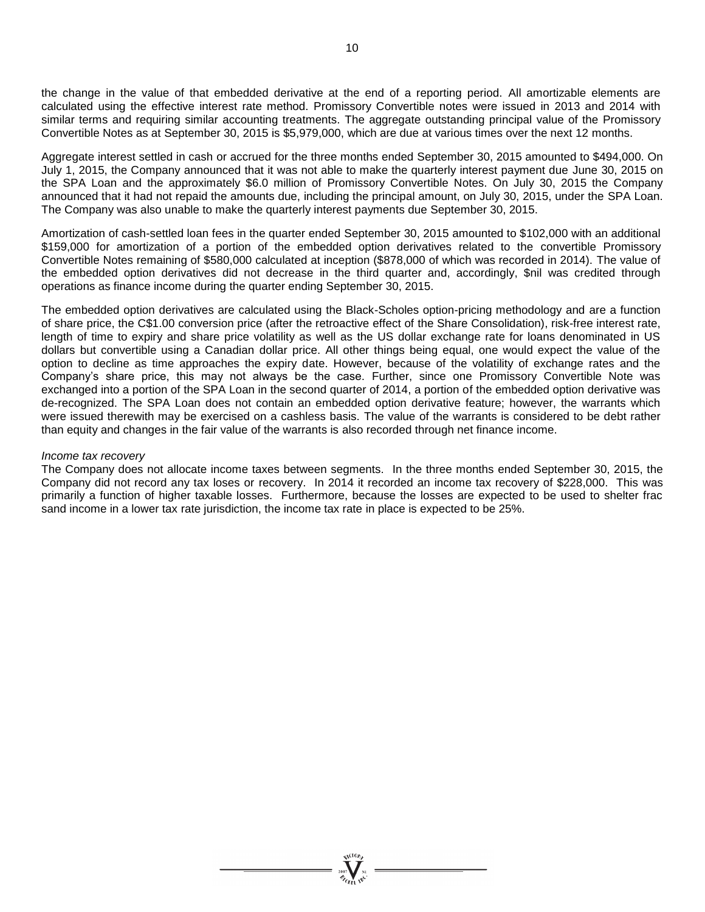the change in the value of that embedded derivative at the end of a reporting period. All amortizable elements are calculated using the effective interest rate method. Promissory Convertible notes were issued in 2013 and 2014 with similar terms and requiring similar accounting treatments. The aggregate outstanding principal value of the Promissory Convertible Notes as at September 30, 2015 is $5,979,000, which are due at various times over the next 12 months.

Aggregate interest settled in cash or accrued for the three months ended September 30, 2015 amounted to $494,000. On July 1, 2015, the Company announced that it was not able to make the quarterly interest payment due June 30, 2015 on the SPA Loan and the approximately $6.0 million of Promissory Convertible Notes. On July 30, 2015 the Company announced that it had not repaid the amounts due, including the principal amount, on July 30, 2015, under the SPA Loan. The Company was also unable to make the quarterly interest payments due September 30, 2015.

Amortization of cash-settled loan fees in the quarter ended September 30, 2015 amounted to $102,000 with an additional $159,000 for amortization of a portion of the embedded option derivatives related to the convertible Promissory Convertible Notes remaining of $580,000 calculated at inception ($878,000 of which was recorded in 2014). The value of the embedded option derivatives did not decrease in the third quarter and, accordingly, $nil was credited through operations as finance income during the quarter ending September 30, 2015.

The embedded option derivatives are calculated using the Black-Scholes option-pricing methodology and are a function of share price, the C$1.00 conversion price (after the retroactive effect of the Share Consolidation), risk-free interest rate, length of time to expiry and share price volatility as well as the US dollar exchange rate for loans denominated in US dollars but convertible using a Canadian dollar price. All other things being equal, one would expect the value of the option to decline as time approaches the expiry date. However, because of the volatility of exchange rates and the Company's share price, this may not always be the case. Further, since one Promissory Convertible Note was exchanged into a portion of the SPA Loan in the second quarter of 2014, a portion of the embedded option derivative was de-recognized. The SPA Loan does not contain an embedded option derivative feature; however, the warrants which were issued therewith may be exercised on a cashless basis. The value of the warrants is considered to be debt rather than equity and changes in the fair value of the warrants is also recorded through net finance income.

*Income tax recovery*

The Company does not allocate income taxes between segments. In the three months ended September 30, 2015, the Company did not record any tax loses or recovery. In 2014 it recorded an income tax recovery of $228,000. This was primarily a function of higher taxable losses. Furthermore, because the losses are expected to be used to shelter frac sand income in a lower tax rate jurisdiction, the income tax rate in place is expected to be 25%.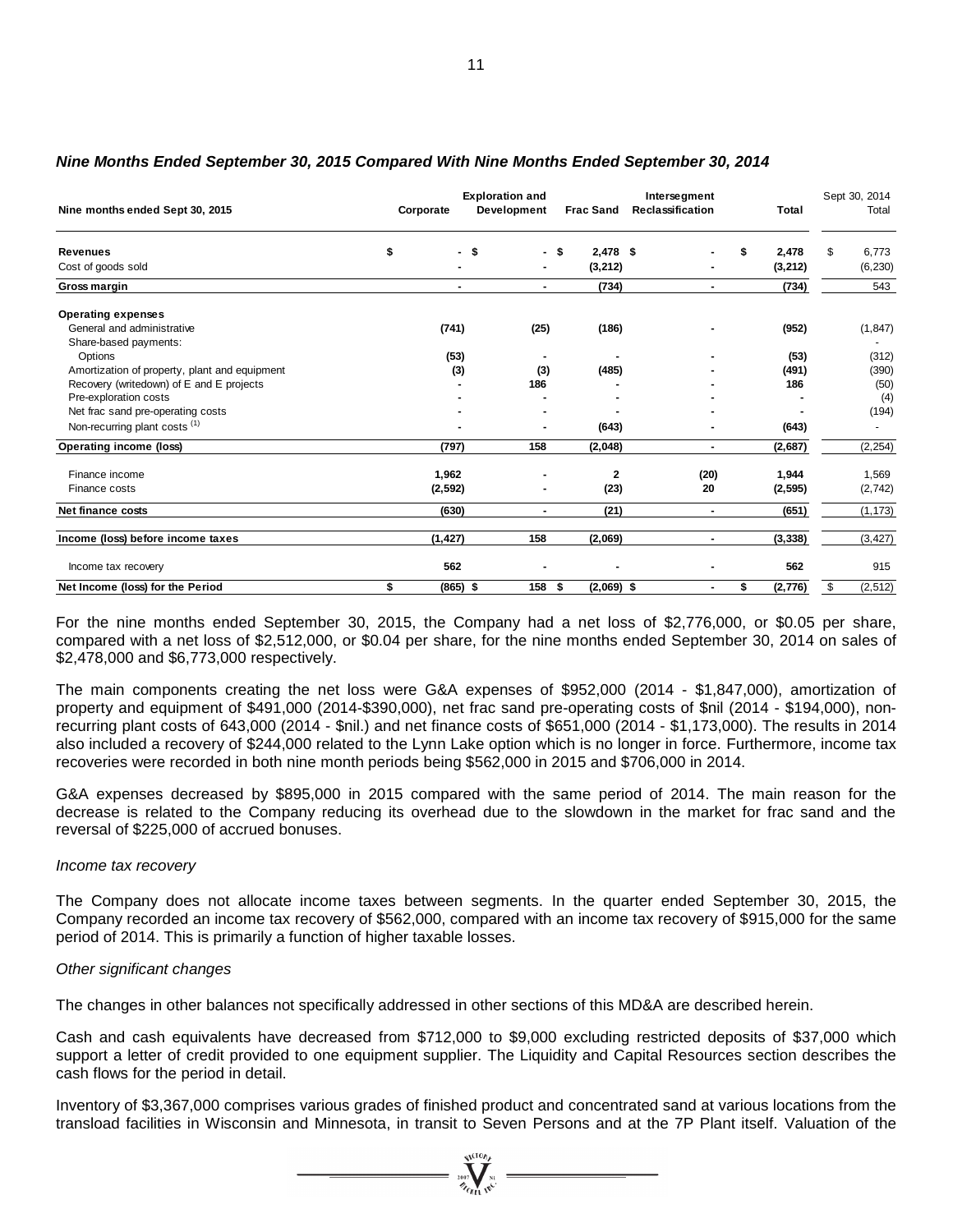### *Nine Months Ended September 30, 2015 Compared With Nine Months Ended September 30, 2014*

| Nine months ended Sept 30, 2015 | Corporate | Exploration and Development | Frac Sand | Intersegment Reclassification | Total | Sept 30, 2014 Total |
|---|---|---|---|---|---|---|
| **Revenues** | $ - | $ - | $ 2,478 | $ - | $ 2,478 | $ 6,773 |
| Cost of goods sold | - | - | (3,212) | - | (3,212) | (6,230) |
| **Gross margin** | - | - | (734) | - | (734) | 543 |
| **Operating expenses** | | | | | | |
| General and administrative | (741) | (25) | (186) | - | (952) | (1,847) |
| Share-based payments: | | | | | | - |
| Options | (53) | - | - | - | (53) | (312) |
| Amortization of property, plant and equipment | (3) | (3) | (485) | - | (491) | (390) |
| Recovery (writedown) of E and E projects | - | 186 | - | - | 186 | (50) |
| Pre-exploration costs | - | - | - | - | - | (4) |
| Net frac sand pre-operating costs | - | - | - | - | - | (194) |
| Non-recurring plant costs [(1)] | - | - | (643) | - | (643) | - |
| **Operating income (loss)** | (797) | 158 | (2,048) | - | (2,687) | (2,254) |
| Finance income | 1,962 | - | 2 | (20) | 1,944 | 1,569 |
| Finance costs | (2,592) | - | (23) | 20 | (2,595) | (2,742) |
| **Net finance costs** | (630) | - | (21) | - | (651) | (1,173) |
| **Income (loss) before income taxes** | (1,427) | 158 | (2,069) | - | (3,338) | (3,427) |
| Income tax recovery | 562 | - | - | - | 562 | 915 |
| **Net Income (loss) for the Period** | $ (865) | $ 158 | $ (2,069) | $ - | $ (2,776) | $ (2,512) |

For the nine months ended September 30, 2015, the Company had a net loss of $2,776,000, or $0.05 per share, compared with a net loss of $2,512,000, or $0.04 per share, for the nine months ended September 30, 2014 on sales of $2,478,000 and $6,773,000 respectively.

The main components creating the net loss were G&A expenses of $952,000 (2014 - $1,847,000), amortization of property and equipment of $491,000 (2014-$390,000), net frac sand pre-operating costs of $nil (2014 - $194,000), non-recurring plant costs of 643,000 (2014 - $nil.) and net finance costs of $651,000 (2014 - $1,173,000). The results in 2014 also included a recovery of $244,000 related to the Lynn Lake option which is no longer in force. Furthermore, income tax recoveries were recorded in both nine month periods being $562,000 in 2015 and $706,000 in 2014.

G&A expenses decreased by $895,000 in 2015 compared with the same period of 2014. The main reason for the decrease is related to the Company reducing its overhead due to the slowdown in the market for frac sand and the reversal of $225,000 of accrued bonuses.

*Income tax recovery*

The Company does not allocate income taxes between segments. In the quarter ended September 30, 2015, the Company recorded an income tax recovery of $562,000, compared with an income tax recovery of $915,000 for the same period of 2014. This is primarily a function of higher taxable losses.

*Other significant changes*

The changes in other balances not specifically addressed in other sections of this MD&A are described herein.

Cash and cash equivalents have decreased from $712,000 to $9,000 excluding restricted deposits of $37,000 which support a letter of credit provided to one equipment supplier. The Liquidity and Capital Resources section describes the cash flows for the period in detail.

Inventory of $3,367,000 comprises various grades of finished product and concentrated sand at various locations from the transload facilities in Wisconsin and Minnesota, in transit to Seven Persons and at the 7P Plant itself. Valuation of the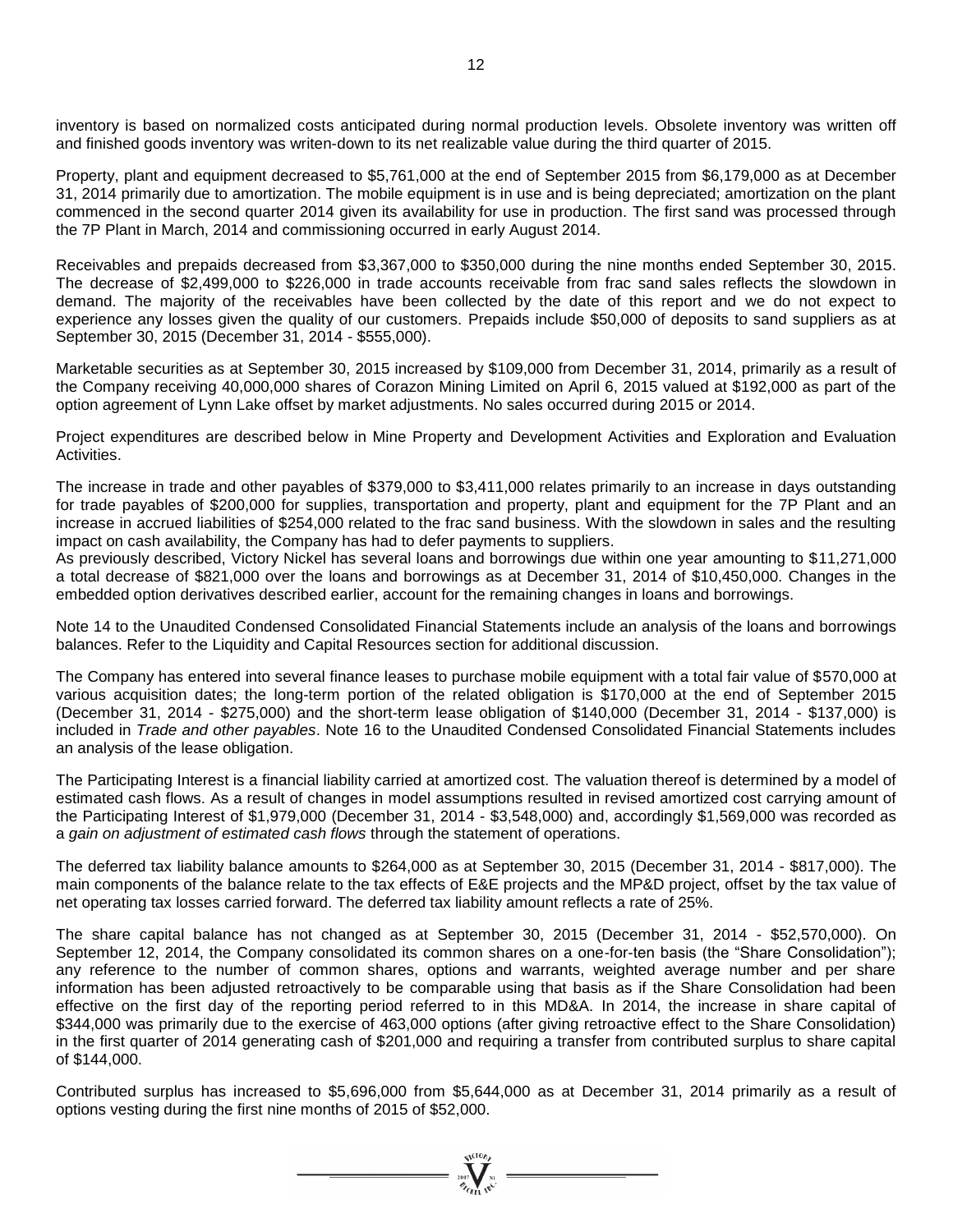inventory is based on normalized costs anticipated during normal production levels. Obsolete inventory was written off and finished goods inventory was writen-down to its net realizable value during the third quarter of 2015.

Property, plant and equipment decreased to $5,761,000 at the end of September 2015 from $6,179,000 as at December 31, 2014 primarily due to amortization. The mobile equipment is in use and is being depreciated; amortization on the plant commenced in the second quarter 2014 given its availability for use in production. The first sand was processed through the 7P Plant in March, 2014 and commissioning occurred in early August 2014.

Receivables and prepaids decreased from $3,367,000 to $350,000 during the nine months ended September 30, 2015. The decrease of $2,499,000 to $226,000 in trade accounts receivable from frac sand sales reflects the slowdown in demand. The majority of the receivables have been collected by the date of this report and we do not expect to experience any losses given the quality of our customers. Prepaids include $50,000 of deposits to sand suppliers as at September 30, 2015 (December 31, 2014 - $555,000).

Marketable securities as at September 30, 2015 increased by $109,000 from December 31, 2014, primarily as a result of the Company receiving 40,000,000 shares of Corazon Mining Limited on April 6, 2015 valued at $192,000 as part of the option agreement of Lynn Lake offset by market adjustments. No sales occurred during 2015 or 2014.

Project expenditures are described below in Mine Property and Development Activities and Exploration and Evaluation Activities.

The increase in trade and other payables of $379,000 to $3,411,000 relates primarily to an increase in days outstanding for trade payables of $200,000 for supplies, transportation and property, plant and equipment for the 7P Plant and an increase in accrued liabilities of $254,000 related to the frac sand business. With the slowdown in sales and the resulting impact on cash availability, the Company has had to defer payments to suppliers.

As previously described, Victory Nickel has several loans and borrowings due within one year amounting to $11,271,000 a total decrease of $821,000 over the loans and borrowings as at December 31, 2014 of $10,450,000. Changes in the embedded option derivatives described earlier, account for the remaining changes in loans and borrowings.

Note 14 to the Unaudited Condensed Consolidated Financial Statements include an analysis of the loans and borrowings balances. Refer to the Liquidity and Capital Resources section for additional discussion.

The Company has entered into several finance leases to purchase mobile equipment with a total fair value of $570,000 at various acquisition dates; the long-term portion of the related obligation is $170,000 at the end of September 2015 (December 31, 2014 - $275,000) and the short-term lease obligation of $140,000 (December 31, 2014 - $137,000) is included in *Trade and other payables*. Note 16 to the Unaudited Condensed Consolidated Financial Statements includes an analysis of the lease obligation.

The Participating Interest is a financial liability carried at amortized cost. The valuation thereof is determined by a model of estimated cash flows. As a result of changes in model assumptions resulted in revised amortized cost carrying amount of the Participating Interest of $1,979,000 (December 31, 2014 - $3,548,000) and, accordingly $1,569,000 was recorded as a *gain on adjustment of estimated cash flows* through the statement of operations.

The deferred tax liability balance amounts to $264,000 as at September 30, 2015 (December 31, 2014 - $817,000). The main components of the balance relate to the tax effects of E&E projects and the MP&D project, offset by the tax value of net operating tax losses carried forward. The deferred tax liability amount reflects a rate of 25%.

The share capital balance has not changed as at September 30, 2015 (December 31, 2014 - $52,570,000). On September 12, 2014, the Company consolidated its common shares on a one-for-ten basis (the "Share Consolidation"); any reference to the number of common shares, options and warrants, weighted average number and per share information has been adjusted retroactively to be comparable using that basis as if the Share Consolidation had been effective on the first day of the reporting period referred to in this MD&A. In 2014, the increase in share capital of $344,000 was primarily due to the exercise of 463,000 options (after giving retroactive effect to the Share Consolidation) in the first quarter of 2014 generating cash of $201,000 and requiring a transfer from contributed surplus to share capital of $144,000.

Contributed surplus has increased to $5,696,000 from $5,644,000 as at December 31, 2014 primarily as a result of options vesting during the first nine months of 2015 of $52,000.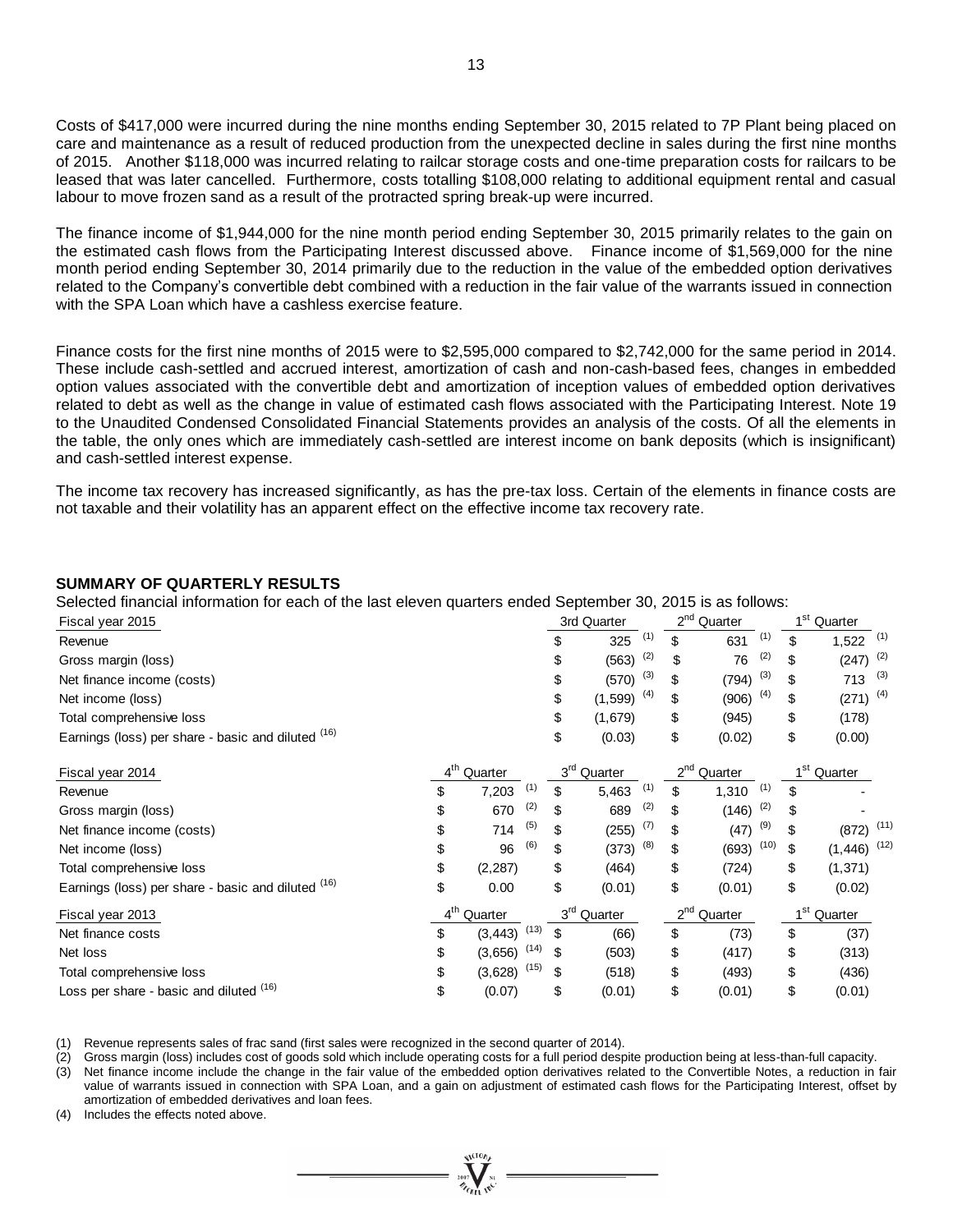Costs of $417,000 were incurred during the nine months ending September 30, 2015 related to 7P Plant being placed on care and maintenance as a result of reduced production from the unexpected decline in sales during the first nine months of 2015. Another $118,000 was incurred relating to railcar storage costs and one-time preparation costs for railcars to be leased that was later cancelled. Furthermore, costs totalling $108,000 relating to additional equipment rental and casual labour to move frozen sand as a result of the protracted spring break-up were incurred.

The finance income of $1,944,000 for the nine month period ending September 30, 2015 primarily relates to the gain on the estimated cash flows from the Participating Interest discussed above. Finance income of $1,569,000 for the nine month period ending September 30, 2014 primarily due to the reduction in the value of the embedded option derivatives related to the Company's convertible debt combined with a reduction in the fair value of the warrants issued in connection with the SPA Loan which have a cashless exercise feature.

Finance costs for the first nine months of 2015 were to $2,595,000 compared to $2,742,000 for the same period in 2014. These include cash-settled and accrued interest, amortization of cash and non-cash-based fees, changes in embedded option values associated with the convertible debt and amortization of inception values of embedded option derivatives related to debt as well as the change in value of estimated cash flows associated with the Participating Interest. Note 19 to the Unaudited Condensed Consolidated Financial Statements provides an analysis of the costs. Of all the elements in the table, the only ones which are immediately cash-settled are interest income on bank deposits (which is insignificant) and cash-settled interest expense.

The income tax recovery has increased significantly, as has the pre-tax loss. Certain of the elements in finance costs are not taxable and their volatility has an apparent effect on the effective income tax recovery rate.

## SUMMARY OF QUARTERLY RESULTS

Selected financial information for each of the last eleven quarters ended September 30, 2015 is as follows:

| Fiscal year 2015 | | 3rd Quarter | 2nd Quarter | 1st Quarter |
|---|---|---|---|---|
| Revenue | | $ 325 (1) | $ 631 (1) | $ 1,522 (1) |
| Gross margin (loss) | | $ (563) (2) | $ 76 (2) | $ (247) (2) |
| Net finance income (costs) | | $ (570) (3) | $ (794) (3) | $ 713 (3) |
| Net income (loss) | | $ (1,599) (4) | $ (906) (4) | $ (271) (4) |
| Total comprehensive loss | | $ (1,679) | $ (945) | $ (178) |
| Earnings (loss) per share - basic and diluted (16) | | $ (0.03) | $ (0.02) | $ (0.00) |

| Fiscal year 2014 | 4th Quarter | 3rd Quarter | 2nd Quarter | 1st Quarter |
|---|---|---|---|---|
| Revenue | $ 7,203 (1) | $ 5,463 (1) | $ 1,310 (1) | $ - |
| Gross margin (loss) | $ 670 (2) | $ 689 (2) | $ (146) (2) | $ - |
| Net finance income (costs) | $ 714 (5) | $ (255) (7) | $ (47) (9) | $ (872) (11) |
| Net income (loss) | $ 96 (6) | $ (373) (8) | $ (693) (10) | $ (1,446) (12) |
| Total comprehensive loss | $ (2,287) | $ (464) | $ (724) | $ (1,371) |
| Earnings (loss) per share - basic and diluted (16) | $ 0.00 | $ (0.01) | $ (0.01) | $ (0.02) |

| Fiscal year 2013 | 4th Quarter | 3rd Quarter | 2nd Quarter | 1st Quarter |
|---|---|---|---|---|
| Net finance costs | $ (3,443) (13) | $ (66) | $ (73) | $ (37) |
| Net loss | $ (3,656) (14) | $ (503) | $ (417) | $ (313) |
| Total comprehensive loss | $ (3,628) (15) | $ (518) | $ (493) | $ (436) |
| Loss per share - basic and diluted (16) | $ (0.07) | $ (0.01) | $ (0.01) | $ (0.01) |

(1) Revenue represents sales of frac sand (first sales were recognized in the second quarter of 2014).
(2) Gross margin (loss) includes cost of goods sold which include operating costs for a full period despite production being at less-than-full capacity.
(3) Net finance income include the change in the fair value of the embedded option derivatives related to the Convertible Notes, a reduction in fair value of warrants issued in connection with SPA Loan, and a gain on adjustment of estimated cash flows for the Participating Interest, offset by amortization of embedded derivatives and loan fees.
(4) Includes the effects noted above.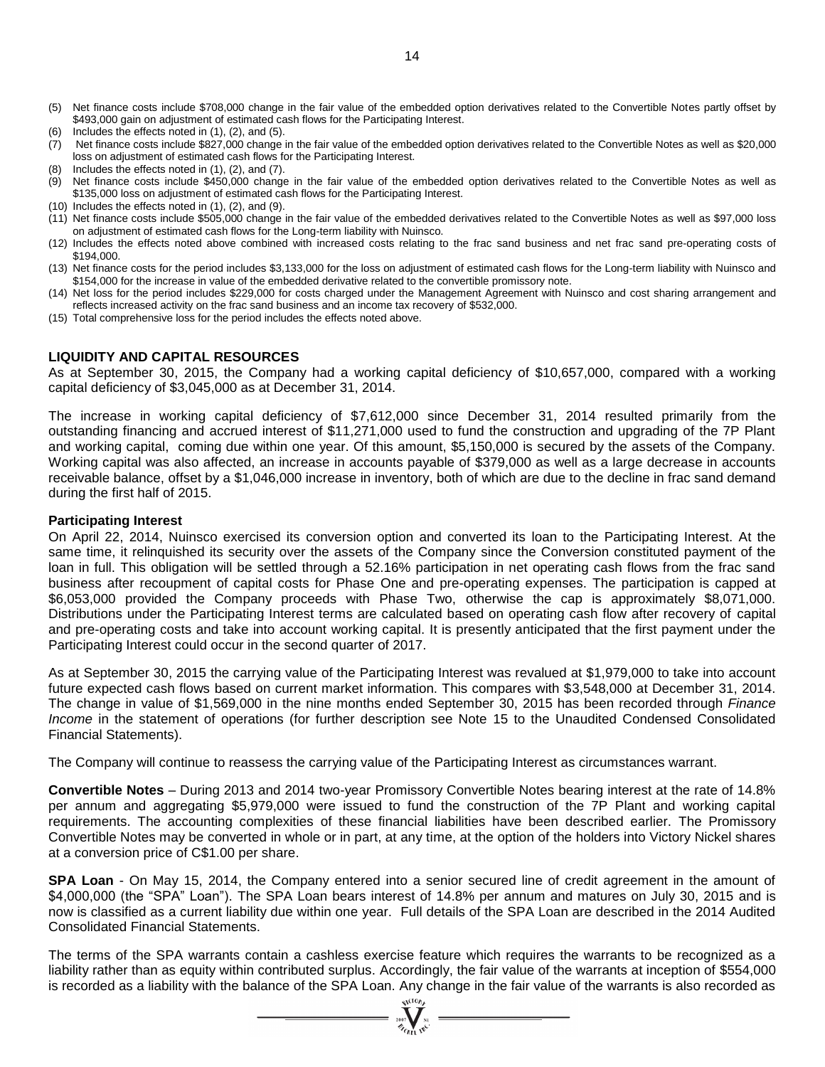(5) Net finance costs include $708,000 change in the fair value of the embedded option derivatives related to the Convertible Notes partly offset by $493,000 gain on adjustment of estimated cash flows for the Participating Interest.

(6) Includes the effects noted in (1), (2), and (5).

(7) Net finance costs include $827,000 change in the fair value of the embedded option derivatives related to the Convertible Notes as well as $20,000 loss on adjustment of estimated cash flows for the Participating Interest.

(8) Includes the effects noted in (1), (2), and (7).

(9) Net finance costs include $450,000 change in the fair value of the embedded option derivatives related to the Convertible Notes as well as $135,000 loss on adjustment of estimated cash flows for the Participating Interest.

(10) Includes the effects noted in (1), (2), and (9).

(11) Net finance costs include $505,000 change in the fair value of the embedded derivatives related to the Convertible Notes as well as $97,000 loss on adjustment of estimated cash flows for the Long-term liability with Nuinsco.

(12) Includes the effects noted above combined with increased costs relating to the frac sand business and net frac sand pre-operating costs of $194,000.

(13) Net finance costs for the period includes $3,133,000 for the loss on adjustment of estimated cash flows for the Long-term liability with Nuinsco and $154,000 for the increase in value of the embedded derivative related to the convertible promissory note.

(14) Net loss for the period includes $229,000 for costs charged under the Management Agreement with Nuinsco and cost sharing arrangement and reflects increased activity on the frac sand business and an income tax recovery of $532,000.

(15) Total comprehensive loss for the period includes the effects noted above.

## LIQUIDITY AND CAPITAL RESOURCES

As at September 30, 2015, the Company had a working capital deficiency of $10,657,000, compared with a working capital deficiency of $3,045,000 as at December 31, 2014.

The increase in working capital deficiency of $7,612,000 since December 31, 2014 resulted primarily from the outstanding financing and accrued interest of $11,271,000 used to fund the construction and upgrading of the 7P Plant and working capital, coming due within one year. Of this amount, $5,150,000 is secured by the assets of the Company. Working capital was also affected, an increase in accounts payable of $379,000 as well as a large decrease in accounts receivable balance, offset by a $1,046,000 increase in inventory, both of which are due to the decline in frac sand demand during the first half of 2015.

### Participating Interest

On April 22, 2014, Nuinsco exercised its conversion option and converted its loan to the Participating Interest. At the same time, it relinquished its security over the assets of the Company since the Conversion constituted payment of the loan in full. This obligation will be settled through a 52.16% participation in net operating cash flows from the frac sand business after recoupment of capital costs for Phase One and pre-operating expenses. The participation is capped at $6,053,000 provided the Company proceeds with Phase Two, otherwise the cap is approximately $8,071,000. Distributions under the Participating Interest terms are calculated based on operating cash flow after recovery of capital and pre-operating costs and take into account working capital. It is presently anticipated that the first payment under the Participating Interest could occur in the second quarter of 2017.

As at September 30, 2015 the carrying value of the Participating Interest was revalued at $1,979,000 to take into account future expected cash flows based on current market information. This compares with $3,548,000 at December 31, 2014. The change in value of $1,569,000 in the nine months ended September 30, 2015 has been recorded through *Finance Income* in the statement of operations (for further description see Note 15 to the Unaudited Condensed Consolidated Financial Statements).

The Company will continue to reassess the carrying value of the Participating Interest as circumstances warrant.

**Convertible Notes** – During 2013 and 2014 two-year Promissory Convertible Notes bearing interest at the rate of 14.8% per annum and aggregating $5,979,000 were issued to fund the construction of the 7P Plant and working capital requirements. The accounting complexities of these financial liabilities have been described earlier. The Promissory Convertible Notes may be converted in whole or in part, at any time, at the option of the holders into Victory Nickel shares at a conversion price of C$1.00 per share.

**SPA Loan** - On May 15, 2014, the Company entered into a senior secured line of credit agreement in the amount of $4,000,000 (the "SPA" Loan"). The SPA Loan bears interest of 14.8% per annum and matures on July 30, 2015 and is now is classified as a current liability due within one year. Full details of the SPA Loan are described in the 2014 Audited Consolidated Financial Statements.

The terms of the SPA warrants contain a cashless exercise feature which requires the warrants to be recognized as a liability rather than as equity within contributed surplus. Accordingly, the fair value of the warrants at inception of $554,000 is recorded as a liability with the balance of the SPA Loan. Any change in the fair value of the warrants is also recorded as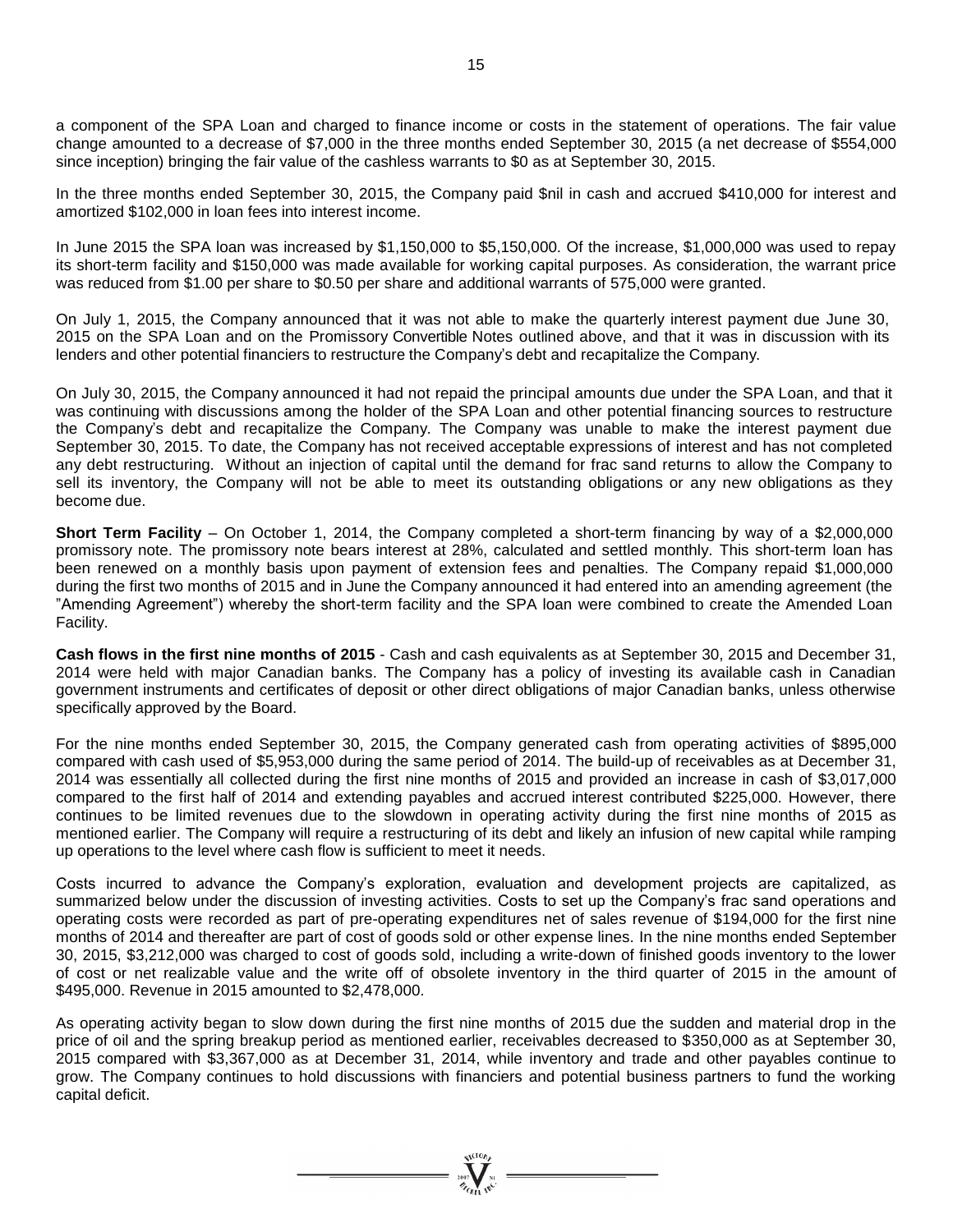a component of the SPA Loan and charged to finance income or costs in the statement of operations. The fair value change amounted to a decrease of $7,000 in the three months ended September 30, 2015 (a net decrease of $554,000 since inception) bringing the fair value of the cashless warrants to $0 as at September 30, 2015.

In the three months ended September 30, 2015, the Company paid $nil in cash and accrued $410,000 for interest and amortized $102,000 in loan fees into interest income.

In June 2015 the SPA loan was increased by $1,150,000 to $5,150,000. Of the increase, $1,000,000 was used to repay its short-term facility and $150,000 was made available for working capital purposes. As consideration, the warrant price was reduced from $1.00 per share to $0.50 per share and additional warrants of 575,000 were granted.

On July 1, 2015, the Company announced that it was not able to make the quarterly interest payment due June 30, 2015 on the SPA Loan and on the Promissory Convertible Notes outlined above, and that it was in discussion with its lenders and other potential financiers to restructure the Company's debt and recapitalize the Company.

On July 30, 2015, the Company announced it had not repaid the principal amounts due under the SPA Loan, and that it was continuing with discussions among the holder of the SPA Loan and other potential financing sources to restructure the Company's debt and recapitalize the Company. The Company was unable to make the interest payment due September 30, 2015. To date, the Company has not received acceptable expressions of interest and has not completed any debt restructuring. Without an injection of capital until the demand for frac sand returns to allow the Company to sell its inventory, the Company will not be able to meet its outstanding obligations or any new obligations as they become due.

**Short Term Facility** – On October 1, 2014, the Company completed a short-term financing by way of a $2,000,000 promissory note. The promissory note bears interest at 28%, calculated and settled monthly. This short-term loan has been renewed on a monthly basis upon payment of extension fees and penalties. The Company repaid $1,000,000 during the first two months of 2015 and in June the Company announced it had entered into an amending agreement (the "Amending Agreement") whereby the short-term facility and the SPA loan were combined to create the Amended Loan Facility.

**Cash flows in the first nine months of 2015** - Cash and cash equivalents as at September 30, 2015 and December 31, 2014 were held with major Canadian banks. The Company has a policy of investing its available cash in Canadian government instruments and certificates of deposit or other direct obligations of major Canadian banks, unless otherwise specifically approved by the Board.

For the nine months ended September 30, 2015, the Company generated cash from operating activities of $895,000 compared with cash used of $5,953,000 during the same period of 2014. The build-up of receivables as at December 31, 2014 was essentially all collected during the first nine months of 2015 and provided an increase in cash of $3,017,000 compared to the first half of 2014 and extending payables and accrued interest contributed $225,000. However, there continues to be limited revenues due to the slowdown in operating activity during the first nine months of 2015 as mentioned earlier. The Company will require a restructuring of its debt and likely an infusion of new capital while ramping up operations to the level where cash flow is sufficient to meet it needs.

Costs incurred to advance the Company's exploration, evaluation and development projects are capitalized, as summarized below under the discussion of investing activities. Costs to set up the Company's frac sand operations and operating costs were recorded as part of pre-operating expenditures net of sales revenue of $194,000 for the first nine months of 2014 and thereafter are part of cost of goods sold or other expense lines. In the nine months ended September 30, 2015, $3,212,000 was charged to cost of goods sold, including a write-down of finished goods inventory to the lower of cost or net realizable value and the write off of obsolete inventory in the third quarter of 2015 in the amount of $495,000. Revenue in 2015 amounted to $2,478,000.

As operating activity began to slow down during the first nine months of 2015 due the sudden and material drop in the price of oil and the spring breakup period as mentioned earlier, receivables decreased to $350,000 as at September 30, 2015 compared with $3,367,000 as at December 31, 2014, while inventory and trade and other payables continue to grow. The Company continues to hold discussions with financiers and potential business partners to fund the working capital deficit.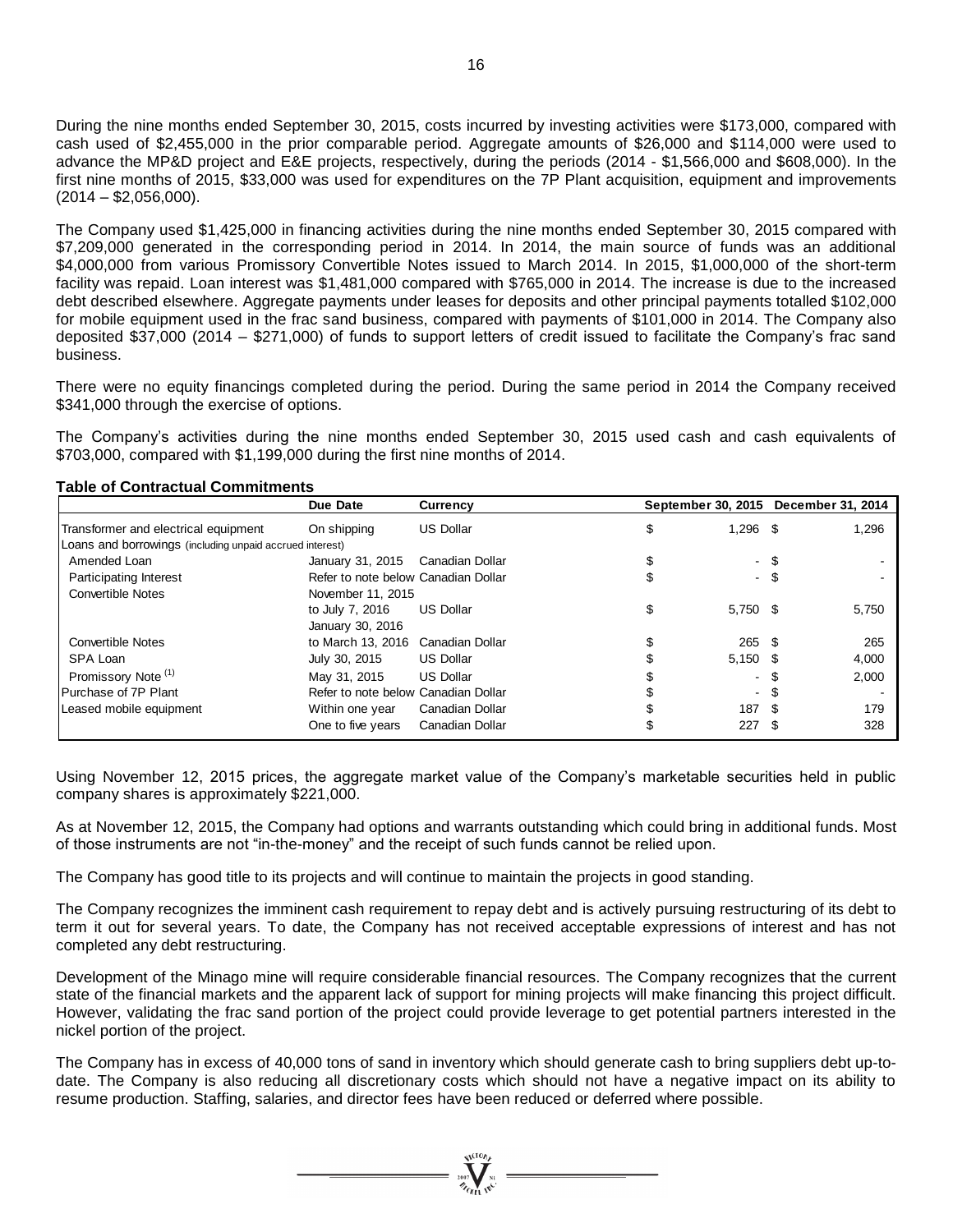During the nine months ended September 30, 2015, costs incurred by investing activities were $173,000, compared with cash used of $2,455,000 in the prior comparable period. Aggregate amounts of $26,000 and $114,000 were used to advance the MP&D project and E&E projects, respectively, during the periods (2014 - $1,566,000 and $608,000). In the first nine months of 2015, $33,000 was used for expenditures on the 7P Plant acquisition, equipment and improvements (2014 – $2,056,000).

The Company used $1,425,000 in financing activities during the nine months ended September 30, 2015 compared with $7,209,000 generated in the corresponding period in 2014. In 2014, the main source of funds was an additional $4,000,000 from various Promissory Convertible Notes issued to March 2014. In 2015, $1,000,000 of the short-term facility was repaid. Loan interest was $1,481,000 compared with $765,000 in 2014. The increase is due to the increased debt described elsewhere. Aggregate payments under leases for deposits and other principal payments totalled $102,000 for mobile equipment used in the frac sand business, compared with payments of $101,000 in 2014. The Company also deposited $37,000 (2014 – $271,000) of funds to support letters of credit issued to facilitate the Company's frac sand business.

There were no equity financings completed during the period. During the same period in 2014 the Company received $341,000 through the exercise of options.

The Company's activities during the nine months ended September 30, 2015 used cash and cash equivalents of $703,000, compared with $1,199,000 during the first nine months of 2014.

**Table of Contractual Commitments**

| | Due Date | Currency | September 30, 2015 | December 31, 2014 |
|---|---|---|---|---|
| Transformer and electrical equipment | On shipping | US Dollar | $ 1,296 | $ 1,296 |
| Loans and borrowings (including unpaid accrued interest) | | | | |
| Amended Loan | January 31, 2015 | Canadian Dollar | $ - | $ - |
| Participating Interest | Refer to note below | Canadian Dollar | $ - | $ - |
| Convertible Notes | November 11, 2015 to July 7, 2016 | US Dollar | $ 5,750 | $ 5,750 |
| Convertible Notes | January 30, 2016 to March 13, 2016 | Canadian Dollar | $ 265 | $ 265 |
| SPA Loan | July 30, 2015 | US Dollar | $ 5,150 | $ 4,000 |
| Promissory Note (1) | May 31, 2015 | US Dollar | $ - | $ 2,000 |
| Purchase of 7P Plant | Refer to note below | Canadian Dollar | $ - | $ - |
| Leased mobile equipment | Within one year | Canadian Dollar | $ 187 | $ 179 |
| | One to five years | Canadian Dollar | $ 227 | $ 328 |

Using November 12, 2015 prices, the aggregate market value of the Company's marketable securities held in public company shares is approximately $221,000.

As at November 12, 2015, the Company had options and warrants outstanding which could bring in additional funds. Most of those instruments are not "in-the-money" and the receipt of such funds cannot be relied upon.

The Company has good title to its projects and will continue to maintain the projects in good standing.

The Company recognizes the imminent cash requirement to repay debt and is actively pursuing restructuring of its debt to term it out for several years. To date, the Company has not received acceptable expressions of interest and has not completed any debt restructuring.

Development of the Minago mine will require considerable financial resources. The Company recognizes that the current state of the financial markets and the apparent lack of support for mining projects will make financing this project difficult. However, validating the frac sand portion of the project could provide leverage to get potential partners interested in the nickel portion of the project.

The Company has in excess of 40,000 tons of sand in inventory which should generate cash to bring suppliers debt up-to-date. The Company is also reducing all discretionary costs which should not have a negative impact on its ability to resume production. Staffing, salaries, and director fees have been reduced or deferred where possible.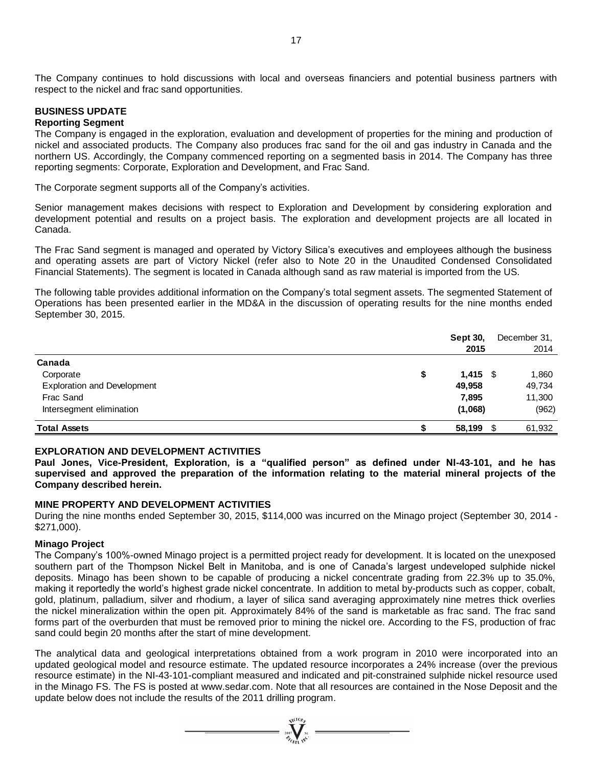The Company continues to hold discussions with local and overseas financiers and potential business partners with respect to the nickel and frac sand opportunities.

## BUSINESS UPDATE

### Reporting Segment

The Company is engaged in the exploration, evaluation and development of properties for the mining and production of nickel and associated products. The Company also produces frac sand for the oil and gas industry in Canada and the northern US. Accordingly, the Company commenced reporting on a segmented basis in 2014. The Company has three reporting segments: Corporate, Exploration and Development, and Frac Sand.

The Corporate segment supports all of the Company's activities.

Senior management makes decisions with respect to Exploration and Development by considering exploration and development potential and results on a project basis. The exploration and development projects are all located in Canada.

The Frac Sand segment is managed and operated by Victory Silica's executives and employees although the business and operating assets are part of Victory Nickel (refer also to Note 20 in the Unaudited Condensed Consolidated Financial Statements). The segment is located in Canada although sand as raw material is imported from the US.

The following table provides additional information on the Company's total segment assets. The segmented Statement of Operations has been presented earlier in the MD&A in the discussion of operating results for the nine months ended September 30, 2015.

| | Sept 30, 2015 | December 31, 2014 |
|---|---|---|
| **Canada** | | |
| Corporate | $ **1,415** | $ 1,860 |
| Exploration and Development | **49,958** | 49,734 |
| Frac Sand | **7,895** | 11,300 |
| Intersegment elimination | **(1,068)** | (962) |
| **Total Assets** | $ **58,199** | $ 61,932 |

## EXPLORATION AND DEVELOPMENT ACTIVITIES

**Paul Jones, Vice-President, Exploration, is a "qualified person" as defined under NI-43-101, and he has supervised and approved the preparation of the information relating to the material mineral projects of the Company described herein.**

## MINE PROPERTY AND DEVELOPMENT ACTIVITIES

During the nine months ended September 30, 2015, $114,000 was incurred on the Minago project (September 30, 2014 - $271,000).

### Minago Project

The Company's 100%-owned Minago project is a permitted project ready for development. It is located on the unexposed southern part of the Thompson Nickel Belt in Manitoba, and is one of Canada's largest undeveloped sulphide nickel deposits. Minago has been shown to be capable of producing a nickel concentrate grading from 22.3% up to 35.0%, making it reportedly the world's highest grade nickel concentrate. In addition to metal by-products such as copper, cobalt, gold, platinum, palladium, silver and rhodium, a layer of silica sand averaging approximately nine metres thick overlies the nickel mineralization within the open pit. Approximately 84% of the sand is marketable as frac sand. The frac sand forms part of the overburden that must be removed prior to mining the nickel ore. According to the FS, production of frac sand could begin 20 months after the start of mine development.

The analytical data and geological interpretations obtained from a work program in 2010 were incorporated into an updated geological model and resource estimate. The updated resource incorporates a 24% increase (over the previous resource estimate) in the NI-43-101-compliant measured and indicated and pit-constrained sulphide nickel resource used in the Minago FS. The FS is posted at www.sedar.com. Note that all resources are contained in the Nose Deposit and the update below does not include the results of the 2011 drilling program.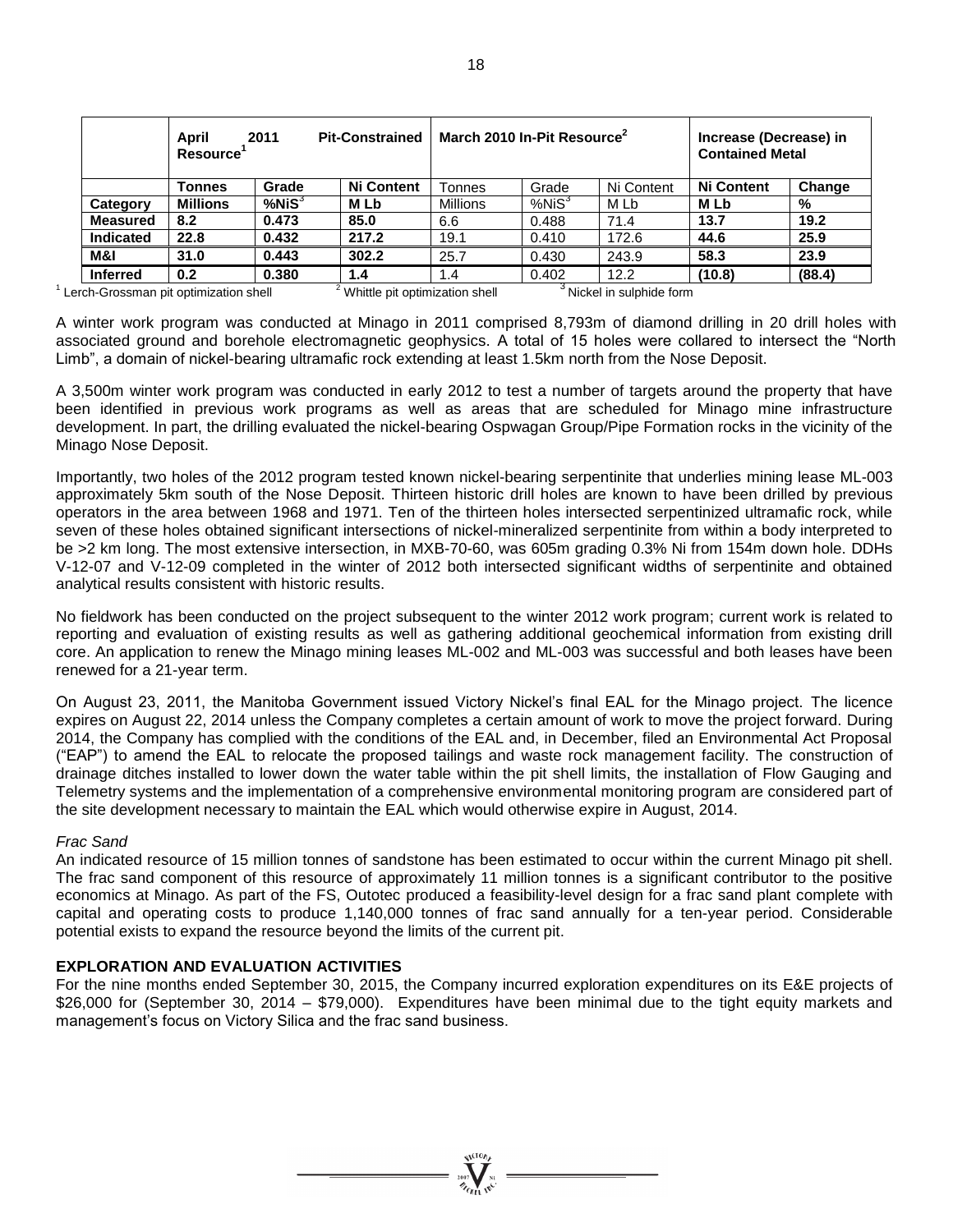| | April 2011 Pit-Constrained Resource[1] | | | March 2010 In-Pit Resource[2] | | | Increase (Decrease) in Contained Metal | |
|---|---|---|---|---|---|---|---|---|
| | **Tonnes** | **Grade** | **Ni Content** | Tonnes | Grade | Ni Content | **Ni Content** | **Change** |
| **Category** | **Millions** | **%NiS[3]** | **M Lb** | Millions | %NiS[3] | M Lb | **M Lb** | **%** |
| **Measured** | **8.2** | **0.473** | **85.0** | 6.6 | 0.488 | 71.4 | **13.7** | **19.2** |
| **Indicated** | **22.8** | **0.432** | **217.2** | 19.1 | 0.410 | 172.6 | **44.6** | **25.9** |
| **M&I** | **31.0** | **0.443** | **302.2** | 25.7 | 0.430 | 243.9 | **58.3** | **23.9** |
| **Inferred** | **0.2** | **0.380** | **1.4** | 1.4 | 0.402 | 12.2 | **(10.8)** | **(88.4)** |

[1] Lerch-Grossman pit optimization shell [2] Whittle pit optimization shell [3] Nickel in sulphide form

A winter work program was conducted at Minago in 2011 comprised 8,793m of diamond drilling in 20 drill holes with associated ground and borehole electromagnetic geophysics. A total of 15 holes were collared to intersect the "North Limb", a domain of nickel-bearing ultramafic rock extending at least 1.5km north from the Nose Deposit.

A 3,500m winter work program was conducted in early 2012 to test a number of targets around the property that have been identified in previous work programs as well as areas that are scheduled for Minago mine infrastructure development. In part, the drilling evaluated the nickel-bearing Ospwagan Group/Pipe Formation rocks in the vicinity of the Minago Nose Deposit.

Importantly, two holes of the 2012 program tested known nickel-bearing serpentinite that underlies mining lease ML-003 approximately 5km south of the Nose Deposit. Thirteen historic drill holes are known to have been drilled by previous operators in the area between 1968 and 1971. Ten of the thirteen holes intersected serpentinized ultramafic rock, while seven of these holes obtained significant intersections of nickel-mineralized serpentinite from within a body interpreted to be >2 km long. The most extensive intersection, in MXB-70-60, was 605m grading 0.3% Ni from 154m down hole. DDHs V-12-07 and V-12-09 completed in the winter of 2012 both intersected significant widths of serpentinite and obtained analytical results consistent with historic results.

No fieldwork has been conducted on the project subsequent to the winter 2012 work program; current work is related to reporting and evaluation of existing results as well as gathering additional geochemical information from existing drill core. An application to renew the Minago mining leases ML-002 and ML-003 was successful and both leases have been renewed for a 21-year term.

On August 23, 2011, the Manitoba Government issued Victory Nickel's final EAL for the Minago project. The licence expires on August 22, 2014 unless the Company completes a certain amount of work to move the project forward. During 2014, the Company has complied with the conditions of the EAL and, in December, filed an Environmental Act Proposal ("EAP") to amend the EAL to relocate the proposed tailings and waste rock management facility. The construction of drainage ditches installed to lower down the water table within the pit shell limits, the installation of Flow Gauging and Telemetry systems and the implementation of a comprehensive environmental monitoring program are considered part of the site development necessary to maintain the EAL which would otherwise expire in August, 2014.

*Frac Sand*

An indicated resource of 15 million tonnes of sandstone has been estimated to occur within the current Minago pit shell. The frac sand component of this resource of approximately 11 million tonnes is a significant contributor to the positive economics at Minago. As part of the FS, Outotec produced a feasibility-level design for a frac sand plant complete with capital and operating costs to produce 1,140,000 tonnes of frac sand annually for a ten-year period. Considerable potential exists to expand the resource beyond the limits of the current pit.

## EXPLORATION AND EVALUATION ACTIVITIES

For the nine months ended September 30, 2015, the Company incurred exploration expenditures on its E&E projects of $26,000 for (September 30, 2014 – $79,000). Expenditures have been minimal due to the tight equity markets and management's focus on Victory Silica and the frac sand business.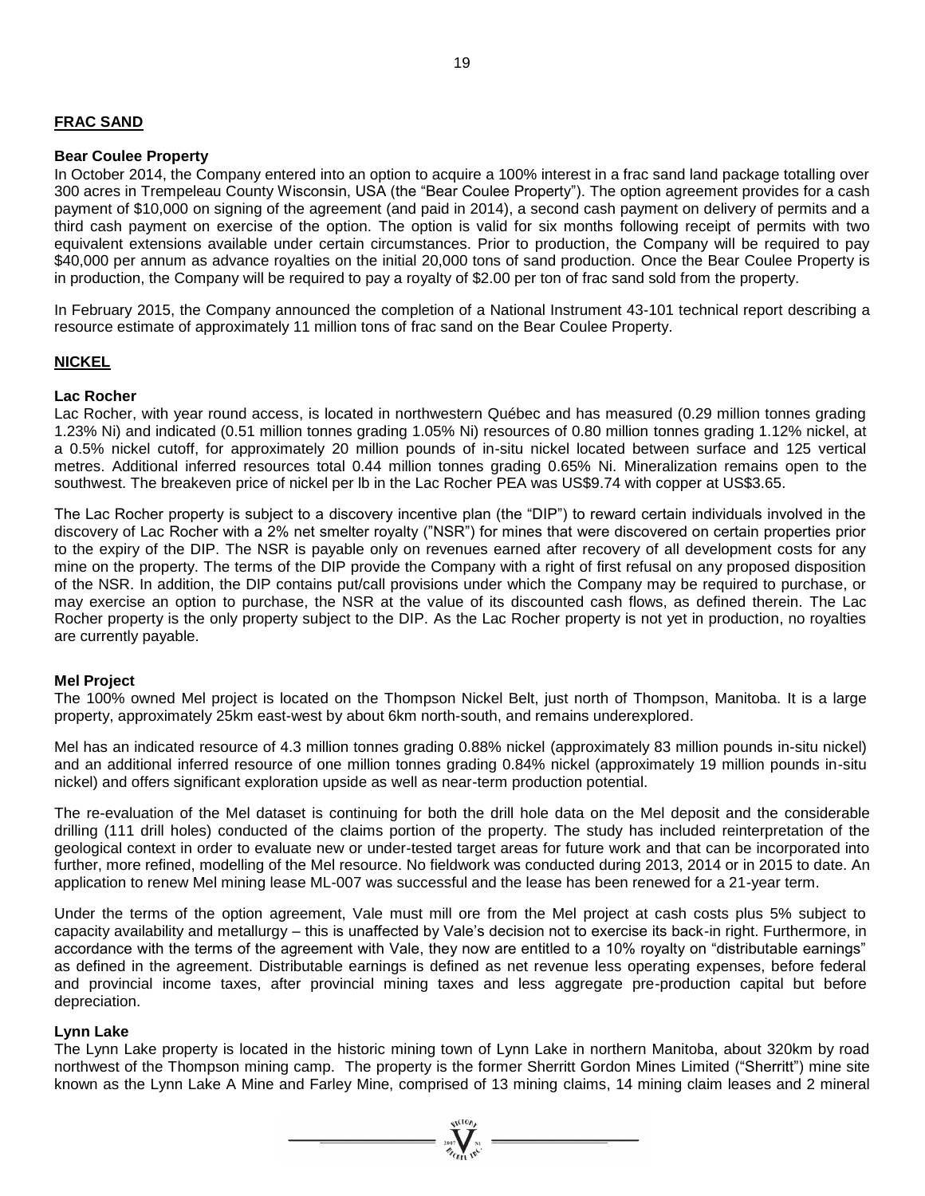## FRAC SAND

### Bear Coulee Property

In October 2014, the Company entered into an option to acquire a 100% interest in a frac sand land package totalling over 300 acres in Trempeleau County Wisconsin, USA (the "Bear Coulee Property"). The option agreement provides for a cash payment of $10,000 on signing of the agreement (and paid in 2014), a second cash payment on delivery of permits and a third cash payment on exercise of the option. The option is valid for six months following receipt of permits with two equivalent extensions available under certain circumstances. Prior to production, the Company will be required to pay $40,000 per annum as advance royalties on the initial 20,000 tons of sand production. Once the Bear Coulee Property is in production, the Company will be required to pay a royalty of $2.00 per ton of frac sand sold from the property.

In February 2015, the Company announced the completion of a National Instrument 43-101 technical report describing a resource estimate of approximately 11 million tons of frac sand on the Bear Coulee Property.

## NICKEL

### Lac Rocher

Lac Rocher, with year round access, is located in northwestern Québec and has measured (0.29 million tonnes grading 1.23% Ni) and indicated (0.51 million tonnes grading 1.05% Ni) resources of 0.80 million tonnes grading 1.12% nickel, at a 0.5% nickel cutoff, for approximately 20 million pounds of in-situ nickel located between surface and 125 vertical metres. Additional inferred resources total 0.44 million tonnes grading 0.65% Ni. Mineralization remains open to the southwest. The breakeven price of nickel per lb in the Lac Rocher PEA was US$9.74 with copper at US$3.65.

The Lac Rocher property is subject to a discovery incentive plan (the "DIP") to reward certain individuals involved in the discovery of Lac Rocher with a 2% net smelter royalty ("NSR") for mines that were discovered on certain properties prior to the expiry of the DIP. The NSR is payable only on revenues earned after recovery of all development costs for any mine on the property. The terms of the DIP provide the Company with a right of first refusal on any proposed disposition of the NSR. In addition, the DIP contains put/call provisions under which the Company may be required to purchase, or may exercise an option to purchase, the NSR at the value of its discounted cash flows, as defined therein. The Lac Rocher property is the only property subject to the DIP. As the Lac Rocher property is not yet in production, no royalties are currently payable.

### Mel Project

The 100% owned Mel project is located on the Thompson Nickel Belt, just north of Thompson, Manitoba. It is a large property, approximately 25km east-west by about 6km north-south, and remains underexplored.

Mel has an indicated resource of 4.3 million tonnes grading 0.88% nickel (approximately 83 million pounds in-situ nickel) and an additional inferred resource of one million tonnes grading 0.84% nickel (approximately 19 million pounds in-situ nickel) and offers significant exploration upside as well as near-term production potential.

The re-evaluation of the Mel dataset is continuing for both the drill hole data on the Mel deposit and the considerable drilling (111 drill holes) conducted of the claims portion of the property. The study has included reinterpretation of the geological context in order to evaluate new or under-tested target areas for future work and that can be incorporated into further, more refined, modelling of the Mel resource. No fieldwork was conducted during 2013, 2014 or in 2015 to date. An application to renew Mel mining lease ML-007 was successful and the lease has been renewed for a 21-year term.

Under the terms of the option agreement, Vale must mill ore from the Mel project at cash costs plus 5% subject to capacity availability and metallurgy – this is unaffected by Vale's decision not to exercise its back-in right. Furthermore, in accordance with the terms of the agreement with Vale, they now are entitled to a 10% royalty on "distributable earnings" as defined in the agreement. Distributable earnings is defined as net revenue less operating expenses, before federal and provincial income taxes, after provincial mining taxes and less aggregate pre-production capital but before depreciation.

### Lynn Lake

The Lynn Lake property is located in the historic mining town of Lynn Lake in northern Manitoba, about 320km by road northwest of the Thompson mining camp. The property is the former Sherritt Gordon Mines Limited ("Sherritt") mine site known as the Lynn Lake A Mine and Farley Mine, comprised of 13 mining claims, 14 mining claim leases and 2 mineral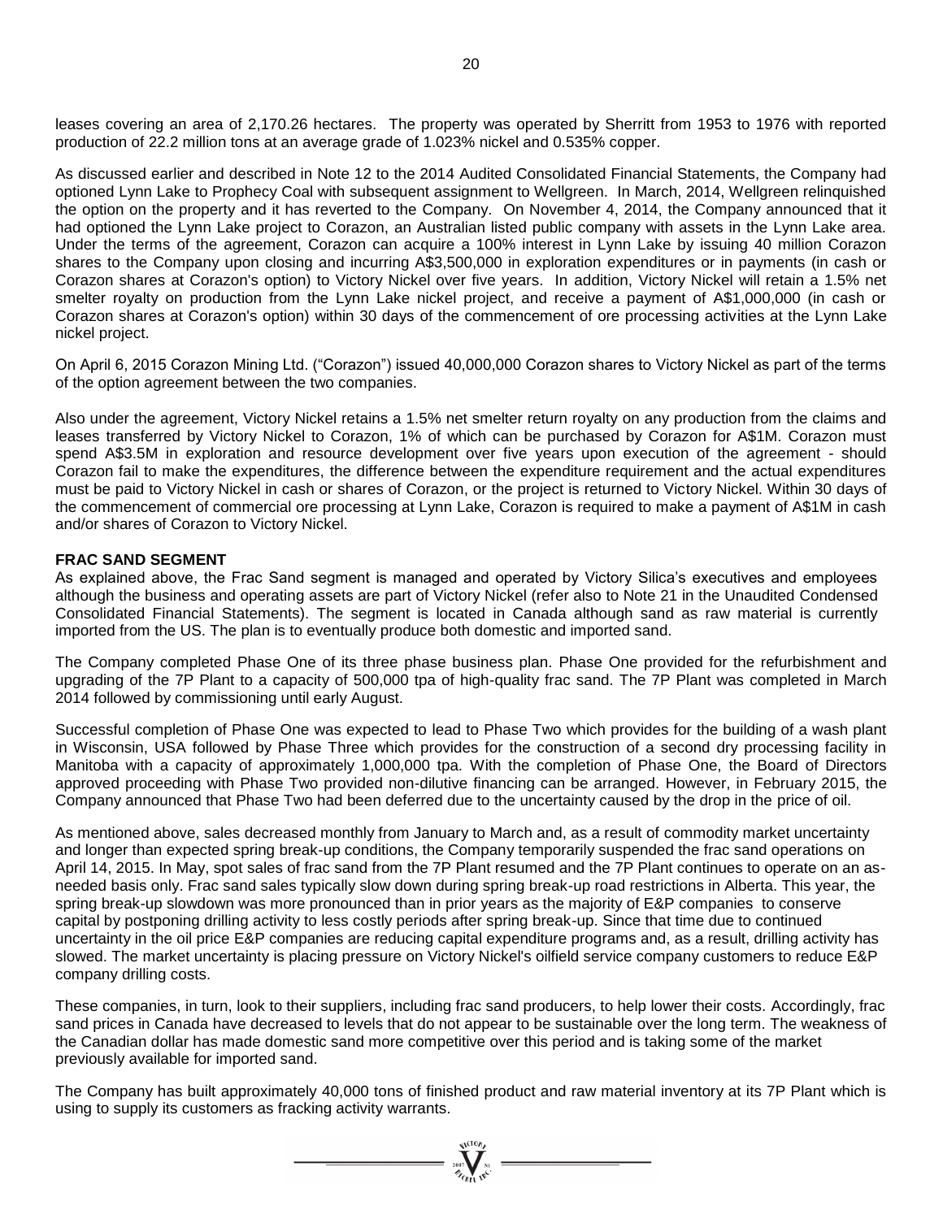leases covering an area of 2,170.26 hectares. The property was operated by Sherritt from 1953 to 1976 with reported production of 22.2 million tons at an average grade of 1.023% nickel and 0.535% copper.

As discussed earlier and described in Note 12 to the 2014 Audited Consolidated Financial Statements, the Company had optioned Lynn Lake to Prophecy Coal with subsequent assignment to Wellgreen. In March, 2014, Wellgreen relinquished the option on the property and it has reverted to the Company. On November 4, 2014, the Company announced that it had optioned the Lynn Lake project to Corazon, an Australian listed public company with assets in the Lynn Lake area. Under the terms of the agreement, Corazon can acquire a 100% interest in Lynn Lake by issuing 40 million Corazon shares to the Company upon closing and incurring A$3,500,000 in exploration expenditures or in payments (in cash or Corazon shares at Corazon's option) to Victory Nickel over five years. In addition, Victory Nickel will retain a 1.5% net smelter royalty on production from the Lynn Lake nickel project, and receive a payment of A$1,000,000 (in cash or Corazon shares at Corazon's option) within 30 days of the commencement of ore processing activities at the Lynn Lake nickel project.

On April 6, 2015 Corazon Mining Ltd. ("Corazon") issued 40,000,000 Corazon shares to Victory Nickel as part of the terms of the option agreement between the two companies.

Also under the agreement, Victory Nickel retains a 1.5% net smelter return royalty on any production from the claims and leases transferred by Victory Nickel to Corazon, 1% of which can be purchased by Corazon for A$1M. Corazon must spend A$3.5M in exploration and resource development over five years upon execution of the agreement - should Corazon fail to make the expenditures, the difference between the expenditure requirement and the actual expenditures must be paid to Victory Nickel in cash or shares of Corazon, or the project is returned to Victory Nickel. Within 30 days of the commencement of commercial ore processing at Lynn Lake, Corazon is required to make a payment of A$1M in cash and/or shares of Corazon to Victory Nickel.

**FRAC SAND SEGMENT**

As explained above, the Frac Sand segment is managed and operated by Victory Silica's executives and employees although the business and operating assets are part of Victory Nickel (refer also to Note 21 in the Unaudited Condensed Consolidated Financial Statements). The segment is located in Canada although sand as raw material is currently imported from the US. The plan is to eventually produce both domestic and imported sand.

The Company completed Phase One of its three phase business plan. Phase One provided for the refurbishment and upgrading of the 7P Plant to a capacity of 500,000 tpa of high-quality frac sand. The 7P Plant was completed in March 2014 followed by commissioning until early August.

Successful completion of Phase One was expected to lead to Phase Two which provides for the building of a wash plant in Wisconsin, USA followed by Phase Three which provides for the construction of a second dry processing facility in Manitoba with a capacity of approximately 1,000,000 tpa. With the completion of Phase One, the Board of Directors approved proceeding with Phase Two provided non-dilutive financing can be arranged. However, in February 2015, the Company announced that Phase Two had been deferred due to the uncertainty caused by the drop in the price of oil.

As mentioned above, sales decreased monthly from January to March and, as a result of commodity market uncertainty and longer than expected spring break-up conditions, the Company temporarily suspended the frac sand operations on April 14, 2015. In May, spot sales of frac sand from the 7P Plant resumed and the 7P Plant continues to operate on an as-needed basis only. Frac sand sales typically slow down during spring break-up road restrictions in Alberta. This year, the spring break-up slowdown was more pronounced than in prior years as the majority of E&P companies to conserve capital by postponing drilling activity to less costly periods after spring break-up. Since that time due to continued uncertainty in the oil price E&P companies are reducing capital expenditure programs and, as a result, drilling activity has slowed. The market uncertainty is placing pressure on Victory Nickel's oilfield service company customers to reduce E&P company drilling costs.

These companies, in turn, look to their suppliers, including frac sand producers, to help lower their costs. Accordingly, frac sand prices in Canada have decreased to levels that do not appear to be sustainable over the long term. The weakness of the Canadian dollar has made domestic sand more competitive over this period and is taking some of the market previously available for imported sand.

The Company has built approximately 40,000 tons of finished product and raw material inventory at its 7P Plant which is using to supply its customers as fracking activity warrants.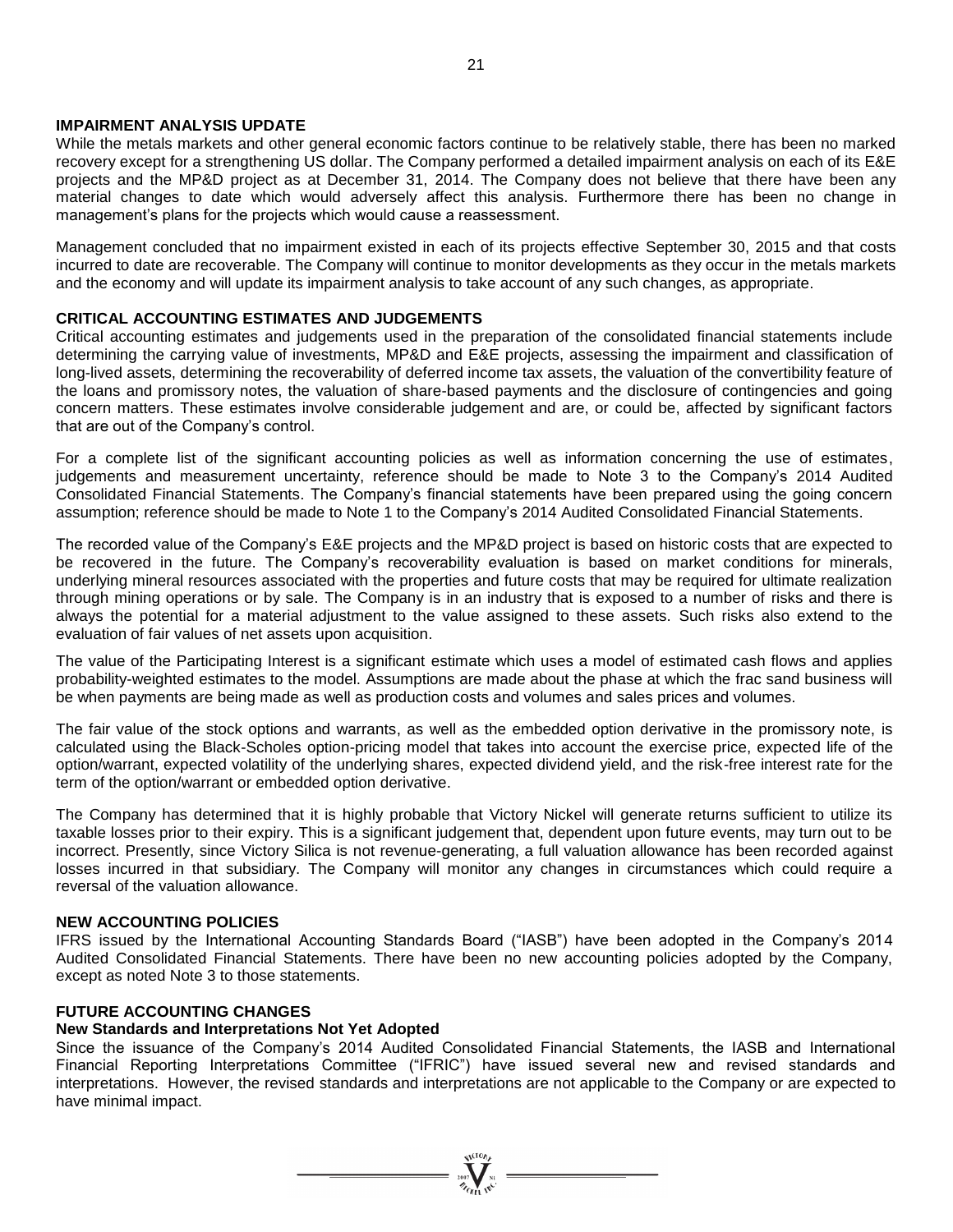## IMPAIRMENT ANALYSIS UPDATE

While the metals markets and other general economic factors continue to be relatively stable, there has been no marked recovery except for a strengthening US dollar. The Company performed a detailed impairment analysis on each of its E&E projects and the MP&D project as at December 31, 2014. The Company does not believe that there have been any material changes to date which would adversely affect this analysis. Furthermore there has been no change in management's plans for the projects which would cause a reassessment.

Management concluded that no impairment existed in each of its projects effective September 30, 2015 and that costs incurred to date are recoverable. The Company will continue to monitor developments as they occur in the metals markets and the economy and will update its impairment analysis to take account of any such changes, as appropriate.

## CRITICAL ACCOUNTING ESTIMATES AND JUDGEMENTS

Critical accounting estimates and judgements used in the preparation of the consolidated financial statements include determining the carrying value of investments, MP&D and E&E projects, assessing the impairment and classification of long-lived assets, determining the recoverability of deferred income tax assets, the valuation of the convertibility feature of the loans and promissory notes, the valuation of share-based payments and the disclosure of contingencies and going concern matters. These estimates involve considerable judgement and are, or could be, affected by significant factors that are out of the Company's control.

For a complete list of the significant accounting policies as well as information concerning the use of estimates, judgements and measurement uncertainty, reference should be made to Note 3 to the Company's 2014 Audited Consolidated Financial Statements. The Company's financial statements have been prepared using the going concern assumption; reference should be made to Note 1 to the Company's 2014 Audited Consolidated Financial Statements.

The recorded value of the Company's E&E projects and the MP&D project is based on historic costs that are expected to be recovered in the future. The Company's recoverability evaluation is based on market conditions for minerals, underlying mineral resources associated with the properties and future costs that may be required for ultimate realization through mining operations or by sale. The Company is in an industry that is exposed to a number of risks and there is always the potential for a material adjustment to the value assigned to these assets. Such risks also extend to the evaluation of fair values of net assets upon acquisition.

The value of the Participating Interest is a significant estimate which uses a model of estimated cash flows and applies probability-weighted estimates to the model. Assumptions are made about the phase at which the frac sand business will be when payments are being made as well as production costs and volumes and sales prices and volumes.

The fair value of the stock options and warrants, as well as the embedded option derivative in the promissory note, is calculated using the Black-Scholes option-pricing model that takes into account the exercise price, expected life of the option/warrant, expected volatility of the underlying shares, expected dividend yield, and the risk-free interest rate for the term of the option/warrant or embedded option derivative.

The Company has determined that it is highly probable that Victory Nickel will generate returns sufficient to utilize its taxable losses prior to their expiry. This is a significant judgement that, dependent upon future events, may turn out to be incorrect. Presently, since Victory Silica is not revenue-generating, a full valuation allowance has been recorded against losses incurred in that subsidiary. The Company will monitor any changes in circumstances which could require a reversal of the valuation allowance.

## NEW ACCOUNTING POLICIES

IFRS issued by the International Accounting Standards Board ("IASB") have been adopted in the Company's 2014 Audited Consolidated Financial Statements. There have been no new accounting policies adopted by the Company, except as noted Note 3 to those statements.

## FUTURE ACCOUNTING CHANGES

### New Standards and Interpretations Not Yet Adopted

Since the issuance of the Company's 2014 Audited Consolidated Financial Statements, the IASB and International Financial Reporting Interpretations Committee ("IFRIC") have issued several new and revised standards and interpretations. However, the revised standards and interpretations are not applicable to the Company or are expected to have minimal impact.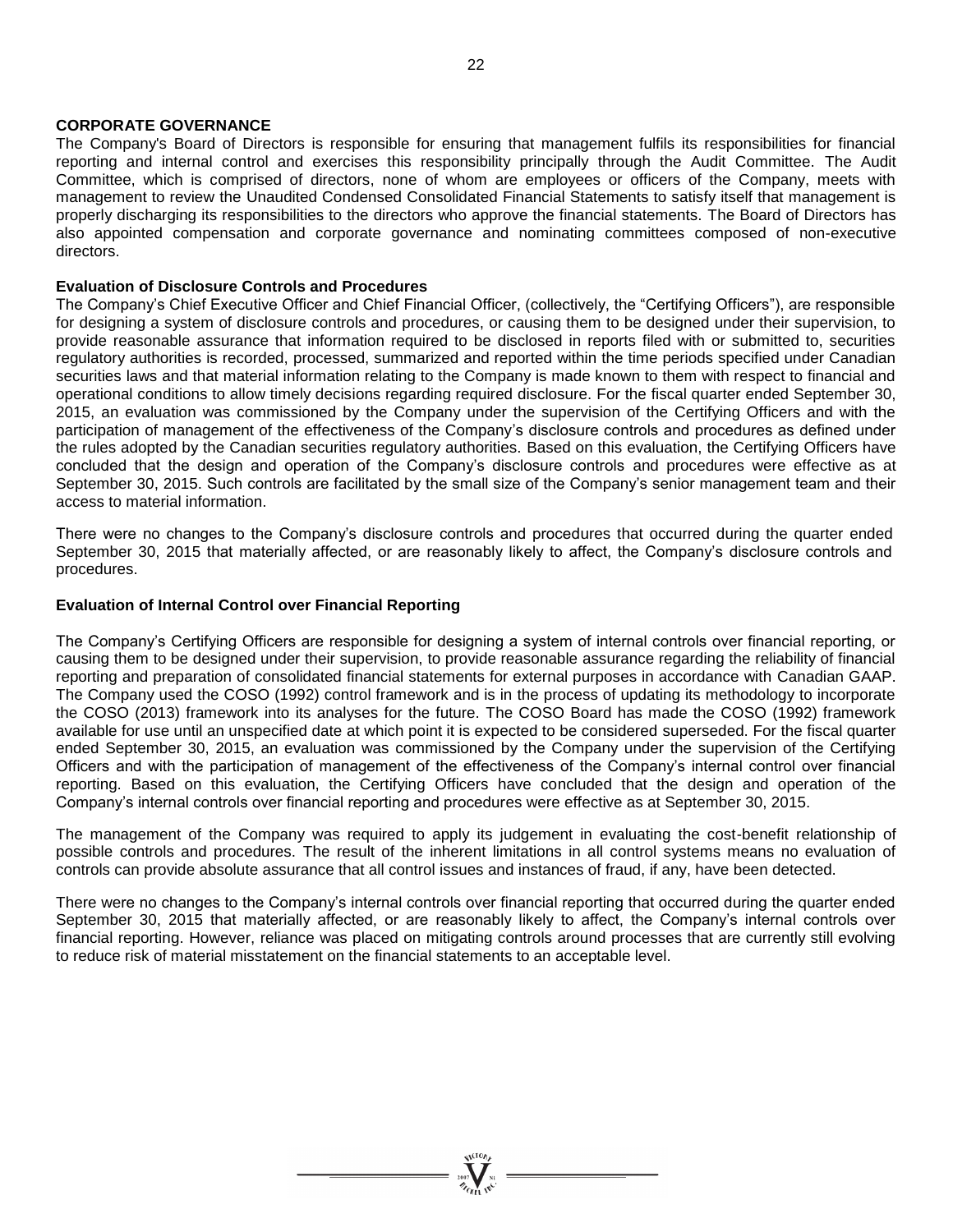## CORPORATE GOVERNANCE

The Company's Board of Directors is responsible for ensuring that management fulfils its responsibilities for financial reporting and internal control and exercises this responsibility principally through the Audit Committee. The Audit Committee, which is comprised of directors, none of whom are employees or officers of the Company, meets with management to review the Unaudited Condensed Consolidated Financial Statements to satisfy itself that management is properly discharging its responsibilities to the directors who approve the financial statements. The Board of Directors has also appointed compensation and corporate governance and nominating committees composed of non-executive directors.

### Evaluation of Disclosure Controls and Procedures

The Company's Chief Executive Officer and Chief Financial Officer, (collectively, the "Certifying Officers"), are responsible for designing a system of disclosure controls and procedures, or causing them to be designed under their supervision, to provide reasonable assurance that information required to be disclosed in reports filed with or submitted to, securities regulatory authorities is recorded, processed, summarized and reported within the time periods specified under Canadian securities laws and that material information relating to the Company is made known to them with respect to financial and operational conditions to allow timely decisions regarding required disclosure. For the fiscal quarter ended September 30, 2015, an evaluation was commissioned by the Company under the supervision of the Certifying Officers and with the participation of management of the effectiveness of the Company's disclosure controls and procedures as defined under the rules adopted by the Canadian securities regulatory authorities. Based on this evaluation, the Certifying Officers have concluded that the design and operation of the Company's disclosure controls and procedures were effective as at September 30, 2015. Such controls are facilitated by the small size of the Company's senior management team and their access to material information.

There were no changes to the Company's disclosure controls and procedures that occurred during the quarter ended September 30, 2015 that materially affected, or are reasonably likely to affect, the Company's disclosure controls and procedures.

### Evaluation of Internal Control over Financial Reporting

The Company's Certifying Officers are responsible for designing a system of internal controls over financial reporting, or causing them to be designed under their supervision, to provide reasonable assurance regarding the reliability of financial reporting and preparation of consolidated financial statements for external purposes in accordance with Canadian GAAP. The Company used the COSO (1992) control framework and is in the process of updating its methodology to incorporate the COSO (2013) framework into its analyses for the future. The COSO Board has made the COSO (1992) framework available for use until an unspecified date at which point it is expected to be considered superseded. For the fiscal quarter ended September 30, 2015, an evaluation was commissioned by the Company under the supervision of the Certifying Officers and with the participation of management of the effectiveness of the Company's internal control over financial reporting. Based on this evaluation, the Certifying Officers have concluded that the design and operation of the Company's internal controls over financial reporting and procedures were effective as at September 30, 2015.

The management of the Company was required to apply its judgement in evaluating the cost-benefit relationship of possible controls and procedures. The result of the inherent limitations in all control systems means no evaluation of controls can provide absolute assurance that all control issues and instances of fraud, if any, have been detected.

There were no changes to the Company's internal controls over financial reporting that occurred during the quarter ended September 30, 2015 that materially affected, or are reasonably likely to affect, the Company's internal controls over financial reporting. However, reliance was placed on mitigating controls around processes that are currently still evolving to reduce risk of material misstatement on the financial statements to an acceptable level.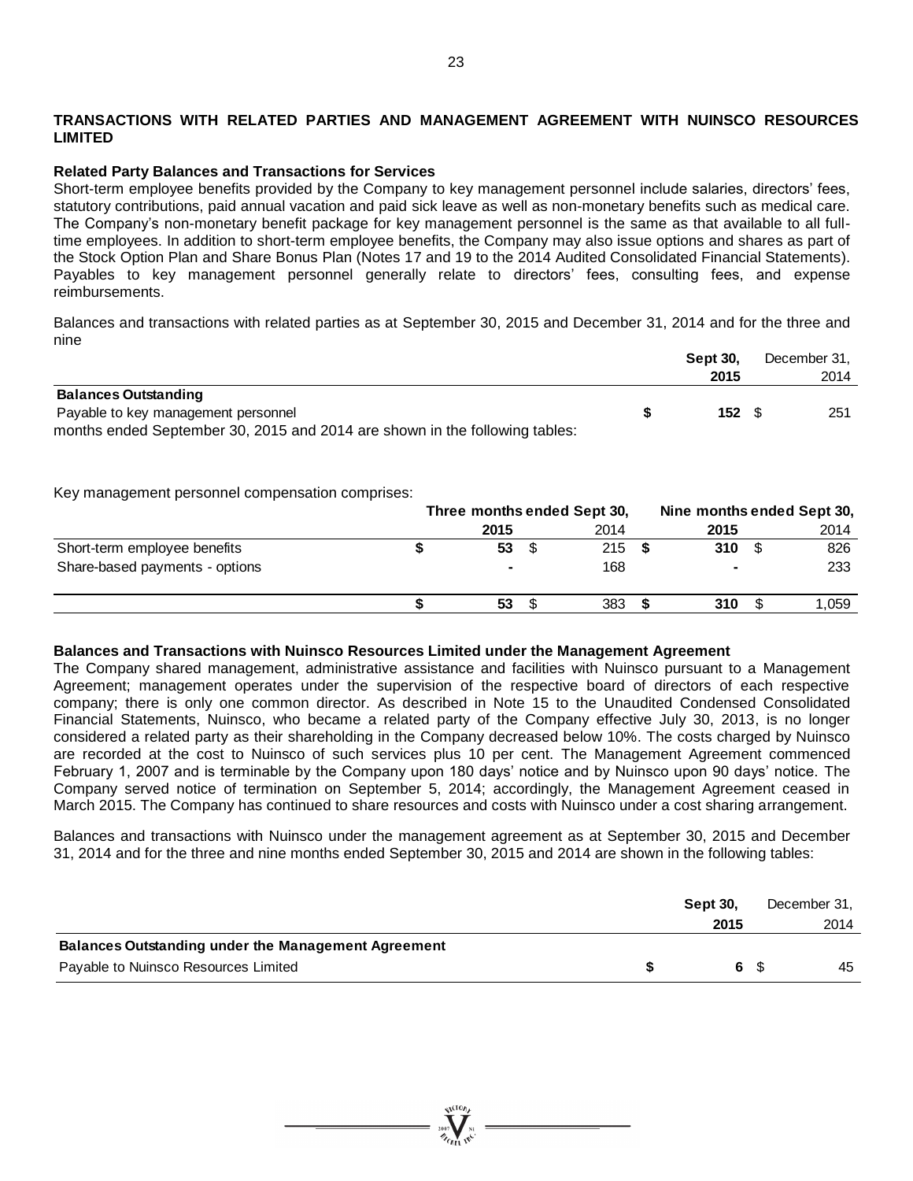## TRANSACTIONS WITH RELATED PARTIES AND MANAGEMENT AGREEMENT WITH NUINSCO RESOURCES LIMITED

### Related Party Balances and Transactions for Services

Short-term employee benefits provided by the Company to key management personnel include salaries, directors' fees, statutory contributions, paid annual vacation and paid sick leave as well as non-monetary benefits such as medical care. The Company's non-monetary benefit package for key management personnel is the same as that available to all full-time employees. In addition to short-term employee benefits, the Company may also issue options and shares as part of the Stock Option Plan and Share Bonus Plan (Notes 17 and 19 to the 2014 Audited Consolidated Financial Statements). Payables to key management personnel generally relate to directors' fees, consulting fees, and expense reimbursements.

Balances and transactions with related parties as at September 30, 2015 and December 31, 2014 and for the three and nine months ended September 30, 2015 and 2014 are shown in the following tables:

| | Sept 30, 2015 | December 31, 2014 |
|---|---|---|
| **Balances Outstanding** | | |
| Payable to key management personnel | **$ 152** | $ 251 |

Key management personnel compensation comprises:

| | Three months ended Sept 30, | | Nine months ended Sept 30, | |
|---|---|---|---|---|
| | **2015** | 2014 | **2015** | 2014 |
| Short-term employee benefits | **$ 53** | $ 215 | **$ 310** | $ 826 |
| Share-based payments - options | **-** | 168 | **-** | 233 |
| | **$ 53** | $ 383 | **$ 310** | $ 1,059 |

### Balances and Transactions with Nuinsco Resources Limited under the Management Agreement

The Company shared management, administrative assistance and facilities with Nuinsco pursuant to a Management Agreement; management operates under the supervision of the respective board of directors of each respective company; there is only one common director. As described in Note 15 to the Unaudited Condensed Consolidated Financial Statements, Nuinsco, who became a related party of the Company effective July 30, 2013, is no longer considered a related party as their shareholding in the Company decreased below 10%. The costs charged by Nuinsco are recorded at the cost to Nuinsco of such services plus 10 per cent. The Management Agreement commenced February 1, 2007 and is terminable by the Company upon 180 days' notice and by Nuinsco upon 90 days' notice. The Company served notice of termination on September 5, 2014; accordingly, the Management Agreement ceased in March 2015. The Company has continued to share resources and costs with Nuinsco under a cost sharing arrangement.

Balances and transactions with Nuinsco under the management agreement as at September 30, 2015 and December 31, 2014 and for the three and nine months ended September 30, 2015 and 2014 are shown in the following tables:

| | Sept 30, 2015 | December 31, 2014 |
|---|---|---|
| **Balances Outstanding under the Management Agreement** | | |
| Payable to Nuinsco Resources Limited | **$ 6** | $ 45 |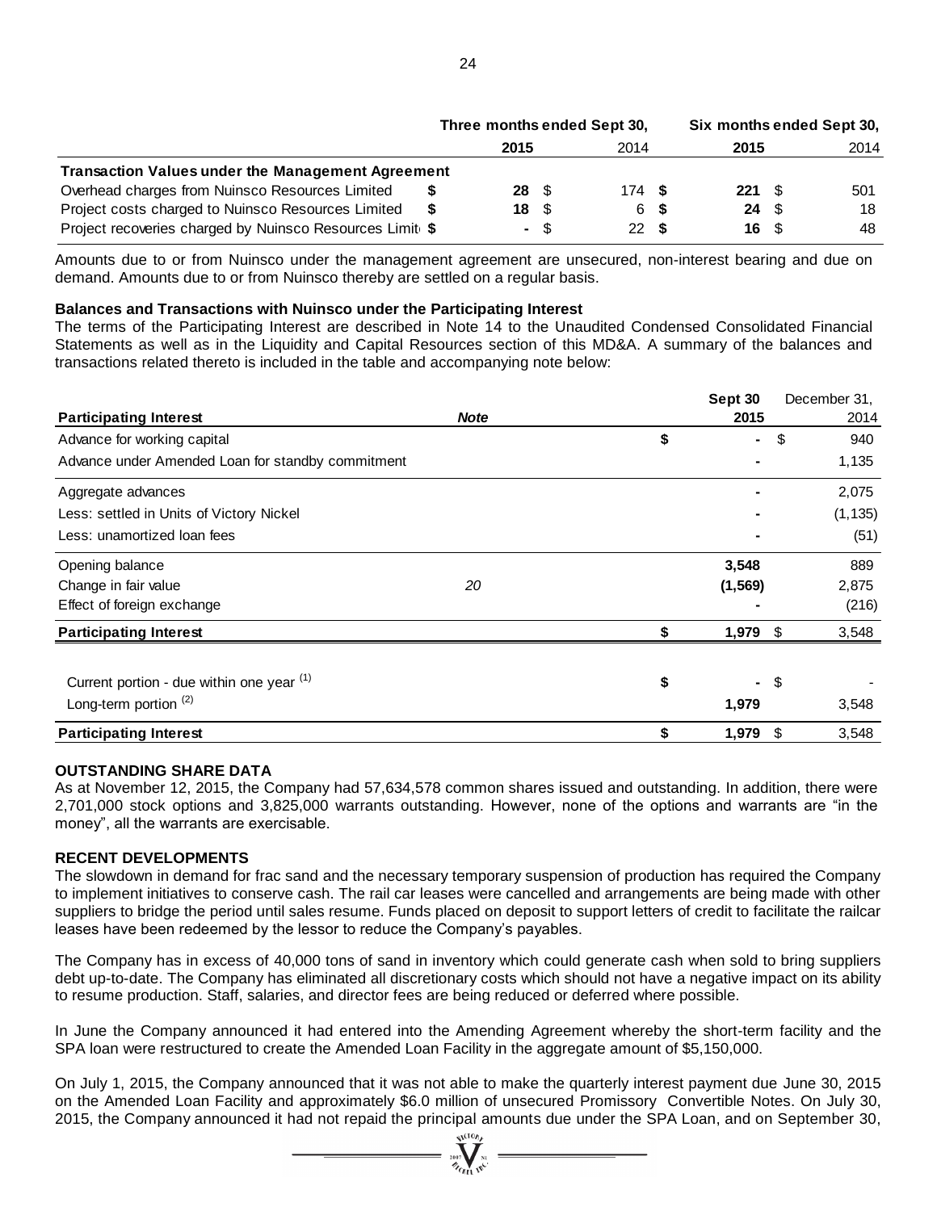| | Three months ended Sept 30, | | Six months ended Sept 30, | |
|---|---|---|---|---|
| | **2015** | 2014 | **2015** | 2014 |
| **Transaction Values under the Management Agreement** | | | | |
| Overhead charges from Nuinsco Resources Limited | **$ 28** | $ 174 | **$ 221** | $ 501 |
| Project costs charged to Nuinsco Resources Limited | **$ 18** | $ 6 | **$ 24** | $ 18 |
| Project recoveries charged by Nuinsco Resources Limit | **$ -** | $ 22 | **$ 16** | $ 48 |

Amounts due to or from Nuinsco under the management agreement are unsecured, non-interest bearing and due on demand. Amounts due to or from Nuinsco thereby are settled on a regular basis.

**Balances and Transactions with Nuinsco under the Participating Interest**

The terms of the Participating Interest are described in Note 14 to the Unaudited Condensed Consolidated Financial Statements as well as in the Liquidity and Capital Resources section of this MD&A. A summary of the balances and transactions related thereto is included in the table and accompanying note below:

| **Participating Interest** | ***Note*** | **Sept 30 2015** | December 31, 2014 |
|---|---|---|---|
| Advance for working capital | | **$ -** | $ 940 |
| Advance under Amended Loan for standby commitment | | **-** | 1,135 |
| Aggregate advances | | **-** | 2,075 |
| Less: settled in Units of Victory Nickel | | **-** | (1,135) |
| Less: unamortized loan fees | | **-** | (51) |
| Opening balance | | **3,548** | 889 |
| Change in fair value | *20* | **(1,569)** | 2,875 |
| Effect of foreign exchange | | **-** | (216) |
| **Participating Interest** | | **$ 1,979** | $ 3,548 |
| | | | |
| Current portion - due within one year [(1)] | | **$ -** | $ - |
| Long-term portion [(2)] | | **1,979** | 3,548 |
| **Participating Interest** | | **$ 1,979** | $ 3,548 |

## OUTSTANDING SHARE DATA

As at November 12, 2015, the Company had 57,634,578 common shares issued and outstanding. In addition, there were 2,701,000 stock options and 3,825,000 warrants outstanding. However, none of the options and warrants are "in the money", all the warrants are exercisable.

## RECENT DEVELOPMENTS

The slowdown in demand for frac sand and the necessary temporary suspension of production has required the Company to implement initiatives to conserve cash. The rail car leases were cancelled and arrangements are being made with other suppliers to bridge the period until sales resume. Funds placed on deposit to support letters of credit to facilitate the railcar leases have been redeemed by the lessor to reduce the Company's payables.

The Company has in excess of 40,000 tons of sand in inventory which could generate cash when sold to bring suppliers debt up-to-date. The Company has eliminated all discretionary costs which should not have a negative impact on its ability to resume production. Staff, salaries, and director fees are being reduced or deferred where possible.

In June the Company announced it had entered into the Amending Agreement whereby the short-term facility and the SPA loan were restructured to create the Amended Loan Facility in the aggregate amount of $5,150,000.

On July 1, 2015, the Company announced that it was not able to make the quarterly interest payment due June 30, 2015 on the Amended Loan Facility and approximately $6.0 million of unsecured Promissory Convertible Notes. On July 30, 2015, the Company announced it had not repaid the principal amounts due under the SPA Loan, and on September 30,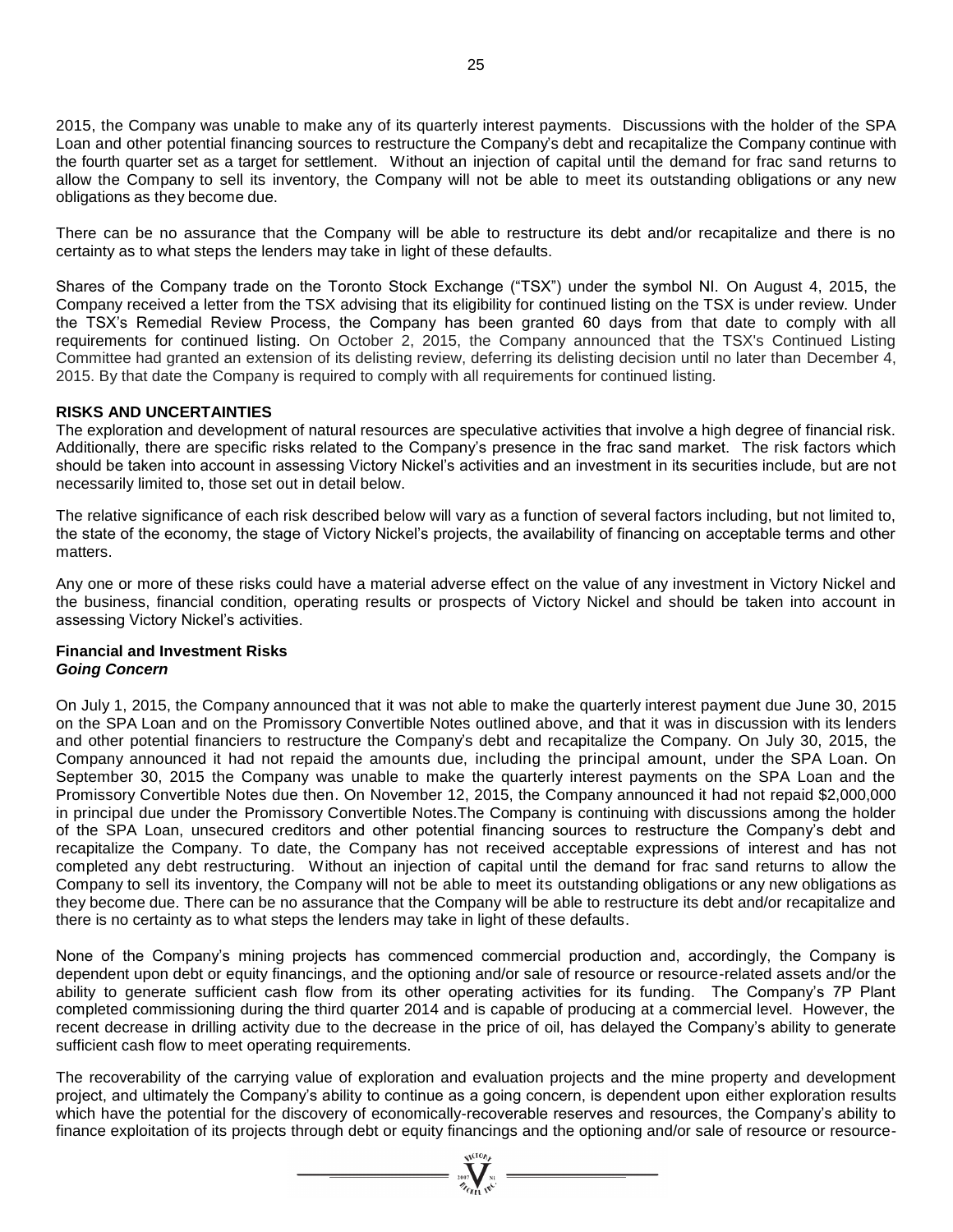2015, the Company was unable to make any of its quarterly interest payments. Discussions with the holder of the SPA Loan and other potential financing sources to restructure the Company's debt and recapitalize the Company continue with the fourth quarter set as a target for settlement. Without an injection of capital until the demand for frac sand returns to allow the Company to sell its inventory, the Company will not be able to meet its outstanding obligations or any new obligations as they become due.

There can be no assurance that the Company will be able to restructure its debt and/or recapitalize and there is no certainty as to what steps the lenders may take in light of these defaults.

Shares of the Company trade on the Toronto Stock Exchange ("TSX") under the symbol NI. On August 4, 2015, the Company received a letter from the TSX advising that its eligibility for continued listing on the TSX is under review. Under the TSX's Remedial Review Process, the Company has been granted 60 days from that date to comply with all requirements for continued listing. On October 2, 2015, the Company announced that the TSX's Continued Listing Committee had granted an extension of its delisting review, deferring its delisting decision until no later than December 4, 2015. By that date the Company is required to comply with all requirements for continued listing.

## RISKS AND UNCERTAINTIES

The exploration and development of natural resources are speculative activities that involve a high degree of financial risk. Additionally, there are specific risks related to the Company's presence in the frac sand market. The risk factors which should be taken into account in assessing Victory Nickel's activities and an investment in its securities include, but are not necessarily limited to, those set out in detail below.

The relative significance of each risk described below will vary as a function of several factors including, but not limited to, the state of the economy, the stage of Victory Nickel's projects, the availability of financing on acceptable terms and other matters.

Any one or more of these risks could have a material adverse effect on the value of any investment in Victory Nickel and the business, financial condition, operating results or prospects of Victory Nickel and should be taken into account in assessing Victory Nickel's activities.

### Financial and Investment Risks

***Going Concern***

On July 1, 2015, the Company announced that it was not able to make the quarterly interest payment due June 30, 2015 on the SPA Loan and on the Promissory Convertible Notes outlined above, and that it was in discussion with its lenders and other potential financiers to restructure the Company's debt and recapitalize the Company. On July 30, 2015, the Company announced it had not repaid the amounts due, including the principal amount, under the SPA Loan. On September 30, 2015 the Company was unable to make the quarterly interest payments on the SPA Loan and the Promissory Convertible Notes due then. On November 12, 2015, the Company announced it had not repaid $2,000,000 in principal due under the Promissory Convertible Notes.The Company is continuing with discussions among the holder of the SPA Loan, unsecured creditors and other potential financing sources to restructure the Company's debt and recapitalize the Company. To date, the Company has not received acceptable expressions of interest and has not completed any debt restructuring. Without an injection of capital until the demand for frac sand returns to allow the Company to sell its inventory, the Company will not be able to meet its outstanding obligations or any new obligations as they become due. There can be no assurance that the Company will be able to restructure its debt and/or recapitalize and there is no certainty as to what steps the lenders may take in light of these defaults.

None of the Company's mining projects has commenced commercial production and, accordingly, the Company is dependent upon debt or equity financings, and the optioning and/or sale of resource or resource-related assets and/or the ability to generate sufficient cash flow from its other operating activities for its funding. The Company's 7P Plant completed commissioning during the third quarter 2014 and is capable of producing at a commercial level. However, the recent decrease in drilling activity due to the decrease in the price of oil, has delayed the Company's ability to generate sufficient cash flow to meet operating requirements.

The recoverability of the carrying value of exploration and evaluation projects and the mine property and development project, and ultimately the Company's ability to continue as a going concern, is dependent upon either exploration results which have the potential for the discovery of economically-recoverable reserves and resources, the Company's ability to finance exploitation of its projects through debt or equity financings and the optioning and/or sale of resource or resource-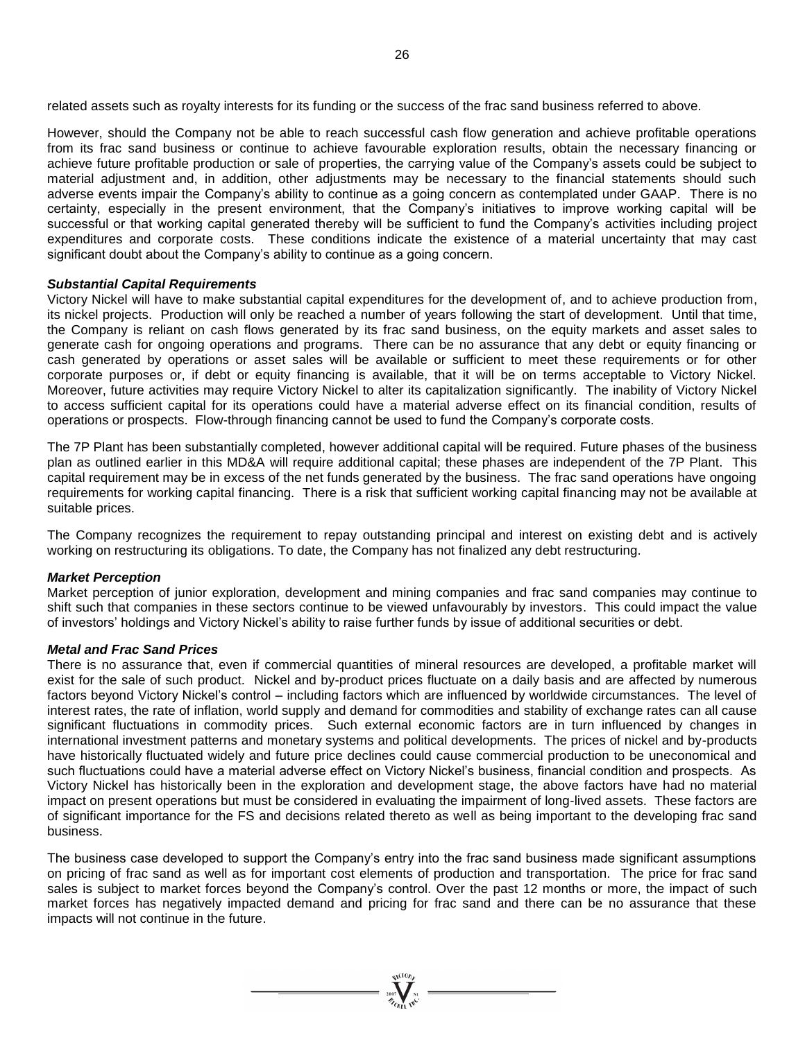related assets such as royalty interests for its funding or the success of the frac sand business referred to above.

However, should the Company not be able to reach successful cash flow generation and achieve profitable operations from its frac sand business or continue to achieve favourable exploration results, obtain the necessary financing or achieve future profitable production or sale of properties, the carrying value of the Company's assets could be subject to material adjustment and, in addition, other adjustments may be necessary to the financial statements should such adverse events impair the Company's ability to continue as a going concern as contemplated under GAAP. There is no certainty, especially in the present environment, that the Company's initiatives to improve working capital will be successful or that working capital generated thereby will be sufficient to fund the Company's activities including project expenditures and corporate costs. These conditions indicate the existence of a material uncertainty that may cast significant doubt about the Company's ability to continue as a going concern.

***Substantial Capital Requirements***

Victory Nickel will have to make substantial capital expenditures for the development of, and to achieve production from, its nickel projects. Production will only be reached a number of years following the start of development. Until that time, the Company is reliant on cash flows generated by its frac sand business, on the equity markets and asset sales to generate cash for ongoing operations and programs. There can be no assurance that any debt or equity financing or cash generated by operations or asset sales will be available or sufficient to meet these requirements or for other corporate purposes or, if debt or equity financing is available, that it will be on terms acceptable to Victory Nickel. Moreover, future activities may require Victory Nickel to alter its capitalization significantly. The inability of Victory Nickel to access sufficient capital for its operations could have a material adverse effect on its financial condition, results of operations or prospects. Flow-through financing cannot be used to fund the Company's corporate costs.

The 7P Plant has been substantially completed, however additional capital will be required. Future phases of the business plan as outlined earlier in this MD&A will require additional capital; these phases are independent of the 7P Plant. This capital requirement may be in excess of the net funds generated by the business. The frac sand operations have ongoing requirements for working capital financing. There is a risk that sufficient working capital financing may not be available at suitable prices.

The Company recognizes the requirement to repay outstanding principal and interest on existing debt and is actively working on restructuring its obligations. To date, the Company has not finalized any debt restructuring.

***Market Perception***

Market perception of junior exploration, development and mining companies and frac sand companies may continue to shift such that companies in these sectors continue to be viewed unfavourably by investors. This could impact the value of investors' holdings and Victory Nickel's ability to raise further funds by issue of additional securities or debt.

***Metal and Frac Sand Prices***

There is no assurance that, even if commercial quantities of mineral resources are developed, a profitable market will exist for the sale of such product. Nickel and by-product prices fluctuate on a daily basis and are affected by numerous factors beyond Victory Nickel's control – including factors which are influenced by worldwide circumstances. The level of interest rates, the rate of inflation, world supply and demand for commodities and stability of exchange rates can all cause significant fluctuations in commodity prices. Such external economic factors are in turn influenced by changes in international investment patterns and monetary systems and political developments. The prices of nickel and by-products have historically fluctuated widely and future price declines could cause commercial production to be uneconomical and such fluctuations could have a material adverse effect on Victory Nickel's business, financial condition and prospects. As Victory Nickel has historically been in the exploration and development stage, the above factors have had no material impact on present operations but must be considered in evaluating the impairment of long-lived assets. These factors are of significant importance for the FS and decisions related thereto as well as being important to the developing frac sand business.

The business case developed to support the Company's entry into the frac sand business made significant assumptions on pricing of frac sand as well as for important cost elements of production and transportation. The price for frac sand sales is subject to market forces beyond the Company's control. Over the past 12 months or more, the impact of such market forces has negatively impacted demand and pricing for frac sand and there can be no assurance that these impacts will not continue in the future.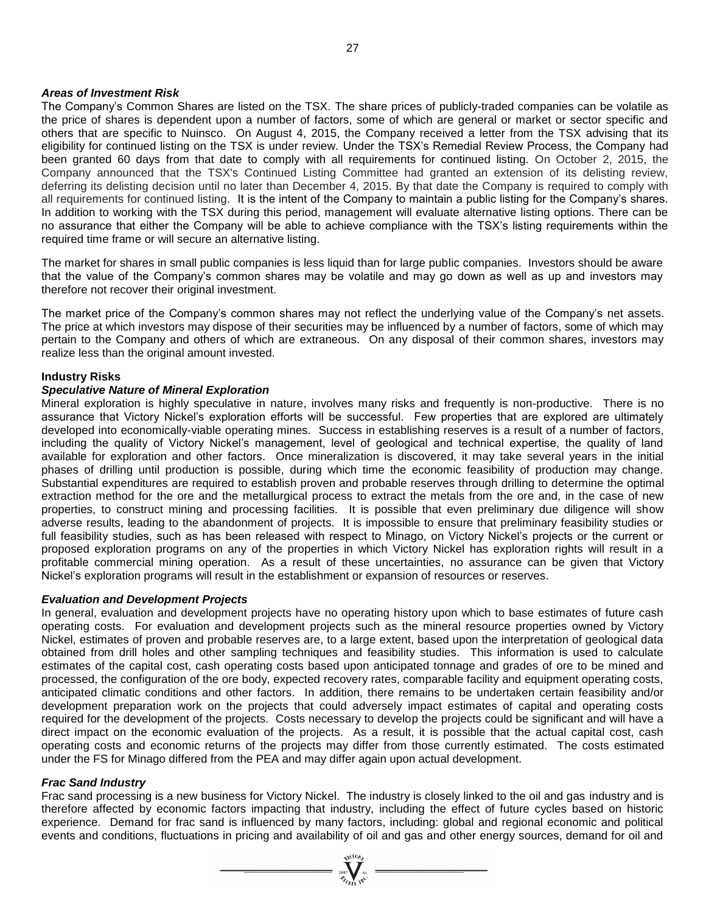***Areas of Investment Risk***

The Company's Common Shares are listed on the TSX. The share prices of publicly-traded companies can be volatile as the price of shares is dependent upon a number of factors, some of which are general or market or sector specific and others that are specific to Nuinsco. On August 4, 2015, the Company received a letter from the TSX advising that its eligibility for continued listing on the TSX is under review. Under the TSX's Remedial Review Process, the Company had been granted 60 days from that date to comply with all requirements for continued listing. On October 2, 2015, the Company announced that the TSX's Continued Listing Committee had granted an extension of its delisting review, deferring its delisting decision until no later than December 4, 2015. By that date the Company is required to comply with all requirements for continued listing. It is the intent of the Company to maintain a public listing for the Company's shares. In addition to working with the TSX during this period, management will evaluate alternative listing options. There can be no assurance that either the Company will be able to achieve compliance with the TSX's listing requirements within the required time frame or will secure an alternative listing.

The market for shares in small public companies is less liquid than for large public companies. Investors should be aware that the value of the Company's common shares may be volatile and may go down as well as up and investors may therefore not recover their original investment.

The market price of the Company's common shares may not reflect the underlying value of the Company's net assets. The price at which investors may dispose of their securities may be influenced by a number of factors, some of which may pertain to the Company and others of which are extraneous. On any disposal of their common shares, investors may realize less than the original amount invested.

**Industry Risks**

***Speculative Nature of Mineral Exploration***

Mineral exploration is highly speculative in nature, involves many risks and frequently is non-productive. There is no assurance that Victory Nickel's exploration efforts will be successful. Few properties that are explored are ultimately developed into economically-viable operating mines. Success in establishing reserves is a result of a number of factors, including the quality of Victory Nickel's management, level of geological and technical expertise, the quality of land available for exploration and other factors. Once mineralization is discovered, it may take several years in the initial phases of drilling until production is possible, during which time the economic feasibility of production may change. Substantial expenditures are required to establish proven and probable reserves through drilling to determine the optimal extraction method for the ore and the metallurgical process to extract the metals from the ore and, in the case of new properties, to construct mining and processing facilities. It is possible that even preliminary due diligence will show adverse results, leading to the abandonment of projects. It is impossible to ensure that preliminary feasibility studies or full feasibility studies, such as has been released with respect to Minago, on Victory Nickel's projects or the current or proposed exploration programs on any of the properties in which Victory Nickel has exploration rights will result in a profitable commercial mining operation. As a result of these uncertainties, no assurance can be given that Victory Nickel's exploration programs will result in the establishment or expansion of resources or reserves.

***Evaluation and Development Projects***

In general, evaluation and development projects have no operating history upon which to base estimates of future cash operating costs. For evaluation and development projects such as the mineral resource properties owned by Victory Nickel, estimates of proven and probable reserves are, to a large extent, based upon the interpretation of geological data obtained from drill holes and other sampling techniques and feasibility studies. This information is used to calculate estimates of the capital cost, cash operating costs based upon anticipated tonnage and grades of ore to be mined and processed, the configuration of the ore body, expected recovery rates, comparable facility and equipment operating costs, anticipated climatic conditions and other factors. In addition, there remains to be undertaken certain feasibility and/or development preparation work on the projects that could adversely impact estimates of capital and operating costs required for the development of the projects. Costs necessary to develop the projects could be significant and will have a direct impact on the economic evaluation of the projects. As a result, it is possible that the actual capital cost, cash operating costs and economic returns of the projects may differ from those currently estimated. The costs estimated under the FS for Minago differed from the PEA and may differ again upon actual development.

***Frac Sand Industry***

Frac sand processing is a new business for Victory Nickel. The industry is closely linked to the oil and gas industry and is therefore affected by economic factors impacting that industry, including the effect of future cycles based on historic experience. Demand for frac sand is influenced by many factors, including: global and regional economic and political events and conditions, fluctuations in pricing and availability of oil and gas and other energy sources, demand for oil and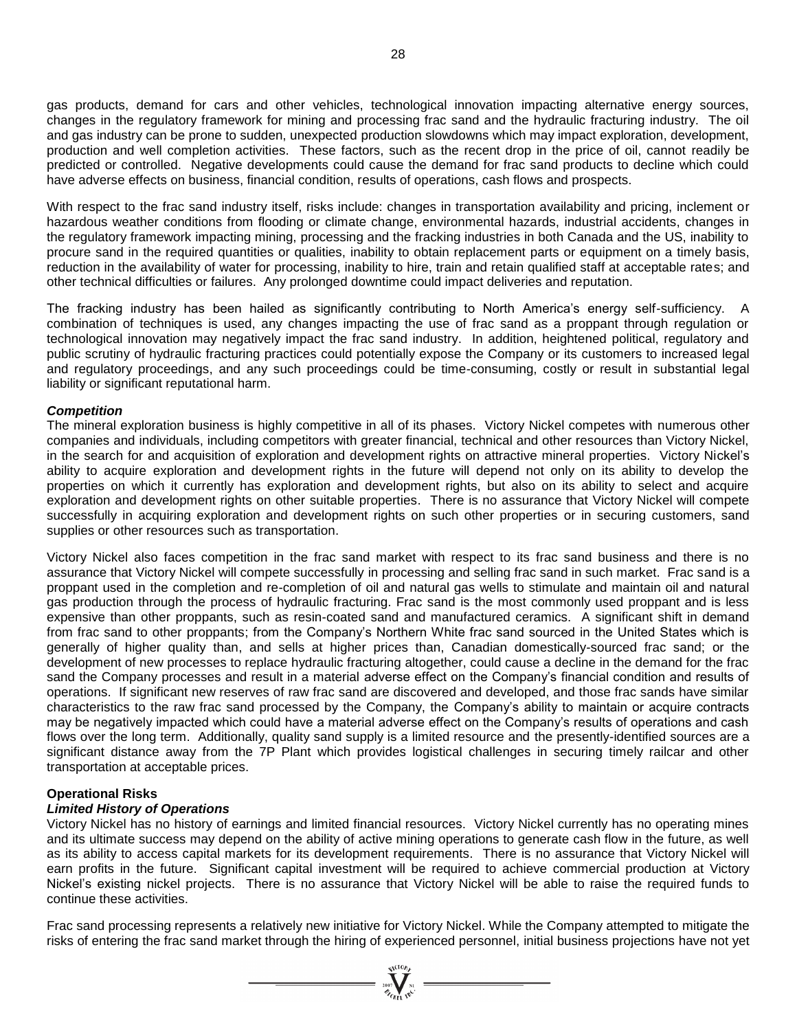gas products, demand for cars and other vehicles, technological innovation impacting alternative energy sources, changes in the regulatory framework for mining and processing frac sand and the hydraulic fracturing industry. The oil and gas industry can be prone to sudden, unexpected production slowdowns which may impact exploration, development, production and well completion activities. These factors, such as the recent drop in the price of oil, cannot readily be predicted or controlled. Negative developments could cause the demand for frac sand products to decline which could have adverse effects on business, financial condition, results of operations, cash flows and prospects.

With respect to the frac sand industry itself, risks include: changes in transportation availability and pricing, inclement or hazardous weather conditions from flooding or climate change, environmental hazards, industrial accidents, changes in the regulatory framework impacting mining, processing and the fracking industries in both Canada and the US, inability to procure sand in the required quantities or qualities, inability to obtain replacement parts or equipment on a timely basis, reduction in the availability of water for processing, inability to hire, train and retain qualified staff at acceptable rates; and other technical difficulties or failures. Any prolonged downtime could impact deliveries and reputation.

The fracking industry has been hailed as significantly contributing to North America's energy self-sufficiency. A combination of techniques is used, any changes impacting the use of frac sand as a proppant through regulation or technological innovation may negatively impact the frac sand industry. In addition, heightened political, regulatory and public scrutiny of hydraulic fracturing practices could potentially expose the Company or its customers to increased legal and regulatory proceedings, and any such proceedings could be time-consuming, costly or result in substantial legal liability or significant reputational harm.

***Competition***

The mineral exploration business is highly competitive in all of its phases. Victory Nickel competes with numerous other companies and individuals, including competitors with greater financial, technical and other resources than Victory Nickel, in the search for and acquisition of exploration and development rights on attractive mineral properties. Victory Nickel's ability to acquire exploration and development rights in the future will depend not only on its ability to develop the properties on which it currently has exploration and development rights, but also on its ability to select and acquire exploration and development rights on other suitable properties. There is no assurance that Victory Nickel will compete successfully in acquiring exploration and development rights on such other properties or in securing customers, sand supplies or other resources such as transportation.

Victory Nickel also faces competition in the frac sand market with respect to its frac sand business and there is no assurance that Victory Nickel will compete successfully in processing and selling frac sand in such market. Frac sand is a proppant used in the completion and re-completion of oil and natural gas wells to stimulate and maintain oil and natural gas production through the process of hydraulic fracturing. Frac sand is the most commonly used proppant and is less expensive than other proppants, such as resin-coated sand and manufactured ceramics. A significant shift in demand from frac sand to other proppants; from the Company's Northern White frac sand sourced in the United States which is generally of higher quality than, and sells at higher prices than, Canadian domestically-sourced frac sand; or the development of new processes to replace hydraulic fracturing altogether, could cause a decline in the demand for the frac sand the Company processes and result in a material adverse effect on the Company's financial condition and results of operations. If significant new reserves of raw frac sand are discovered and developed, and those frac sands have similar characteristics to the raw frac sand processed by the Company, the Company's ability to maintain or acquire contracts may be negatively impacted which could have a material adverse effect on the Company's results of operations and cash flows over the long term. Additionally, quality sand supply is a limited resource and the presently-identified sources are a significant distance away from the 7P Plant which provides logistical challenges in securing timely railcar and other transportation at acceptable prices.

**Operational Risks**

***Limited History of Operations***

Victory Nickel has no history of earnings and limited financial resources. Victory Nickel currently has no operating mines and its ultimate success may depend on the ability of active mining operations to generate cash flow in the future, as well as its ability to access capital markets for its development requirements. There is no assurance that Victory Nickel will earn profits in the future. Significant capital investment will be required to achieve commercial production at Victory Nickel's existing nickel projects. There is no assurance that Victory Nickel will be able to raise the required funds to continue these activities.

Frac sand processing represents a relatively new initiative for Victory Nickel. While the Company attempted to mitigate the risks of entering the frac sand market through the hiring of experienced personnel, initial business projections have not yet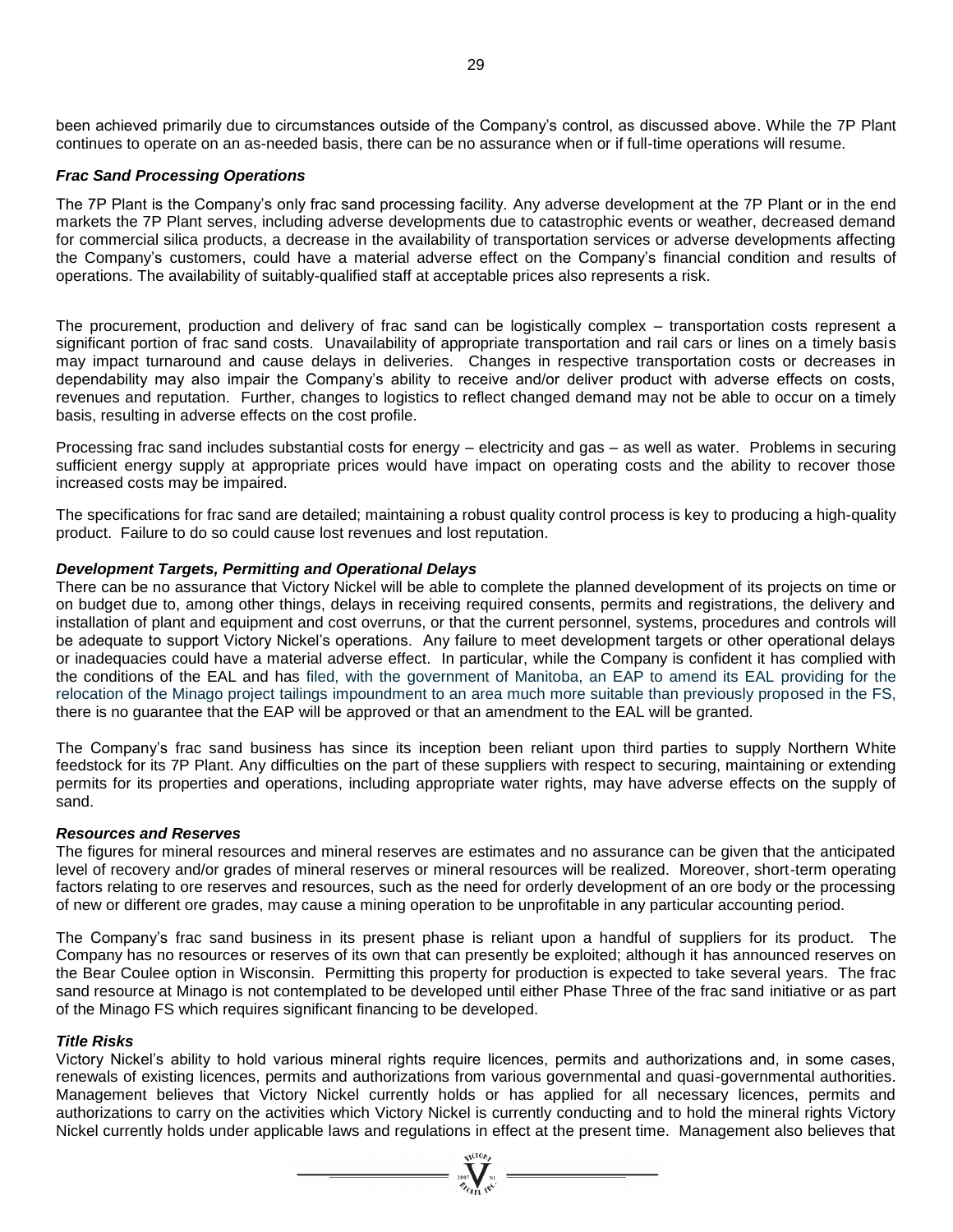been achieved primarily due to circumstances outside of the Company's control, as discussed above. While the 7P Plant continues to operate on an as-needed basis, there can be no assurance when or if full-time operations will resume.

***Frac Sand Processing Operations***

The 7P Plant is the Company's only frac sand processing facility. Any adverse development at the 7P Plant or in the end markets the 7P Plant serves, including adverse developments due to catastrophic events or weather, decreased demand for commercial silica products, a decrease in the availability of transportation services or adverse developments affecting the Company's customers, could have a material adverse effect on the Company's financial condition and results of operations. The availability of suitably-qualified staff at acceptable prices also represents a risk.

The procurement, production and delivery of frac sand can be logistically complex – transportation costs represent a significant portion of frac sand costs. Unavailability of appropriate transportation and rail cars or lines on a timely basis may impact turnaround and cause delays in deliveries. Changes in respective transportation costs or decreases in dependability may also impair the Company's ability to receive and/or deliver product with adverse effects on costs, revenues and reputation. Further, changes to logistics to reflect changed demand may not be able to occur on a timely basis, resulting in adverse effects on the cost profile.

Processing frac sand includes substantial costs for energy – electricity and gas – as well as water. Problems in securing sufficient energy supply at appropriate prices would have impact on operating costs and the ability to recover those increased costs may be impaired.

The specifications for frac sand are detailed; maintaining a robust quality control process is key to producing a high-quality product. Failure to do so could cause lost revenues and lost reputation.

***Development Targets, Permitting and Operational Delays***

There can be no assurance that Victory Nickel will be able to complete the planned development of its projects on time or on budget due to, among other things, delays in receiving required consents, permits and registrations, the delivery and installation of plant and equipment and cost overruns, or that the current personnel, systems, procedures and controls will be adequate to support Victory Nickel's operations. Any failure to meet development targets or other operational delays or inadequacies could have a material adverse effect. In particular, while the Company is confident it has complied with the conditions of the EAL and has filed, with the government of Manitoba, an EAP to amend its EAL providing for the relocation of the Minago project tailings impoundment to an area much more suitable than previously proposed in the FS, there is no guarantee that the EAP will be approved or that an amendment to the EAL will be granted.

The Company's frac sand business has since its inception been reliant upon third parties to supply Northern White feedstock for its 7P Plant. Any difficulties on the part of these suppliers with respect to securing, maintaining or extending permits for its properties and operations, including appropriate water rights, may have adverse effects on the supply of sand.

***Resources and Reserves***

The figures for mineral resources and mineral reserves are estimates and no assurance can be given that the anticipated level of recovery and/or grades of mineral reserves or mineral resources will be realized. Moreover, short-term operating factors relating to ore reserves and resources, such as the need for orderly development of an ore body or the processing of new or different ore grades, may cause a mining operation to be unprofitable in any particular accounting period.

The Company's frac sand business in its present phase is reliant upon a handful of suppliers for its product. The Company has no resources or reserves of its own that can presently be exploited; although it has announced reserves on the Bear Coulee option in Wisconsin. Permitting this property for production is expected to take several years. The frac sand resource at Minago is not contemplated to be developed until either Phase Three of the frac sand initiative or as part of the Minago FS which requires significant financing to be developed.

***Title Risks***

Victory Nickel's ability to hold various mineral rights require licences, permits and authorizations and, in some cases, renewals of existing licences, permits and authorizations from various governmental and quasi-governmental authorities. Management believes that Victory Nickel currently holds or has applied for all necessary licences, permits and authorizations to carry on the activities which Victory Nickel is currently conducting and to hold the mineral rights Victory Nickel currently holds under applicable laws and regulations in effect at the present time. Management also believes that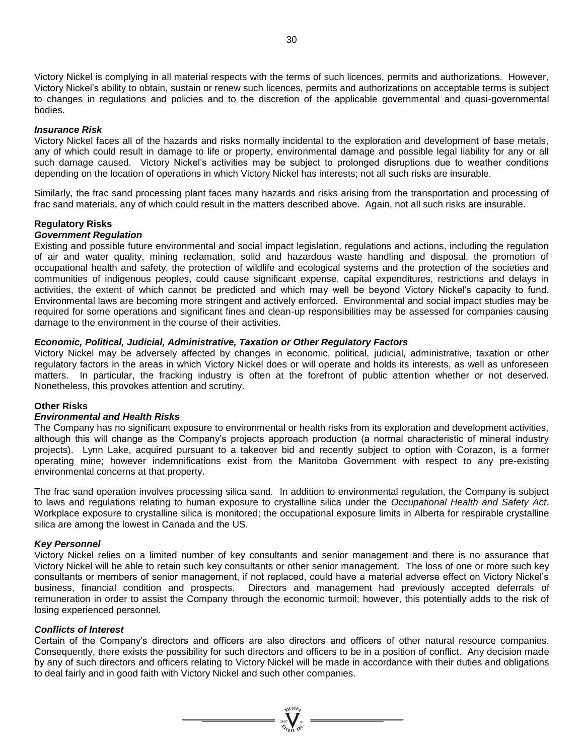Victory Nickel is complying in all material respects with the terms of such licences, permits and authorizations. However, Victory Nickel's ability to obtain, sustain or renew such licences, permits and authorizations on acceptable terms is subject to changes in regulations and policies and to the discretion of the applicable governmental and quasi-governmental bodies.

***Insurance Risk***

Victory Nickel faces all of the hazards and risks normally incidental to the exploration and development of base metals, any of which could result in damage to life or property, environmental damage and possible legal liability for any or all such damage caused. Victory Nickel's activities may be subject to prolonged disruptions due to weather conditions depending on the location of operations in which Victory Nickel has interests; not all such risks are insurable.

Similarly, the frac sand processing plant faces many hazards and risks arising from the transportation and processing of frac sand materials, any of which could result in the matters described above. Again, not all such risks are insurable.

**Regulatory Risks**

***Government Regulation***

Existing and possible future environmental and social impact legislation, regulations and actions, including the regulation of air and water quality, mining reclamation, solid and hazardous waste handling and disposal, the promotion of occupational health and safety, the protection of wildlife and ecological systems and the protection of the societies and communities of indigenous peoples, could cause significant expense, capital expenditures, restrictions and delays in activities, the extent of which cannot be predicted and which may well be beyond Victory Nickel's capacity to fund. Environmental laws are becoming more stringent and actively enforced. Environmental and social impact studies may be required for some operations and significant fines and clean-up responsibilities may be assessed for companies causing damage to the environment in the course of their activities.

***Economic, Political, Judicial, Administrative, Taxation or Other Regulatory Factors***

Victory Nickel may be adversely affected by changes in economic, political, judicial, administrative, taxation or other regulatory factors in the areas in which Victory Nickel does or will operate and holds its interests, as well as unforeseen matters. In particular, the fracking industry is often at the forefront of public attention whether or not deserved. Nonetheless, this provokes attention and scrutiny.

**Other Risks**

***Environmental and Health Risks***

The Company has no significant exposure to environmental or health risks from its exploration and development activities, although this will change as the Company's projects approach production (a normal characteristic of mineral industry projects). Lynn Lake, acquired pursuant to a takeover bid and recently subject to option with Corazon, is a former operating mine; however indemnifications exist from the Manitoba Government with respect to any pre-existing environmental concerns at that property.

The frac sand operation involves processing silica sand. In addition to environmental regulation, the Company is subject to laws and regulations relating to human exposure to crystalline silica under the *Occupational Health and Safety Act*. Workplace exposure to crystalline silica is monitored; the occupational exposure limits in Alberta for respirable crystalline silica are among the lowest in Canada and the US.

***Key Personnel***

Victory Nickel relies on a limited number of key consultants and senior management and there is no assurance that Victory Nickel will be able to retain such key consultants or other senior management. The loss of one or more such key consultants or members of senior management, if not replaced, could have a material adverse effect on Victory Nickel's business, financial condition and prospects. Directors and management had previously accepted deferrals of remuneration in order to assist the Company through the economic turmoil; however, this potentially adds to the risk of losing experienced personnel.

***Conflicts of Interest***

Certain of the Company's directors and officers are also directors and officers of other natural resource companies. Consequently, there exists the possibility for such directors and officers to be in a position of conflict. Any decision made by any of such directors and officers relating to Victory Nickel will be made in accordance with their duties and obligations to deal fairly and in good faith with Victory Nickel and such other companies.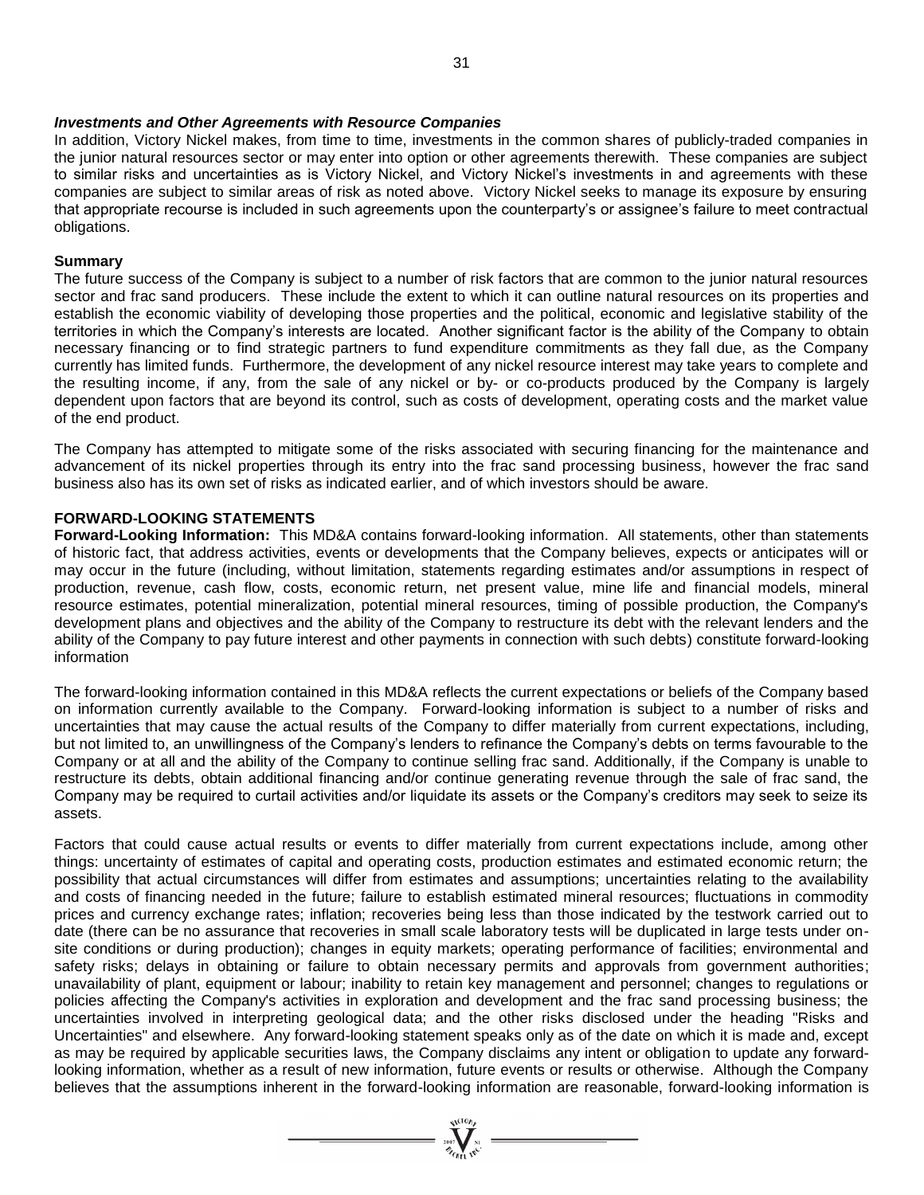### *Investments and Other Agreements with Resource Companies*

In addition, Victory Nickel makes, from time to time, investments in the common shares of publicly-traded companies in the junior natural resources sector or may enter into option or other agreements therewith. These companies are subject to similar risks and uncertainties as is Victory Nickel, and Victory Nickel's investments in and agreements with these companies are subject to similar areas of risk as noted above. Victory Nickel seeks to manage its exposure by ensuring that appropriate recourse is included in such agreements upon the counterparty's or assignee's failure to meet contractual obligations.

### Summary

The future success of the Company is subject to a number of risk factors that are common to the junior natural resources sector and frac sand producers. These include the extent to which it can outline natural resources on its properties and establish the economic viability of developing those properties and the political, economic and legislative stability of the territories in which the Company's interests are located. Another significant factor is the ability of the Company to obtain necessary financing or to find strategic partners to fund expenditure commitments as they fall due, as the Company currently has limited funds. Furthermore, the development of any nickel resource interest may take years to complete and the resulting income, if any, from the sale of any nickel or by- or co-products produced by the Company is largely dependent upon factors that are beyond its control, such as costs of development, operating costs and the market value of the end product.

The Company has attempted to mitigate some of the risks associated with securing financing for the maintenance and advancement of its nickel properties through its entry into the frac sand processing business, however the frac sand business also has its own set of risks as indicated earlier, and of which investors should be aware.

## FORWARD-LOOKING STATEMENTS

**Forward-Looking Information:** This MD&A contains forward-looking information. All statements, other than statements of historic fact, that address activities, events or developments that the Company believes, expects or anticipates will or may occur in the future (including, without limitation, statements regarding estimates and/or assumptions in respect of production, revenue, cash flow, costs, economic return, net present value, mine life and financial models, mineral resource estimates, potential mineralization, potential mineral resources, timing of possible production, the Company's development plans and objectives and the ability of the Company to restructure its debt with the relevant lenders and the ability of the Company to pay future interest and other payments in connection with such debts) constitute forward-looking information

The forward-looking information contained in this MD&A reflects the current expectations or beliefs of the Company based on information currently available to the Company. Forward-looking information is subject to a number of risks and uncertainties that may cause the actual results of the Company to differ materially from current expectations, including, but not limited to, an unwillingness of the Company's lenders to refinance the Company's debts on terms favourable to the Company or at all and the ability of the Company to continue selling frac sand. Additionally, if the Company is unable to restructure its debts, obtain additional financing and/or continue generating revenue through the sale of frac sand, the Company may be required to curtail activities and/or liquidate its assets or the Company's creditors may seek to seize its assets.

Factors that could cause actual results or events to differ materially from current expectations include, among other things: uncertainty of estimates of capital and operating costs, production estimates and estimated economic return; the possibility that actual circumstances will differ from estimates and assumptions; uncertainties relating to the availability and costs of financing needed in the future; failure to establish estimated mineral resources; fluctuations in commodity prices and currency exchange rates; inflation; recoveries being less than those indicated by the testwork carried out to date (there can be no assurance that recoveries in small scale laboratory tests will be duplicated in large tests under on-site conditions or during production); changes in equity markets; operating performance of facilities; environmental and safety risks; delays in obtaining or failure to obtain necessary permits and approvals from government authorities; unavailability of plant, equipment or labour; inability to retain key management and personnel; changes to regulations or policies affecting the Company's activities in exploration and development and the frac sand processing business; the uncertainties involved in interpreting geological data; and the other risks disclosed under the heading "Risks and Uncertainties" and elsewhere. Any forward-looking statement speaks only as of the date on which it is made and, except as may be required by applicable securities laws, the Company disclaims any intent or obligation to update any forward-looking information, whether as a result of new information, future events or results or otherwise. Although the Company believes that the assumptions inherent in the forward-looking information are reasonable, forward-looking information is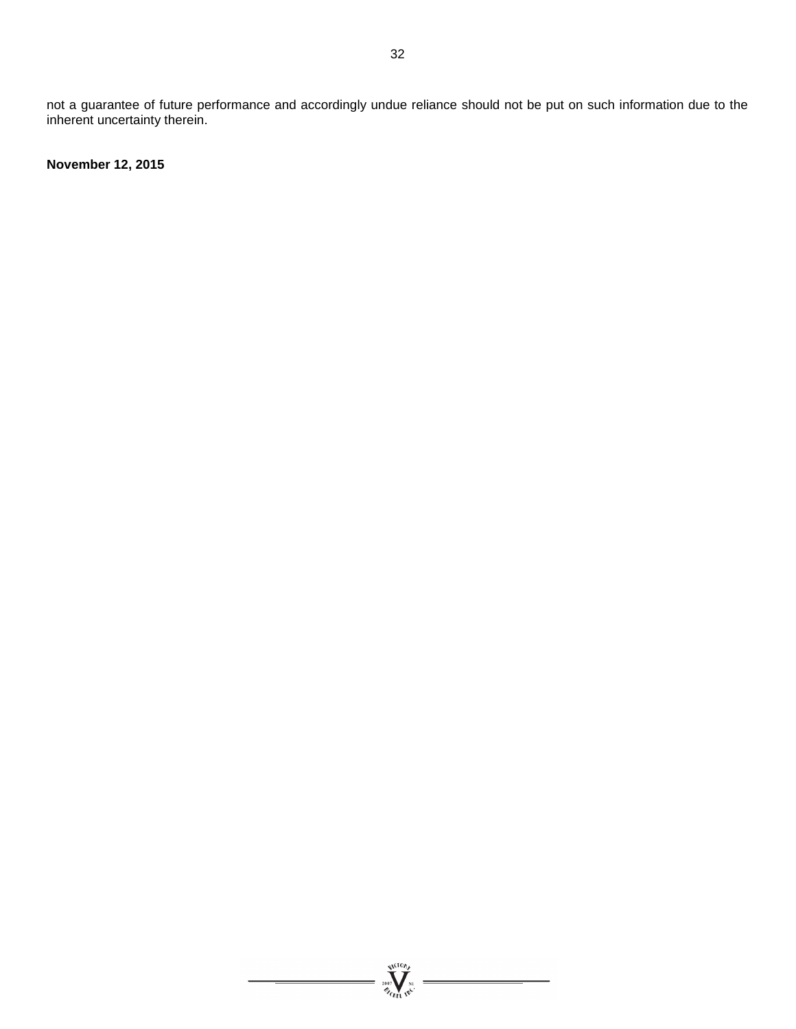not a guarantee of future performance and accordingly undue reliance should not be put on such information due to the inherent uncertainty therein.

**November 12, 2015**